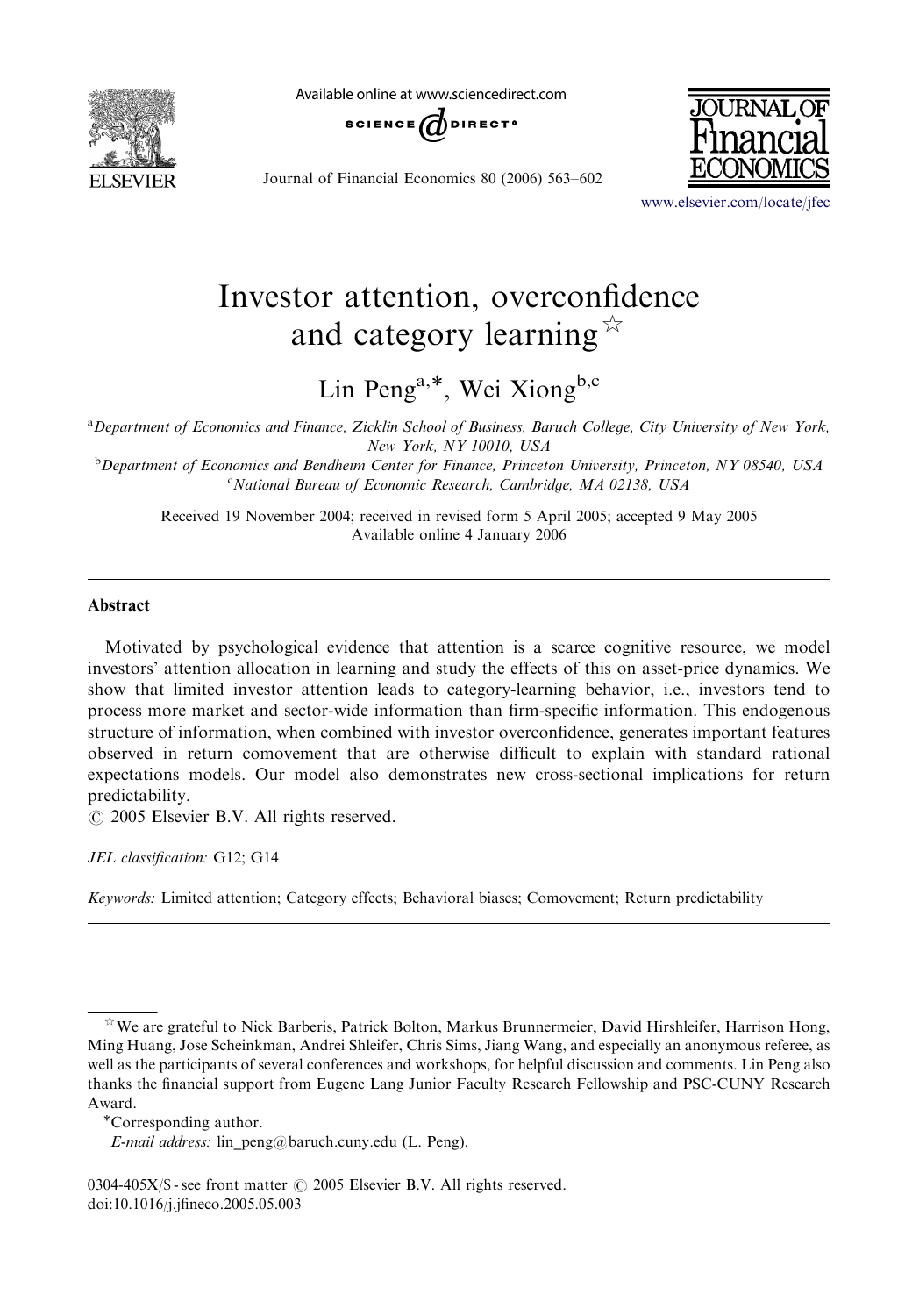# Investor attention, overconfidence and category learning ☆

Lin Peng[a,*], Wei Xiong[b,c]

[a] Department of Economics and Finance, Zicklin School of Business, Baruch College, City University of New York, New York, NY 10010, USA

[b] Department of Economics and Bendheim Center for Finance, Princeton University, Princeton, NY 08540, USA

[c] National Bureau of Economic Research, Cambridge, MA 02138, USA

Received 19 November 2004; received in revised form 5 April 2005; accepted 9 May 2005

Available online 4 January 2006

## Abstract

Motivated by psychological evidence that attention is a scarce cognitive resource, we model investors' attention allocation in learning and study the effects of this on asset-price dynamics. We show that limited investor attention leads to category-learning behavior, i.e., investors tend to process more market and sector-wide information than firm-specific information. This endogenous structure of information, when combined with investor overconfidence, generates important features observed in return comovement that are otherwise difficult to explain with standard rational expectations models. Our model also demonstrates new cross-sectional implications for return predictability.

© 2005 Elsevier B.V. All rights reserved.

*JEL classification:* G12; G14

*Keywords:* Limited attention; Category effects; Behavioral biases; Comovement; Return predictability

---

☆ We are grateful to Nick Barberis, Patrick Bolton, Markus Brunnermeier, David Hirshleifer, Harrison Hong, Ming Huang, Jose Scheinkman, Andrei Shleifer, Chris Sims, Jiang Wang, and especially an anonymous referee, as well as the participants of several conferences and workshops, for helpful discussion and comments. Lin Peng also thanks the financial support from Eugene Lang Junior Faculty Research Fellowship and PSC-CUNY Research Award.

*Corresponding author.

*E-mail address:* lin_peng@baruch.cuny.edu (L. Peng).

0304-405X/$ - see front matter © 2005 Elsevier B.V. All rights reserved.

doi:10.1016/j.jfineco.2005.05.003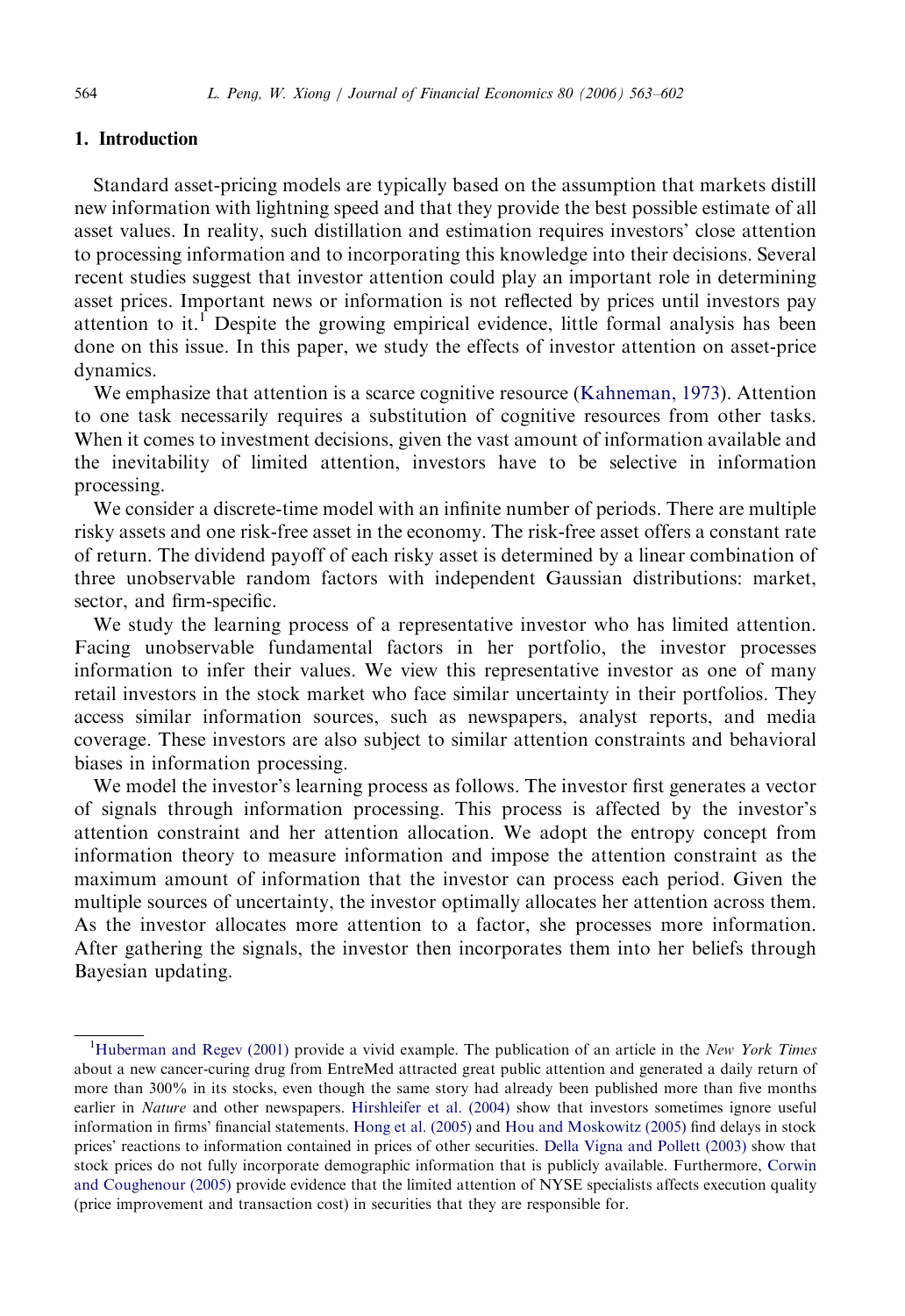## 1. Introduction

Standard asset-pricing models are typically based on the assumption that markets distill new information with lightning speed and that they provide the best possible estimate of all asset values. In reality, such distillation and estimation requires investors' close attention to processing information and to incorporating this knowledge into their decisions. Several recent studies suggest that investor attention could play an important role in determining asset prices. Important news or information is not reflected by prices until investors pay attention to it.[1] Despite the growing empirical evidence, little formal analysis has been done on this issue. In this paper, we study the effects of investor attention on asset-price dynamics.

We emphasize that attention is a scarce cognitive resource (Kahneman, 1973). Attention to one task necessarily requires a substitution of cognitive resources from other tasks. When it comes to investment decisions, given the vast amount of information available and the inevitability of limited attention, investors have to be selective in information processing.

We consider a discrete-time model with an infinite number of periods. There are multiple risky assets and one risk-free asset in the economy. The risk-free asset offers a constant rate of return. The dividend payoff of each risky asset is determined by a linear combination of three unobservable random factors with independent Gaussian distributions: market, sector, and firm-specific.

We study the learning process of a representative investor who has limited attention. Facing unobservable fundamental factors in her portfolio, the investor processes information to infer their values. We view this representative investor as one of many retail investors in the stock market who face similar uncertainty in their portfolios. They access similar information sources, such as newspapers, analyst reports, and media coverage. These investors are also subject to similar attention constraints and behavioral biases in information processing.

We model the investor's learning process as follows. The investor first generates a vector of signals through information processing. This process is affected by the investor's attention constraint and her attention allocation. We adopt the entropy concept from information theory to measure information and impose the attention constraint as the maximum amount of information that the investor can process each period. Given the multiple sources of uncertainty, the investor optimally allocates her attention across them. As the investor allocates more attention to a factor, she processes more information. After gathering the signals, the investor then incorporates them into her beliefs through Bayesian updating.

---

[1] Huberman and Regev (2001) provide a vivid example. The publication of an article in the *New York Times* about a new cancer-curing drug from EntreMed attracted great public attention and generated a daily return of more than 300% in its stocks, even though the same story had already been published more than five months earlier in *Nature* and other newspapers. Hirshleifer et al. (2004) show that investors sometimes ignore useful information in firms' financial statements. Hong et al. (2005) and Hou and Moskowitz (2005) find delays in stock prices' reactions to information contained in prices of other securities. Della Vigna and Pollett (2003) show that stock prices do not fully incorporate demographic information that is publicly available. Furthermore, Corwin and Coughenour (2005) provide evidence that the limited attention of NYSE specialists affects execution quality (price improvement and transaction cost) in securities that they are responsible for.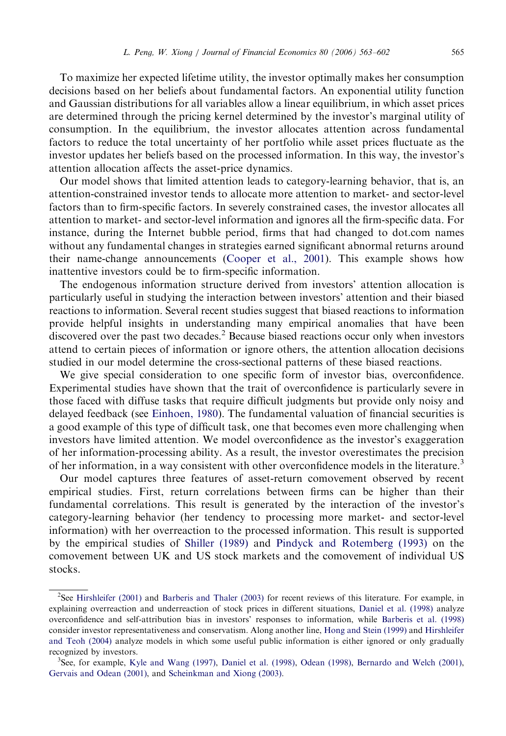To maximize her expected lifetime utility, the investor optimally makes her consumption decisions based on her beliefs about fundamental factors. An exponential utility function and Gaussian distributions for all variables allow a linear equilibrium, in which asset prices are determined through the pricing kernel determined by the investor's marginal utility of consumption. In the equilibrium, the investor allocates attention across fundamental factors to reduce the total uncertainty of her portfolio while asset prices fluctuate as the investor updates her beliefs based on the processed information. In this way, the investor's attention allocation affects the asset-price dynamics.

Our model shows that limited attention leads to category-learning behavior, that is, an attention-constrained investor tends to allocate more attention to market- and sector-level factors than to firm-specific factors. In severely constrained cases, the investor allocates all attention to market- and sector-level information and ignores all the firm-specific data. For instance, during the Internet bubble period, firms that had changed to dot.com names without any fundamental changes in strategies earned significant abnormal returns around their name-change announcements (Cooper et al., 2001). This example shows how inattentive investors could be to firm-specific information.

The endogenous information structure derived from investors' attention allocation is particularly useful in studying the interaction between investors' attention and their biased reactions to information. Several recent studies suggest that biased reactions to information provide helpful insights in understanding many empirical anomalies that have been discovered over the past two decades.[2] Because biased reactions occur only when investors attend to certain pieces of information or ignore others, the attention allocation decisions studied in our model determine the cross-sectional patterns of these biased reactions.

We give special consideration to one specific form of investor bias, overconfidence. Experimental studies have shown that the trait of overconfidence is particularly severe in those faced with diffuse tasks that require difficult judgments but provide only noisy and delayed feedback (see Einhoen, 1980). The fundamental valuation of financial securities is a good example of this type of difficult task, one that becomes even more challenging when investors have limited attention. We model overconfidence as the investor's exaggeration of her information-processing ability. As a result, the investor overestimates the precision of her information, in a way consistent with other overconfidence models in the literature.[3]

Our model captures three features of asset-return comovement observed by recent empirical studies. First, return correlations between firms can be higher than their fundamental correlations. This result is generated by the interaction of the investor's category-learning behavior (her tendency to processing more market- and sector-level information) with her overreaction to the processed information. This result is supported by the empirical studies of Shiller (1989) and Pindyck and Rotemberg (1993) on the comovement between UK and US stock markets and the comovement of individual US stocks.

[2] See Hirshleifer (2001) and Barberis and Thaler (2003) for recent reviews of this literature. For example, in explaining overreaction and underreaction of stock prices in different situations, Daniel et al. (1998) analyze overconfidence and self-attribution bias in investors' responses to information, while Barberis et al. (1998) consider investor representativeness and conservatism. Along another line, Hong and Stein (1999) and Hirshleifer and Teoh (2004) analyze models in which some useful public information is either ignored or only gradually recognized by investors.

[3] See, for example, Kyle and Wang (1997), Daniel et al. (1998), Odean (1998), Bernardo and Welch (2001), Gervais and Odean (2001), and Scheinkman and Xiong (2003).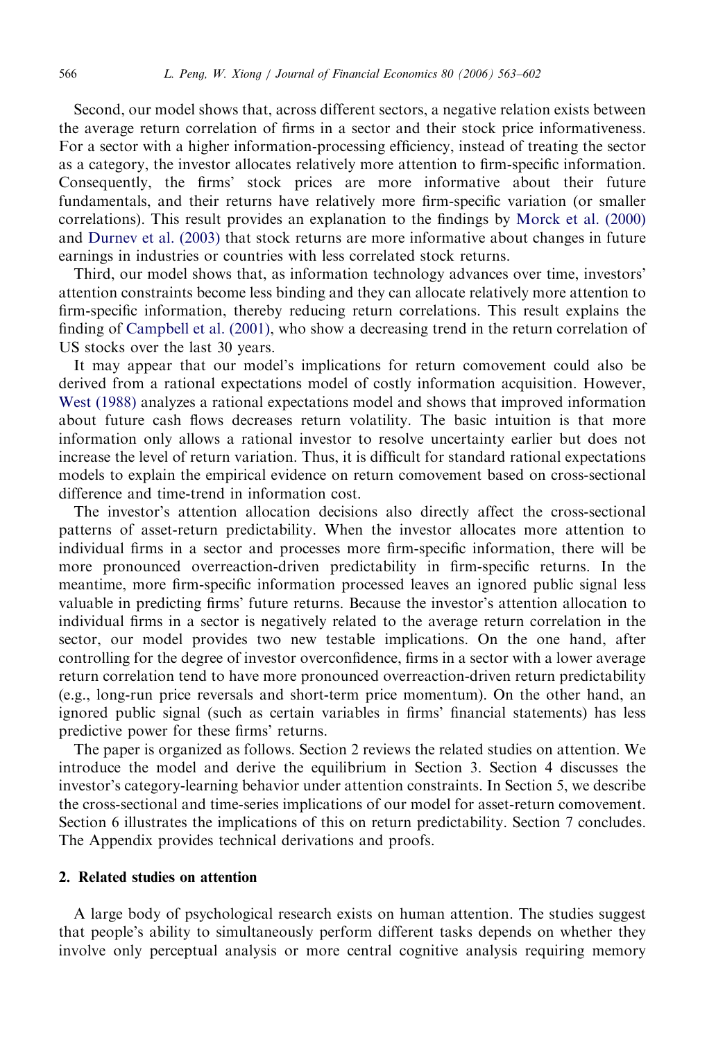Second, our model shows that, across different sectors, a negative relation exists between the average return correlation of firms in a sector and their stock price informativeness. For a sector with a higher information-processing efficiency, instead of treating the sector as a category, the investor allocates relatively more attention to firm-specific information. Consequently, the firms' stock prices are more informative about their future fundamentals, and their returns have relatively more firm-specific variation (or smaller correlations). This result provides an explanation to the findings by Morck et al. (2000) and Durnev et al. (2003) that stock returns are more informative about changes in future earnings in industries or countries with less correlated stock returns.

Third, our model shows that, as information technology advances over time, investors' attention constraints become less binding and they can allocate relatively more attention to firm-specific information, thereby reducing return correlations. This result explains the finding of Campbell et al. (2001), who show a decreasing trend in the return correlation of US stocks over the last 30 years.

It may appear that our model's implications for return comovement could also be derived from a rational expectations model of costly information acquisition. However, West (1988) analyzes a rational expectations model and shows that improved information about future cash flows decreases return volatility. The basic intuition is that more information only allows a rational investor to resolve uncertainty earlier but does not increase the level of return variation. Thus, it is difficult for standard rational expectations models to explain the empirical evidence on return comovement based on cross-sectional difference and time-trend in information cost.

The investor's attention allocation decisions also directly affect the cross-sectional patterns of asset-return predictability. When the investor allocates more attention to individual firms in a sector and processes more firm-specific information, there will be more pronounced overreaction-driven predictability in firm-specific returns. In the meantime, more firm-specific information processed leaves an ignored public signal less valuable in predicting firms' future returns. Because the investor's attention allocation to individual firms in a sector is negatively related to the average return correlation in the sector, our model provides two new testable implications. On the one hand, after controlling for the degree of investor overconfidence, firms in a sector with a lower average return correlation tend to have more pronounced overreaction-driven return predictability (e.g., long-run price reversals and short-term price momentum). On the other hand, an ignored public signal (such as certain variables in firms' financial statements) has less predictive power for these firms' returns.

The paper is organized as follows. Section 2 reviews the related studies on attention. We introduce the model and derive the equilibrium in Section 3. Section 4 discusses the investor's category-learning behavior under attention constraints. In Section 5, we describe the cross-sectional and time-series implications of our model for asset-return comovement. Section 6 illustrates the implications of this on return predictability. Section 7 concludes. The Appendix provides technical derivations and proofs.

## 2. Related studies on attention

A large body of psychological research exists on human attention. The studies suggest that people's ability to simultaneously perform different tasks depends on whether they involve only perceptual analysis or more central cognitive analysis requiring memory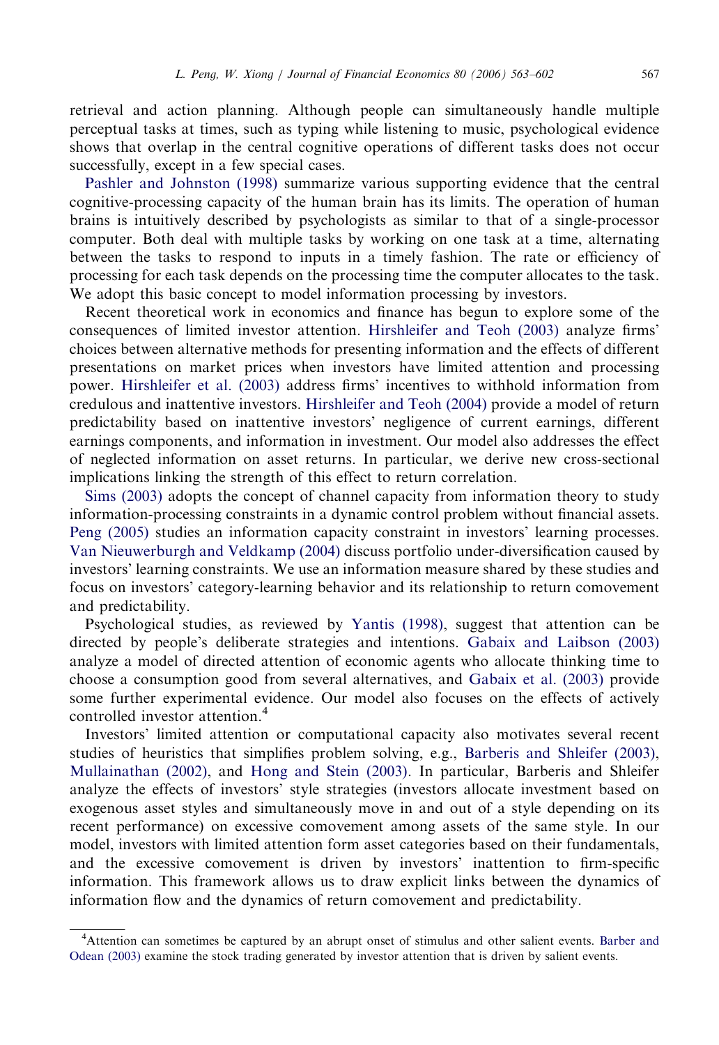retrieval and action planning. Although people can simultaneously handle multiple perceptual tasks at times, such as typing while listening to music, psychological evidence shows that overlap in the central cognitive operations of different tasks does not occur successfully, except in a few special cases.

Pashler and Johnston (1998) summarize various supporting evidence that the central cognitive-processing capacity of the human brain has its limits. The operation of human brains is intuitively described by psychologists as similar to that of a single-processor computer. Both deal with multiple tasks by working on one task at a time, alternating between the tasks to respond to inputs in a timely fashion. The rate or efficiency of processing for each task depends on the processing time the computer allocates to the task. We adopt this basic concept to model information processing by investors.

Recent theoretical work in economics and finance has begun to explore some of the consequences of limited investor attention. Hirshleifer and Teoh (2003) analyze firms' choices between alternative methods for presenting information and the effects of different presentations on market prices when investors have limited attention and processing power. Hirshleifer et al. (2003) address firms' incentives to withhold information from credulous and inattentive investors. Hirshleifer and Teoh (2004) provide a model of return predictability based on inattentive investors' negligence of current earnings, different earnings components, and information in investment. Our model also addresses the effect of neglected information on asset returns. In particular, we derive new cross-sectional implications linking the strength of this effect to return correlation.

Sims (2003) adopts the concept of channel capacity from information theory to study information-processing constraints in a dynamic control problem without financial assets. Peng (2005) studies an information capacity constraint in investors' learning processes. Van Nieuwerburgh and Veldkamp (2004) discuss portfolio under-diversification caused by investors' learning constraints. We use an information measure shared by these studies and focus on investors' category-learning behavior and its relationship to return comovement and predictability.

Psychological studies, as reviewed by Yantis (1998), suggest that attention can be directed by people's deliberate strategies and intentions. Gabaix and Laibson (2003) analyze a model of directed attention of economic agents who allocate thinking time to choose a consumption good from several alternatives, and Gabaix et al. (2003) provide some further experimental evidence. Our model also focuses on the effects of actively controlled investor attention.[4]

Investors' limited attention or computational capacity also motivates several recent studies of heuristics that simplifies problem solving, e.g., Barberis and Shleifer (2003), Mullainathan (2002), and Hong and Stein (2003). In particular, Barberis and Shleifer analyze the effects of investors' style strategies (investors allocate investment based on exogenous asset styles and simultaneously move in and out of a style depending on its recent performance) on excessive comovement among assets of the same style. In our model, investors with limited attention form asset categories based on their fundamentals, and the excessive comovement is driven by investors' inattention to firm-specific information. This framework allows us to draw explicit links between the dynamics of information flow and the dynamics of return comovement and predictability.

[4]Attention can sometimes be captured by an abrupt onset of stimulus and other salient events. Barber and Odean (2003) examine the stock trading generated by investor attention that is driven by salient events.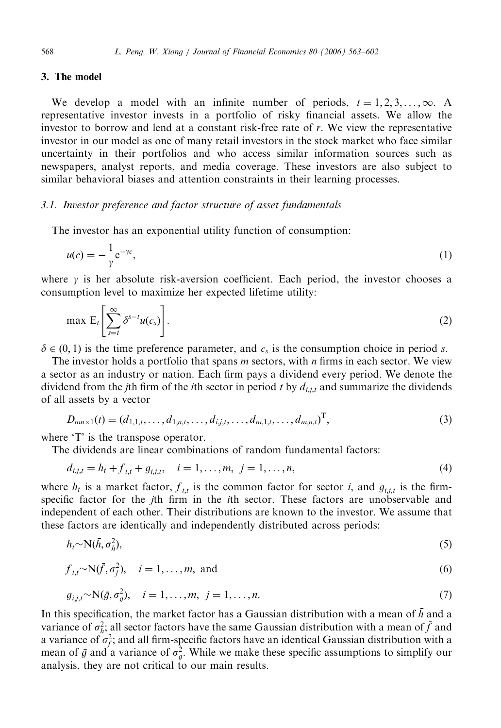## 3. The model

We develop a model with an infinite number of periods, $t = 1, 2, 3, \ldots, \infty$. A representative investor invests in a portfolio of risky financial assets. We allow the investor to borrow and lend at a constant risk-free rate of $r$. We view the representative investor in our model as one of many retail investors in the stock market who face similar uncertainty in their portfolios and who access similar information sources such as newspapers, analyst reports, and media coverage. These investors are also subject to similar behavioral biases and attention constraints in their learning processes.

### 3.1. *Investor preference and factor structure of asset fundamentals*

The investor has an exponential utility function of consumption:

$$u(c) = -\frac{1}{\gamma} e^{-\gamma c}, \tag{1}$$

where $\gamma$ is her absolute risk-aversion coefficient. Each period, the investor chooses a consumption level to maximize her expected lifetime utility:

$$\max \; E_t \left[ \sum_{s=t}^{\infty} \delta^{s-t} u(c_s) \right]. \tag{2}$$

$\delta \in (0, 1)$ is the time preference parameter, and $c_s$ is the consumption choice in period $s$.

The investor holds a portfolio that spans $m$ sectors, with $n$ firms in each sector. We view a sector as an industry or nation. Each firm pays a dividend every period. We denote the dividend from the $j$th firm of the $i$th sector in period $t$ by $d_{i,j,t}$ and summarize the dividends of all assets by a vector

$$D_{mn \times 1}(t) = (d_{1,1,t}, \ldots, d_{1,n,t}, \ldots, d_{i,j,t}, \ldots, d_{m,1,t}, \ldots, d_{m,n,t})^{\mathrm{T}}, \tag{3}$$

where 'T' is the transpose operator.

The dividends are linear combinations of random fundamental factors:

$$d_{i,j,t} = h_t + f_{i,t} + g_{i,j,t}, \quad i = 1, \ldots, m, \; j = 1, \ldots, n, \tag{4}$$

where $h_t$ is a market factor, $f_{i,t}$ is the common factor for sector $i$, and $g_{i,j,t}$ is the firm-specific factor for the $j$th firm in the $i$th sector. These factors are unobservable and independent of each other. Their distributions are known to the investor. We assume that these factors are identically and independently distributed across periods:

$$h_t \sim \mathrm{N}(\bar{h}, \sigma_h^2), \tag{5}$$

$$f_{i,t} \sim \mathrm{N}(\bar{f}, \sigma_f^2), \quad i = 1, \ldots, m, \text{ and} \tag{6}$$

$$g_{i,j,t} \sim \mathrm{N}(\bar{g}, \sigma_g^2), \quad i = 1, \ldots, m, \; j = 1, \ldots, n. \tag{7}$$

In this specification, the market factor has a Gaussian distribution with a mean of $\bar{h}$ and a variance of $\sigma_h^2$; all sector factors have the same Gaussian distribution with a mean of $\bar{f}$ and a variance of $\sigma_f^2$; and all firm-specific factors have an identical Gaussian distribution with a mean of $\bar{g}$ and a variance of $\sigma_g^2$. While we make these specific assumptions to simplify our analysis, they are not critical to our main results.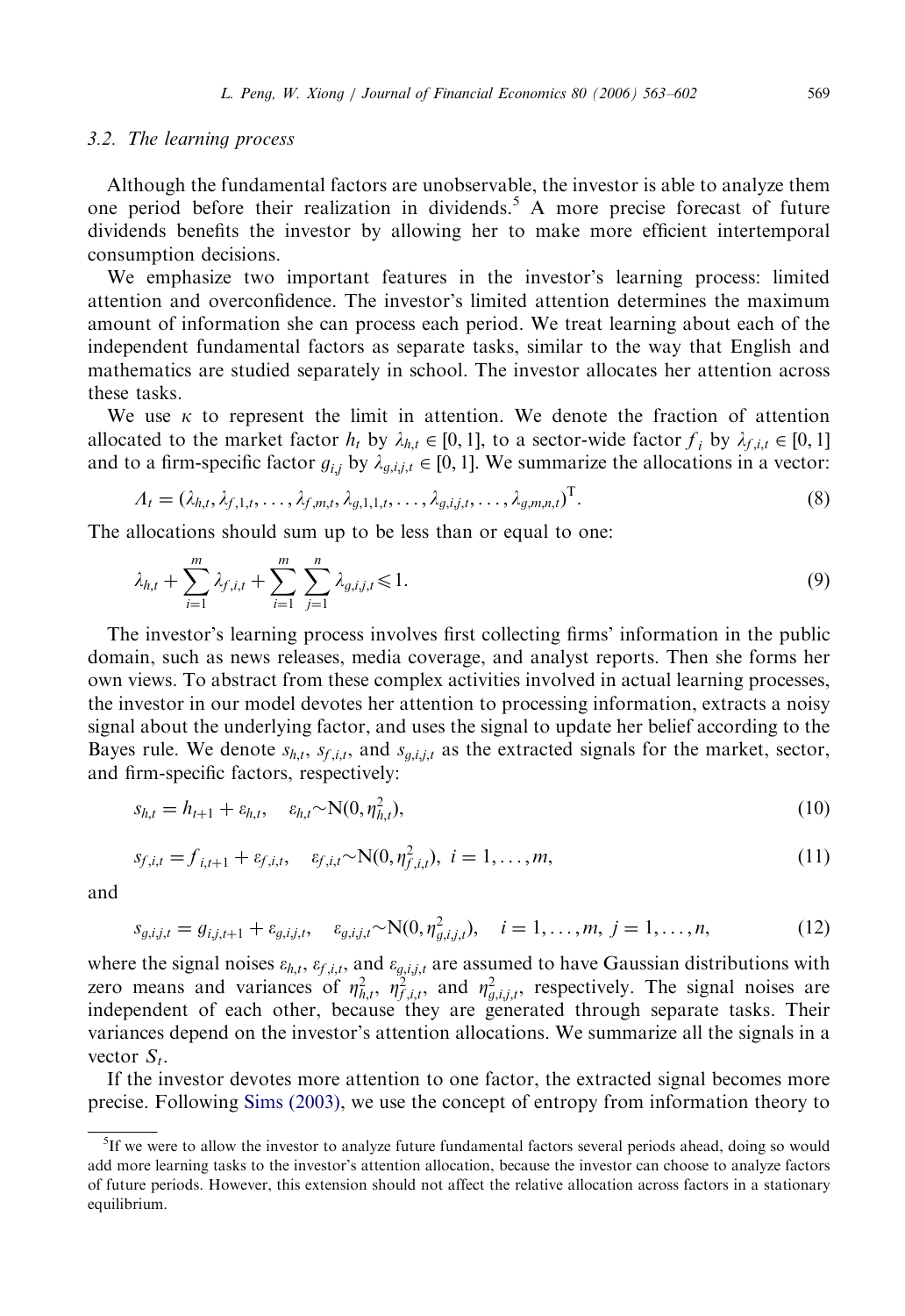### 3.2. The learning process

Although the fundamental factors are unobservable, the investor is able to analyze them one period before their realization in dividends.[5] A more precise forecast of future dividends benefits the investor by allowing her to make more efficient intertemporal consumption decisions.

We emphasize two important features in the investor's learning process: limited attention and overconfidence. The investor's limited attention determines the maximum amount of information she can process each period. We treat learning about each of the independent fundamental factors as separate tasks, similar to the way that English and mathematics are studied separately in school. The investor allocates her attention across these tasks.

We use $\kappa$ to represent the limit in attention. We denote the fraction of attention allocated to the market factor $h_t$ by $\lambda_{h,t} \in [0,1]$, to a sector-wide factor $f_i$ by $\lambda_{f,i,t} \in [0,1]$ and to a firm-specific factor $g_{i,j}$ by $\lambda_{g,i,j,t} \in [0,1]$. We summarize the allocations in a vector:

$$\Lambda_t = (\lambda_{h,t}, \lambda_{f,1,t}, \ldots, \lambda_{f,m,t}, \lambda_{g,1,1,t}, \ldots, \lambda_{g,i,j,t}, \ldots, \lambda_{g,m,n,t})^{\mathrm{T}}. \tag{8}$$

The allocations should sum up to be less than or equal to one:

$$\lambda_{h,t} + \sum_{i=1}^{m} \lambda_{f,i,t} + \sum_{i=1}^{m} \sum_{j=1}^{n} \lambda_{g,i,j,t} \leqslant 1. \tag{9}$$

The investor's learning process involves first collecting firms' information in the public domain, such as news releases, media coverage, and analyst reports. Then she forms her own views. To abstract from these complex activities involved in actual learning processes, the investor in our model devotes her attention to processing information, extracts a noisy signal about the underlying factor, and uses the signal to update her belief according to the Bayes rule. We denote $s_{h,t}$, $s_{f,i,t}$, and $s_{g,i,j,t}$ as the extracted signals for the market, sector, and firm-specific factors, respectively:

$$s_{h,t} = h_{t+1} + \varepsilon_{h,t}, \quad \varepsilon_{h,t} \sim \mathrm{N}(0, \eta_{h,t}^2), \tag{10}$$

$$s_{f,i,t} = f_{i,t+1} + \varepsilon_{f,i,t}, \quad \varepsilon_{f,i,t} \sim \mathrm{N}(0, \eta_{f,i,t}^2), \ i = 1, \ldots, m, \tag{11}$$

and

$$s_{g,i,j,t} = g_{i,j,t+1} + \varepsilon_{g,i,j,t}, \quad \varepsilon_{g,i,j,t} \sim \mathrm{N}(0, \eta_{g,i,j,t}^2), \quad i = 1, \ldots, m, \ j = 1, \ldots, n, \tag{12}$$

where the signal noises $\varepsilon_{h,t}$, $\varepsilon_{f,i,t}$, and $\varepsilon_{g,i,j,t}$ are assumed to have Gaussian distributions with zero means and variances of $\eta_{h,t}^2$, $\eta_{f,i,t}^2$, and $\eta_{g,i,j,t}^2$, respectively. The signal noises are independent of each other, because they are generated through separate tasks. Their variances depend on the investor's attention allocations. We summarize all the signals in a vector $S_t$.

If the investor devotes more attention to one factor, the extracted signal becomes more precise. Following Sims (2003), we use the concept of entropy from information theory to

---

[5] If we were to allow the investor to analyze future fundamental factors several periods ahead, doing so would add more learning tasks to the investor's attention allocation, because the investor can choose to analyze factors of future periods. However, this extension should not affect the relative allocation across factors in a stationary equilibrium.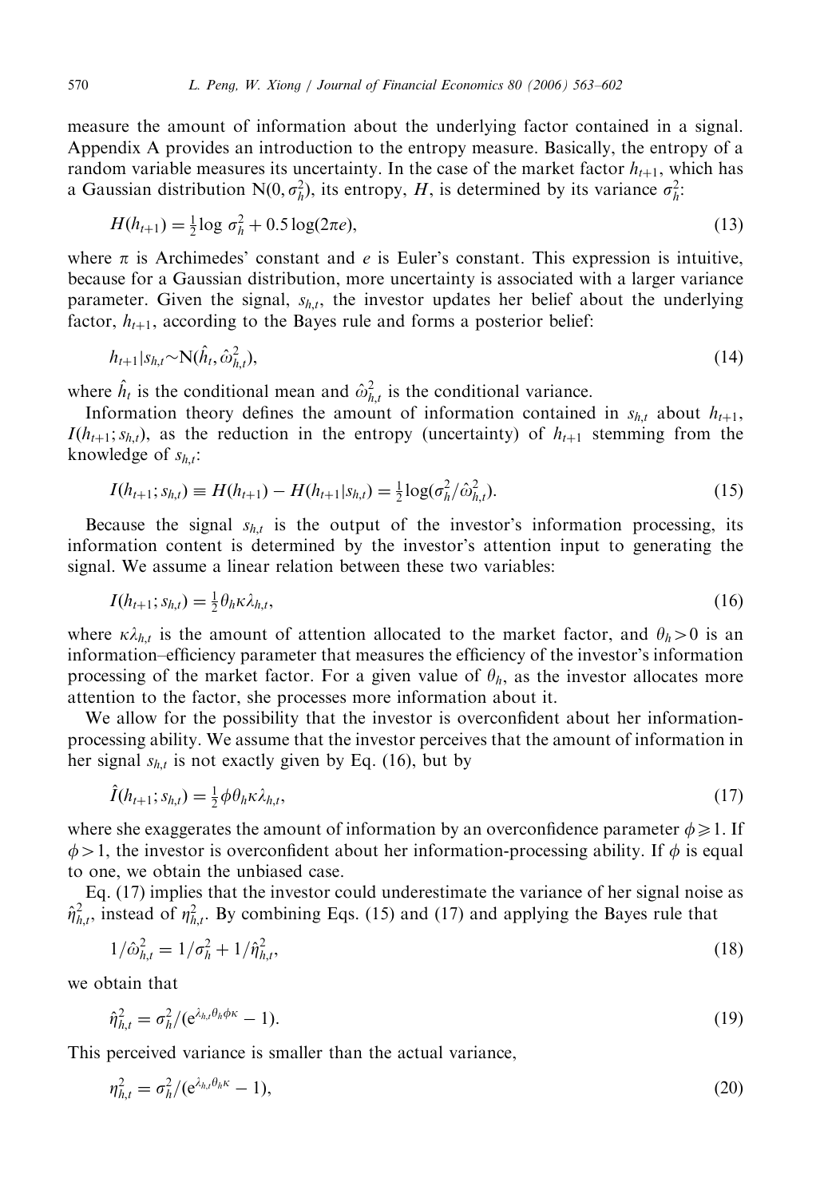measure the amount of information about the underlying factor contained in a signal. Appendix A provides an introduction to the entropy measure. Basically, the entropy of a random variable measures its uncertainty. In the case of the market factor $h_{t+1}$, which has a Gaussian distribution $\mathrm{N}(0, \sigma_h^2)$, its entropy, $H$, is determined by its variance $\sigma_h^2$:

$$H(h_{t+1}) = \tfrac{1}{2}\log \sigma_h^2 + 0.5\log(2\pi e), \tag{13}$$

where $\pi$ is Archimedes' constant and $e$ is Euler's constant. This expression is intuitive, because for a Gaussian distribution, more uncertainty is associated with a larger variance parameter. Given the signal, $s_{h,t}$, the investor updates her belief about the underlying factor, $h_{t+1}$, according to the Bayes rule and forms a posterior belief:

$$h_{t+1}|s_{h,t} \sim \mathrm{N}(\hat{h}_t, \hat{\omega}_{h,t}^2), \tag{14}$$

where $\hat{h}_t$ is the conditional mean and $\hat{\omega}_{h,t}^2$ is the conditional variance.

Information theory defines the amount of information contained in $s_{h,t}$ about $h_{t+1}$, $I(h_{t+1}; s_{h,t})$, as the reduction in the entropy (uncertainty) of $h_{t+1}$ stemming from the knowledge of $s_{h,t}$:

$$I(h_{t+1}; s_{h,t}) \equiv H(h_{t+1}) - H(h_{t+1}|s_{h,t}) = \tfrac{1}{2}\log(\sigma_h^2/\hat{\omega}_{h,t}^2). \tag{15}$$

Because the signal $s_{h,t}$ is the output of the investor's information processing, its information content is determined by the investor's attention input to generating the signal. We assume a linear relation between these two variables:

$$I(h_{t+1}; s_{h,t}) = \tfrac{1}{2}\theta_h \kappa \lambda_{h,t}, \tag{16}$$

where $\kappa\lambda_{h,t}$ is the amount of attention allocated to the market factor, and $\theta_h > 0$ is an information–efficiency parameter that measures the efficiency of the investor's information processing of the market factor. For a given value of $\theta_h$, as the investor allocates more attention to the factor, she processes more information about it.

We allow for the possibility that the investor is overconfident about her information-processing ability. We assume that the investor perceives that the amount of information in her signal $s_{h,t}$ is not exactly given by Eq. (16), but by

$$\hat{I}(h_{t+1}; s_{h,t}) = \tfrac{1}{2}\phi\theta_h \kappa \lambda_{h,t}, \tag{17}$$

where she exaggerates the amount of information by an overconfidence parameter $\phi \geqslant 1$. If $\phi > 1$, the investor is overconfident about her information-processing ability. If $\phi$ is equal to one, we obtain the unbiased case.

Eq. (17) implies that the investor could underestimate the variance of her signal noise as $\hat{\eta}_{h,t}^2$, instead of $\eta_{h,t}^2$. By combining Eqs. (15) and (17) and applying the Bayes rule that

$$1/\hat{\omega}_{h,t}^2 = 1/\sigma_h^2 + 1/\hat{\eta}_{h,t}^2, \tag{18}$$

we obtain that

$$\hat{\eta}_{h,t}^2 = \sigma_h^2/(\mathrm{e}^{\lambda_{h,t}\theta_h\phi\kappa} - 1). \tag{19}$$

This perceived variance is smaller than the actual variance,

$$\eta_{h,t}^2 = \sigma_h^2/(\mathrm{e}^{\lambda_{h,t}\theta_h\kappa} - 1), \tag{20}$$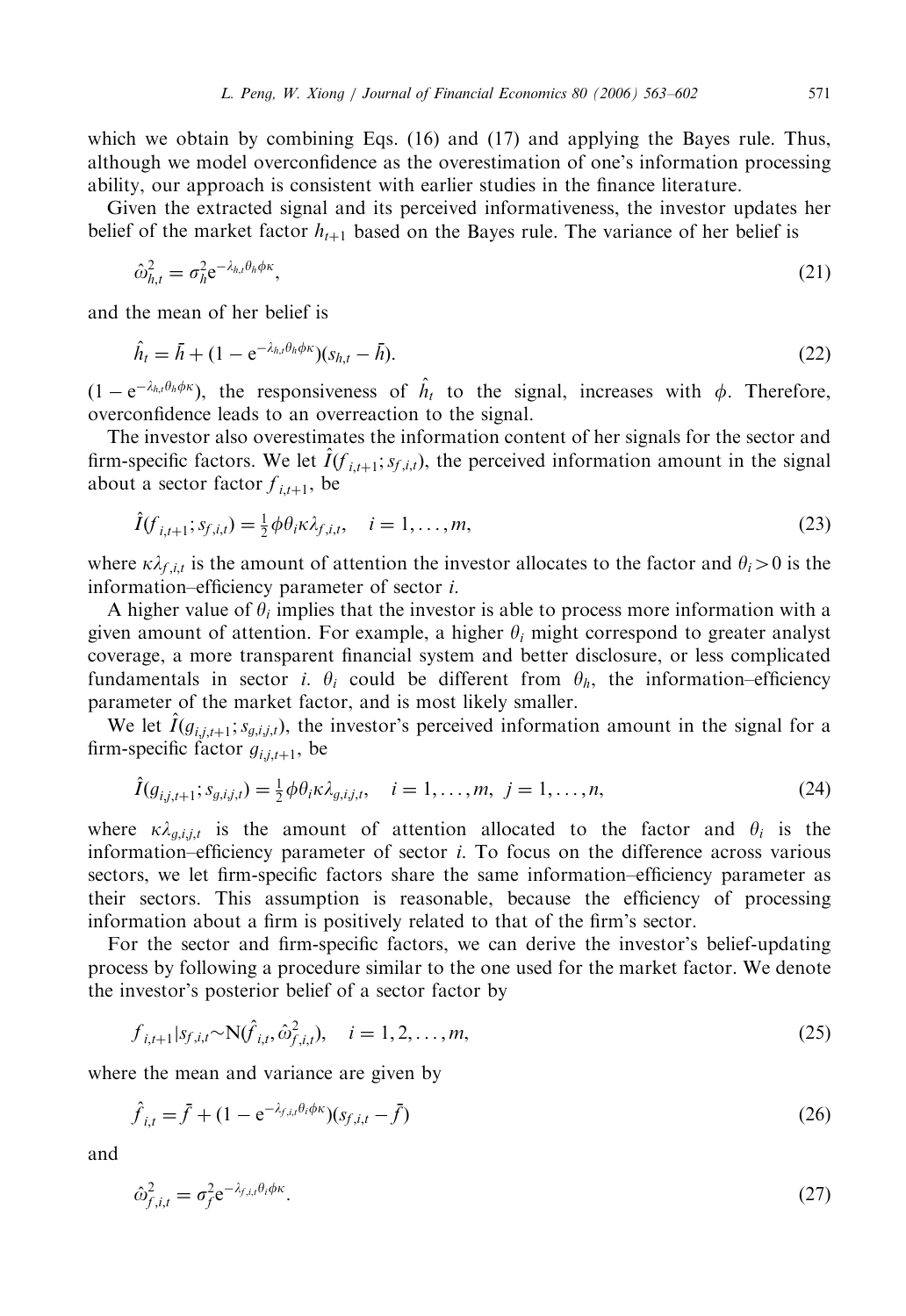which we obtain by combining Eqs. (16) and (17) and applying the Bayes rule. Thus, although we model overconfidence as the overestimation of one's information processing ability, our approach is consistent with earlier studies in the finance literature.

Given the extracted signal and its perceived informativeness, the investor updates her belief of the market factor $h_{t+1}$ based on the Bayes rule. The variance of her belief is

$$\hat{\omega}_{h,t}^2 = \sigma_h^2 e^{-\lambda_{h,t}\theta_h\phi\kappa}, \tag{21}$$

and the mean of her belief is

$$\hat{h}_t = \bar{h} + (1 - e^{-\lambda_{h,t}\theta_h\phi\kappa})(s_{h,t} - \bar{h}). \tag{22}$$

$(1 - e^{-\lambda_{h,t}\theta_h\phi\kappa})$, the responsiveness of $\hat{h}_t$ to the signal, increases with $\phi$. Therefore, overconfidence leads to an overreaction to the signal.

The investor also overestimates the information content of her signals for the sector and firm-specific factors. We let $\hat{I}(f_{i,t+1}; s_{f,i,t})$, the perceived information amount in the signal about a sector factor $f_{i,t+1}$, be

$$\hat{I}(f_{i,t+1}; s_{f,i,t}) = \tfrac{1}{2}\phi\theta_i\kappa\lambda_{f,i,t}, \quad i = 1, \ldots, m, \tag{23}$$

where $\kappa\lambda_{f,i,t}$ is the amount of attention the investor allocates to the factor and $\theta_i > 0$ is the information–efficiency parameter of sector $i$.

A higher value of $\theta_i$ implies that the investor is able to process more information with a given amount of attention. For example, a higher $\theta_i$ might correspond to greater analyst coverage, a more transparent financial system and better disclosure, or less complicated fundamentals in sector $i$. $\theta_i$ could be different from $\theta_h$, the information–efficiency parameter of the market factor, and is most likely smaller.

We let $\hat{I}(g_{i,j,t+1}; s_{g,i,j,t})$, the investor's perceived information amount in the signal for a firm-specific factor $g_{i,j,t+1}$, be

$$\hat{I}(g_{i,j,t+1}; s_{g,i,j,t}) = \tfrac{1}{2}\phi\theta_i\kappa\lambda_{g,i,j,t}, \quad i = 1, \ldots, m, \; j = 1, \ldots, n, \tag{24}$$

where $\kappa\lambda_{g,i,j,t}$ is the amount of attention allocated to the factor and $\theta_i$ is the information–efficiency parameter of sector $i$. To focus on the difference across various sectors, we let firm-specific factors share the same information–efficiency parameter as their sectors. This assumption is reasonable, because the efficiency of processing information about a firm is positively related to that of the firm's sector.

For the sector and firm-specific factors, we can derive the investor's belief-updating process by following a procedure similar to the one used for the market factor. We denote the investor's posterior belief of a sector factor by

$$f_{i,t+1} | s_{f,i,t} \sim \mathrm{N}(\hat{f}_{i,t}, \hat{\omega}_{f,i,t}^2), \quad i = 1, 2, \ldots, m, \tag{25}$$

where the mean and variance are given by

$$\hat{f}_{i,t} = \bar{f} + (1 - e^{-\lambda_{f,i,t}\theta_i\phi\kappa})(s_{f,i,t} - \bar{f}) \tag{26}$$

and

$$\hat{\omega}_{f,i,t}^2 = \sigma_f^2 e^{-\lambda_{f,i,t}\theta_i\phi\kappa}. \tag{27}$$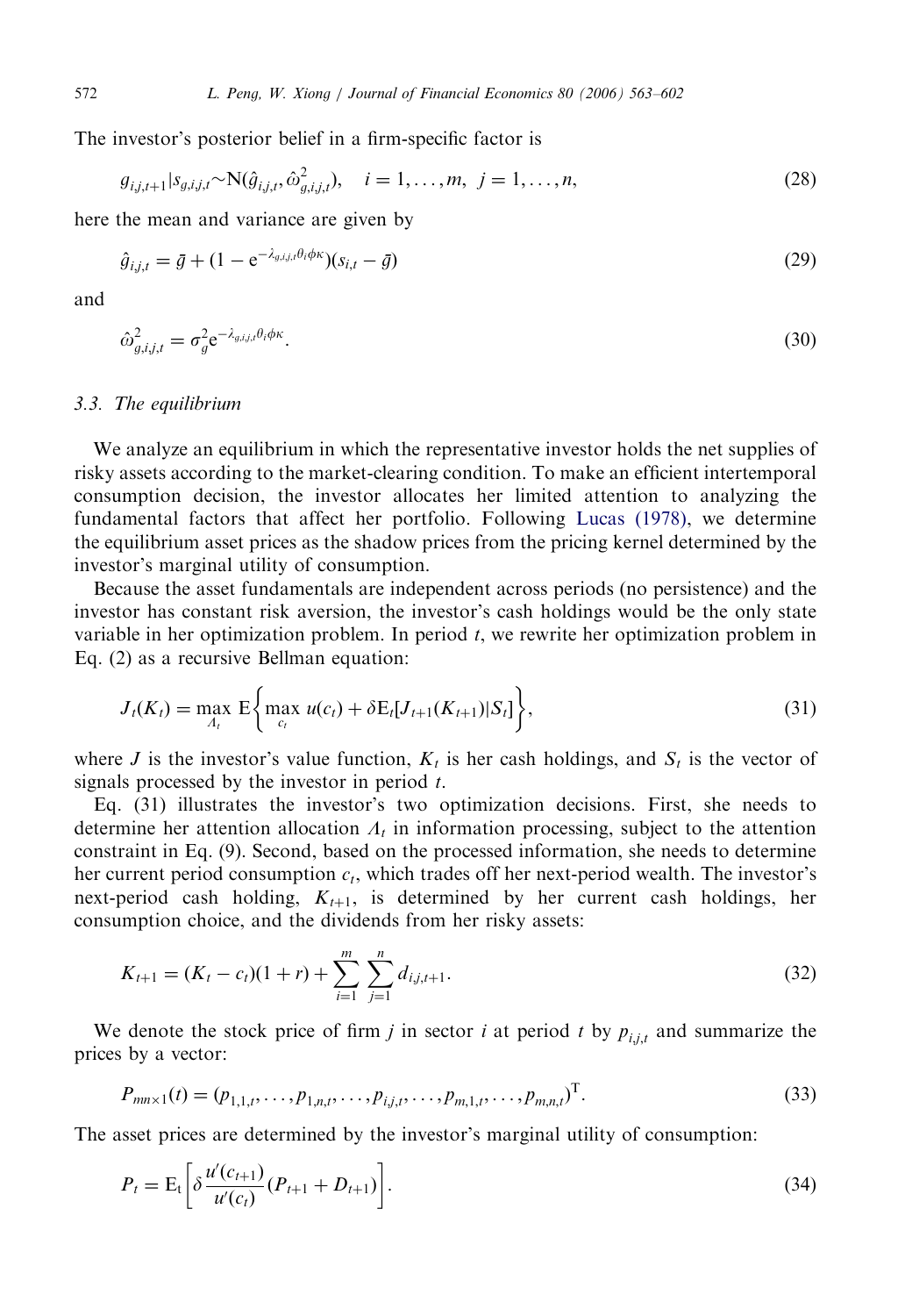The investor's posterior belief in a firm-specific factor is

$$g_{i,j,t+1}|s_{g,i,j,t} \sim \mathrm{N}(\hat{g}_{i,j,t}, \hat{\omega}^2_{g,i,j,t}), \quad i = 1, \ldots, m, \; j = 1, \ldots, n, \tag{28}$$

here the mean and variance are given by

$$\hat{g}_{i,j,t} = \bar{g} + (1 - \mathrm{e}^{-\lambda_{g,i,j,t}\theta_i\phi\kappa})(s_{i,t} - \bar{g}) \tag{29}$$

and

$$\hat{\omega}^2_{g,i,j,t} = \sigma_g^2 \mathrm{e}^{-\lambda_{g,i,j,t}\theta_i\phi\kappa}. \tag{30}$$

### 3.3. The equilibrium

We analyze an equilibrium in which the representative investor holds the net supplies of risky assets according to the market-clearing condition. To make an efficient intertemporal consumption decision, the investor allocates her limited attention to analyzing the fundamental factors that affect her portfolio. Following Lucas (1978), we determine the equilibrium asset prices as the shadow prices from the pricing kernel determined by the investor's marginal utility of consumption.

Because the asset fundamentals are independent across periods (no persistence) and the investor has constant risk aversion, the investor's cash holdings would be the only state variable in her optimization problem. In period $t$, we rewrite her optimization problem in Eq. (2) as a recursive Bellman equation:

$$J_t(K_t) = \max_{\Lambda_t} \mathrm{E}\left\{ \max_{c_t} u(c_t) + \delta \mathrm{E}_t[J_{t+1}(K_{t+1})|S_t] \right\}, \tag{31}$$

where $J$ is the investor's value function, $K_t$ is her cash holdings, and $S_t$ is the vector of signals processed by the investor in period $t$.

Eq. (31) illustrates the investor's two optimization decisions. First, she needs to determine her attention allocation $\Lambda_t$ in information processing, subject to the attention constraint in Eq. (9). Second, based on the processed information, she needs to determine her current period consumption $c_t$, which trades off her next-period wealth. The investor's next-period cash holding, $K_{t+1}$, is determined by her current cash holdings, her consumption choice, and the dividends from her risky assets:

$$K_{t+1} = (K_t - c_t)(1 + r) + \sum_{i=1}^{m} \sum_{j=1}^{n} d_{i,j,t+1}. \tag{32}$$

We denote the stock price of firm $j$ in sector $i$ at period $t$ by $p_{i,j,t}$ and summarize the prices by a vector:

$$P_{mn \times 1}(t) = (p_{1,1,t}, \ldots, p_{1,n,t}, \ldots, p_{i,j,t}, \ldots, p_{m,1,t}, \ldots, p_{m,n,t})^{\mathrm{T}}. \tag{33}$$

The asset prices are determined by the investor's marginal utility of consumption:

$$P_t = \mathrm{E}_t\left[ \delta \frac{u'(c_{t+1})}{u'(c_t)} (P_{t+1} + D_{t+1}) \right]. \tag{34}$$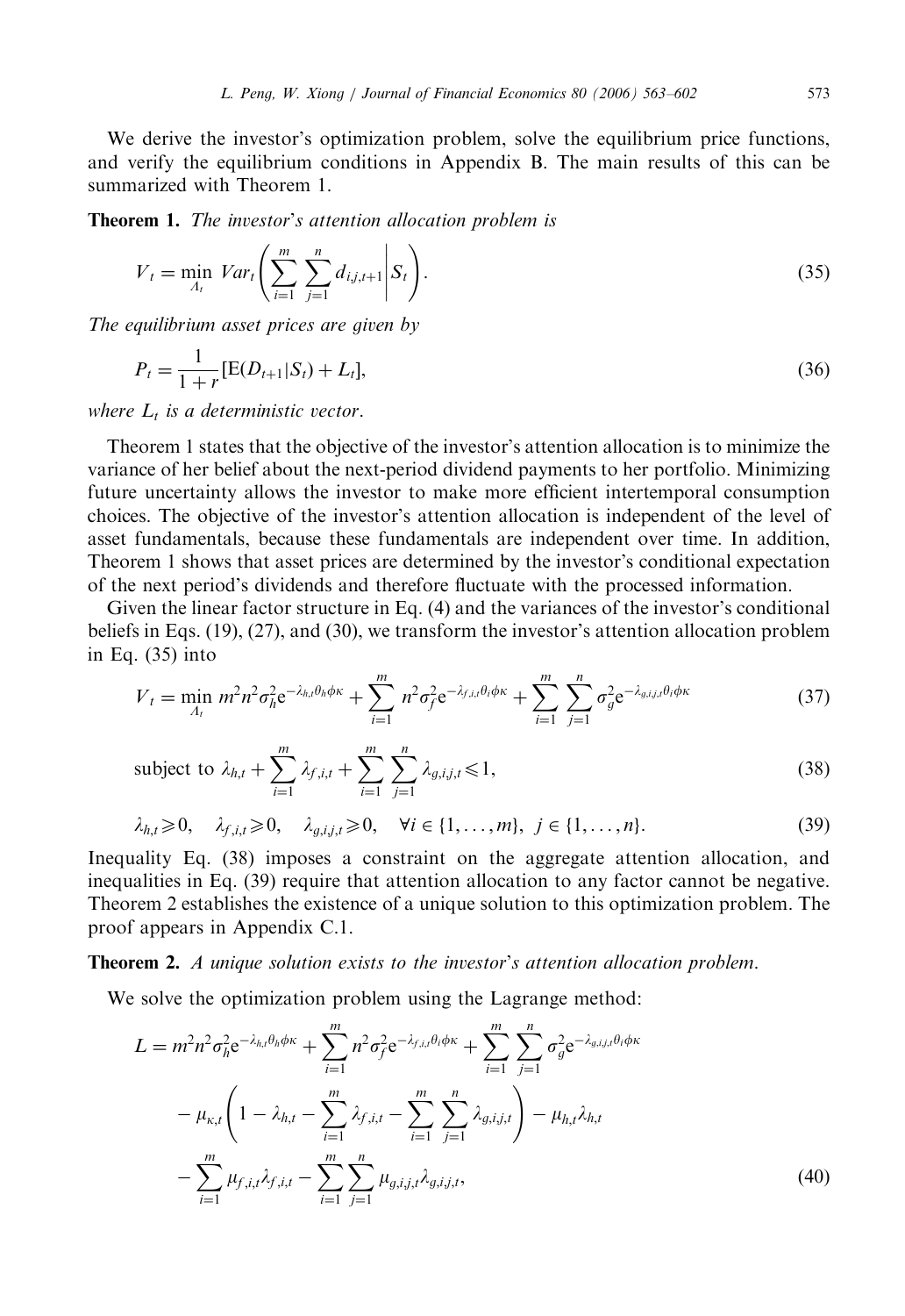We derive the investor's optimization problem, solve the equilibrium price functions, and verify the equilibrium conditions in Appendix B. The main results of this can be summarized with Theorem 1.

**Theorem 1.** *The investor's attention allocation problem is*

$$V_t = \min_{\Lambda_t} Var_t\left(\sum_{i=1}^{m}\sum_{j=1}^{n} d_{i,j,t+1}\middle| S_t\right). \tag{35}$$

*The equilibrium asset prices are given by*

$$P_t = \frac{1}{1+r}[\mathrm{E}(D_{t+1}|S_t) + L_t], \tag{36}$$

*where $L_t$ is a deterministic vector.*

Theorem 1 states that the objective of the investor's attention allocation is to minimize the variance of her belief about the next-period dividend payments to her portfolio. Minimizing future uncertainty allows the investor to make more efficient intertemporal consumption choices. The objective of the investor's attention allocation is independent of the level of asset fundamentals, because these fundamentals are independent over time. In addition, Theorem 1 shows that asset prices are determined by the investor's conditional expectation of the next period's dividends and therefore fluctuate with the processed information.

Given the linear factor structure in Eq. (4) and the variances of the investor's conditional beliefs in Eqs. (19), (27), and (30), we transform the investor's attention allocation problem in Eq. (35) into

$$V_t = \min_{\Lambda_t} m^2 n^2 \sigma_h^2 \mathrm{e}^{-\lambda_{h,t}\theta_h\phi\kappa} + \sum_{i=1}^{m} n^2 \sigma_f^2 \mathrm{e}^{-\lambda_{f,i,t}\theta_i\phi\kappa} + \sum_{i=1}^{m}\sum_{j=1}^{n} \sigma_g^2 \mathrm{e}^{-\lambda_{g,i,j,t}\theta_i\phi\kappa} \tag{37}$$

$$\text{subject to } \lambda_{h,t} + \sum_{i=1}^{m} \lambda_{f,i,t} + \sum_{i=1}^{m}\sum_{j=1}^{n} \lambda_{g,i,j,t} \leqslant 1, \tag{38}$$

$$\lambda_{h,t} \geqslant 0, \quad \lambda_{f,i,t} \geqslant 0, \quad \lambda_{g,i,j,t} \geqslant 0, \quad \forall i \in \{1,\ldots,m\},\ j \in \{1,\ldots,n\}. \tag{39}$$

Inequality Eq. (38) imposes a constraint on the aggregate attention allocation, and inequalities in Eq. (39) require that attention allocation to any factor cannot be negative. Theorem 2 establishes the existence of a unique solution to this optimization problem. The proof appears in Appendix C.1.

**Theorem 2.** *A unique solution exists to the investor's attention allocation problem.*

We solve the optimization problem using the Lagrange method:

$$\begin{aligned}
L = {} & m^2 n^2 \sigma_h^2 \mathrm{e}^{-\lambda_{h,t}\theta_h\phi\kappa} + \sum_{i=1}^{m} n^2 \sigma_f^2 \mathrm{e}^{-\lambda_{f,i,t}\theta_i\phi\kappa} + \sum_{i=1}^{m}\sum_{j=1}^{n} \sigma_g^2 \mathrm{e}^{-\lambda_{g,i,j,t}\theta_i\phi\kappa} \\
& - \mu_{\kappa,t}\left(1 - \lambda_{h,t} - \sum_{i=1}^{m} \lambda_{f,i,t} - \sum_{i=1}^{m}\sum_{j=1}^{n} \lambda_{g,i,j,t}\right) - \mu_{h,t}\lambda_{h,t} \\
& - \sum_{i=1}^{m} \mu_{f,i,t}\lambda_{f,i,t} - \sum_{i=1}^{m}\sum_{j=1}^{n} \mu_{g,i,j,t}\lambda_{g,i,j,t},
\end{aligned} \tag{40}$$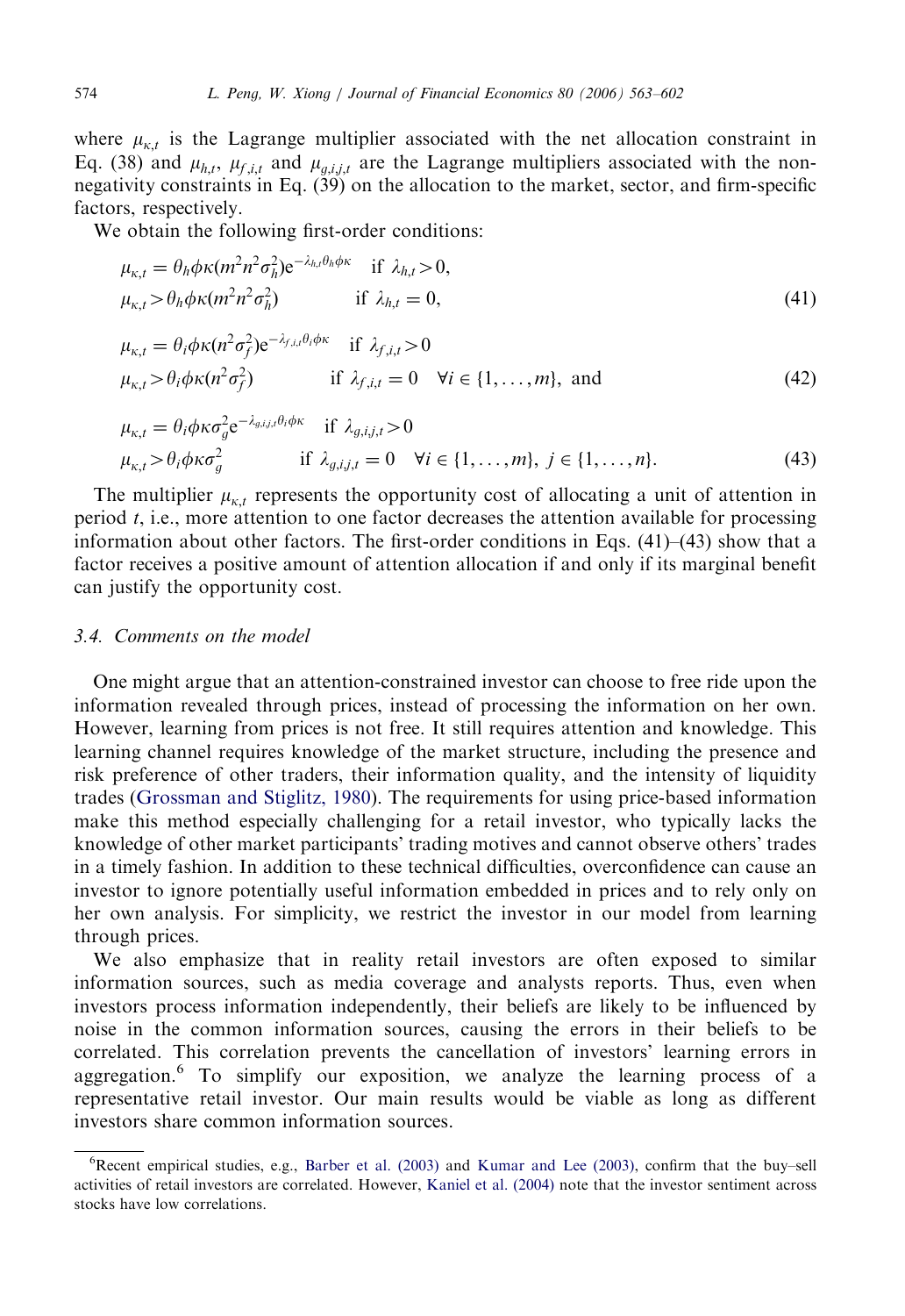where $\mu_{\kappa,t}$ is the Lagrange multiplier associated with the net allocation constraint in Eq. (38) and $\mu_{h,t}$, $\mu_{f,i,t}$ and $\mu_{g,i,j,t}$ are the Lagrange multipliers associated with the non-negativity constraints in Eq. (39) on the allocation to the market, sector, and firm-specific factors, respectively.

We obtain the following first-order conditions:

$$
\begin{aligned}
&\mu_{\kappa,t} = \theta_h \phi \kappa (m^2 n^2 \sigma_h^2) \mathrm{e}^{-\lambda_{h,t}\theta_h \phi \kappa} \quad \text{if } \lambda_{h,t} > 0, \\
&\mu_{\kappa,t} > \theta_h \phi \kappa (m^2 n^2 \sigma_h^2) \qquad\qquad\;\; \text{if } \lambda_{h,t} = 0,
\end{aligned} \tag{41}
$$

$$
\begin{aligned}
&\mu_{\kappa,t} = \theta_i \phi \kappa (n^2 \sigma_f^2) \mathrm{e}^{-\lambda_{f,i,t}\theta_i \phi \kappa} \quad \text{if } \lambda_{f,i,t} > 0 \\
&\mu_{\kappa,t} > \theta_i \phi \kappa (n^2 \sigma_f^2) \qquad\qquad\quad \text{if } \lambda_{f,i,t} = 0 \quad \forall i \in \{1, \ldots, m\}, \text{ and}
\end{aligned} \tag{42}
$$

$$
\begin{aligned}
&\mu_{\kappa,t} = \theta_i \phi \kappa \sigma_g^2 \mathrm{e}^{-\lambda_{g,i,j,t}\theta_i \phi \kappa} \quad \text{if } \lambda_{g,i,j,t} > 0 \\
&\mu_{\kappa,t} > \theta_i \phi \kappa \sigma_g^2 \qquad\qquad\quad \text{if } \lambda_{g,i,j,t} = 0 \quad \forall i \in \{1, \ldots, m\},\ j \in \{1, \ldots, n\}.
\end{aligned} \tag{43}
$$

The multiplier $\mu_{\kappa,t}$ represents the opportunity cost of allocating a unit of attention in period $t$, i.e., more attention to one factor decreases the attention available for processing information about other factors. The first-order conditions in Eqs. (41)–(43) show that a factor receives a positive amount of attention allocation if and only if its marginal benefit can justify the opportunity cost.

### 3.4. Comments on the model

One might argue that an attention-constrained investor can choose to free ride upon the information revealed through prices, instead of processing the information on her own. However, learning from prices is not free. It still requires attention and knowledge. This learning channel requires knowledge of the market structure, including the presence and risk preference of other traders, their information quality, and the intensity of liquidity trades (Grossman and Stiglitz, 1980). The requirements for using price-based information make this method especially challenging for a retail investor, who typically lacks the knowledge of other market participants' trading motives and cannot observe others' trades in a timely fashion. In addition to these technical difficulties, overconfidence can cause an investor to ignore potentially useful information embedded in prices and to rely only on her own analysis. For simplicity, we restrict the investor in our model from learning through prices.

We also emphasize that in reality retail investors are often exposed to similar information sources, such as media coverage and analysts reports. Thus, even when investors process information independently, their beliefs are likely to be influenced by noise in the common information sources, causing the errors in their beliefs to be correlated. This correlation prevents the cancellation of investors' learning errors in aggregation.[6] To simplify our exposition, we analyze the learning process of a representative retail investor. Our main results would be viable as long as different investors share common information sources.

---

[6] Recent empirical studies, e.g., Barber et al. (2003) and Kumar and Lee (2003), confirm that the buy–sell activities of retail investors are correlated. However, Kaniel et al. (2004) note that the investor sentiment across stocks have low correlations.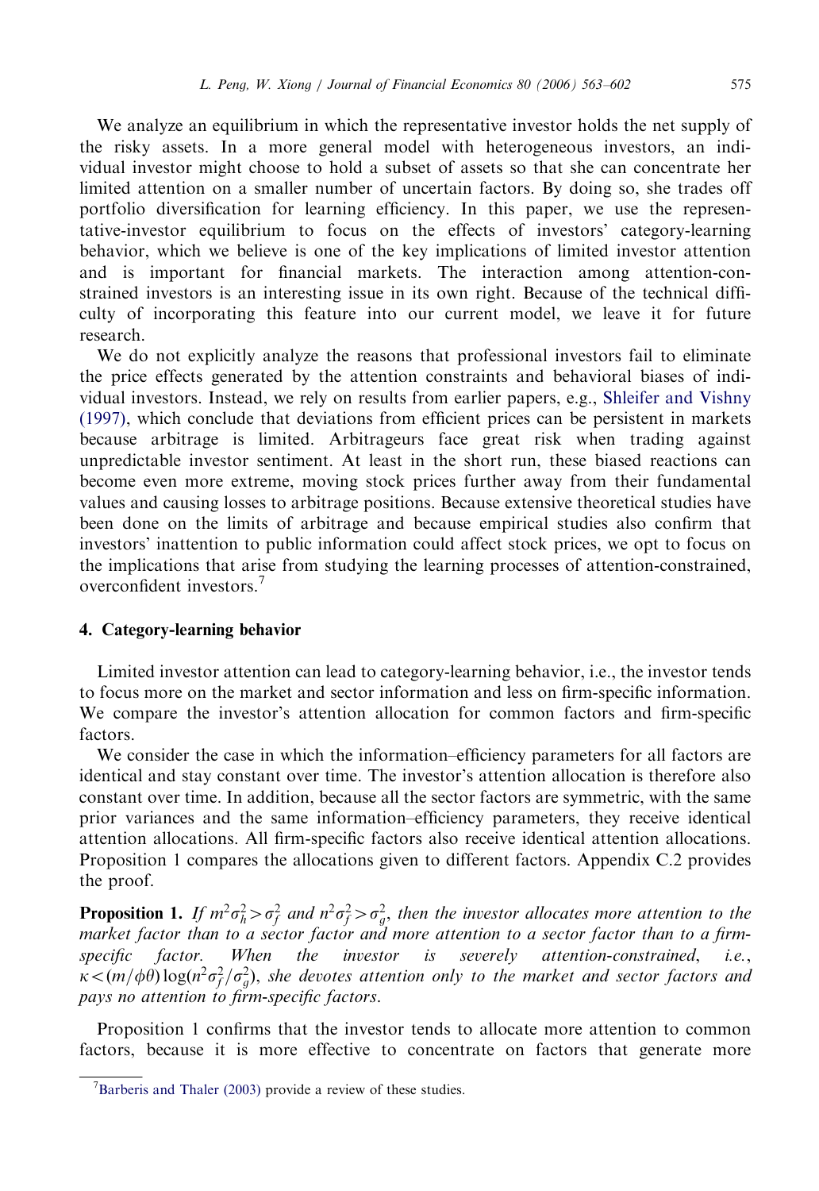We analyze an equilibrium in which the representative investor holds the net supply of the risky assets. In a more general model with heterogeneous investors, an individual investor might choose to hold a subset of assets so that she can concentrate her limited attention on a smaller number of uncertain factors. By doing so, she trades off portfolio diversification for learning efficiency. In this paper, we use the representative-investor equilibrium to focus on the effects of investors' category-learning behavior, which we believe is one of the key implications of limited investor attention and is important for financial markets. The interaction among attention-constrained investors is an interesting issue in its own right. Because of the technical difficulty of incorporating this feature into our current model, we leave it for future research.

We do not explicitly analyze the reasons that professional investors fail to eliminate the price effects generated by the attention constraints and behavioral biases of individual investors. Instead, we rely on results from earlier papers, e.g., Shleifer and Vishny (1997), which conclude that deviations from efficient prices can be persistent in markets because arbitrage is limited. Arbitrageurs face great risk when trading against unpredictable investor sentiment. At least in the short run, these biased reactions can become even more extreme, moving stock prices further away from their fundamental values and causing losses to arbitrage positions. Because extensive theoretical studies have been done on the limits of arbitrage and because empirical studies also confirm that investors' inattention to public information could affect stock prices, we opt to focus on the implications that arise from studying the learning processes of attention-constrained, overconfident investors.[7]

## 4. Category-learning behavior

Limited investor attention can lead to category-learning behavior, i.e., the investor tends to focus more on the market and sector information and less on firm-specific information. We compare the investor's attention allocation for common factors and firm-specific factors.

We consider the case in which the information–efficiency parameters for all factors are identical and stay constant over time. The investor's attention allocation is therefore also constant over time. In addition, because all the sector factors are symmetric, with the same prior variances and the same information–efficiency parameters, they receive identical attention allocations. All firm-specific factors also receive identical attention allocations. Proposition 1 compares the allocations given to different factors. Appendix C.2 provides the proof.

**Proposition 1.** *If $m^2\sigma_h^2 > \sigma_f^2$ and $n^2\sigma_f^2 > \sigma_g^2$, then the investor allocates more attention to the market factor than to a sector factor and more attention to a sector factor than to a firm-specific factor. When the investor is severely attention-constrained, i.e., $\kappa < (m/\phi\theta)\log(n^2\sigma_f^2/\sigma_g^2)$, she devotes attention only to the market and sector factors and pays no attention to firm-specific factors.*

Proposition 1 confirms that the investor tends to allocate more attention to common factors, because it is more effective to concentrate on factors that generate more

[7] Barberis and Thaler (2003) provide a review of these studies.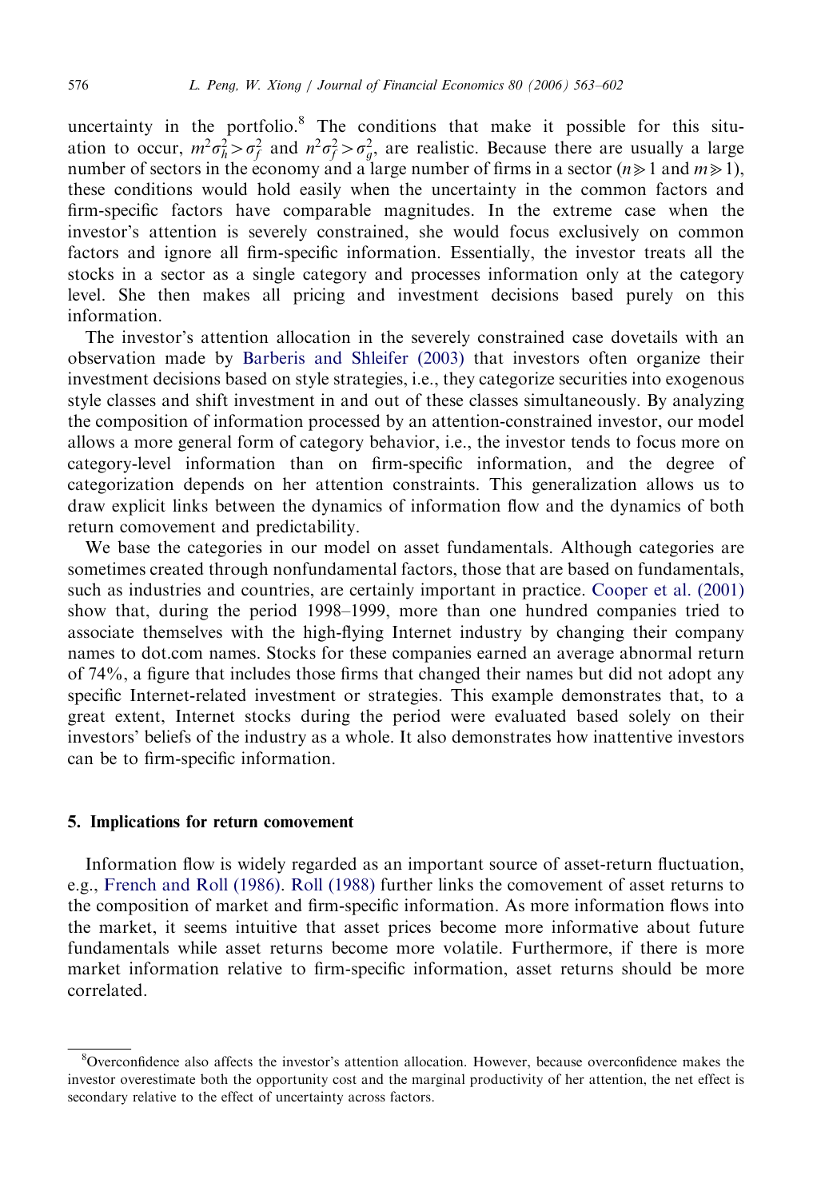uncertainty in the portfolio.[8] The conditions that make it possible for this situation to occur, $m^2\sigma_h^2 > \sigma_f^2$ and $n^2\sigma_f^2 > \sigma_g^2$, are realistic. Because there are usually a large number of sectors in the economy and a large number of firms in a sector ($n \gg 1$ and $m \gg 1$), these conditions would hold easily when the uncertainty in the common factors and firm-specific factors have comparable magnitudes. In the extreme case when the investor's attention is severely constrained, she would focus exclusively on common factors and ignore all firm-specific information. Essentially, the investor treats all the stocks in a sector as a single category and processes information only at the category level. She then makes all pricing and investment decisions based purely on this information.

The investor's attention allocation in the severely constrained case dovetails with an observation made by Barberis and Shleifer (2003) that investors often organize their investment decisions based on style strategies, i.e., they categorize securities into exogenous style classes and shift investment in and out of these classes simultaneously. By analyzing the composition of information processed by an attention-constrained investor, our model allows a more general form of category behavior, i.e., the investor tends to focus more on category-level information than on firm-specific information, and the degree of categorization depends on her attention constraints. This generalization allows us to draw explicit links between the dynamics of information flow and the dynamics of both return comovement and predictability.

We base the categories in our model on asset fundamentals. Although categories are sometimes created through nonfundamental factors, those that are based on fundamentals, such as industries and countries, are certainly important in practice. Cooper et al. (2001) show that, during the period 1998–1999, more than one hundred companies tried to associate themselves with the high-flying Internet industry by changing their company names to dot.com names. Stocks for these companies earned an average abnormal return of 74%, a figure that includes those firms that changed their names but did not adopt any specific Internet-related investment or strategies. This example demonstrates that, to a great extent, Internet stocks during the period were evaluated based solely on their investors' beliefs of the industry as a whole. It also demonstrates how inattentive investors can be to firm-specific information.

## 5. Implications for return comovement

Information flow is widely regarded as an important source of asset-return fluctuation, e.g., French and Roll (1986). Roll (1988) further links the comovement of asset returns to the composition of market and firm-specific information. As more information flows into the market, it seems intuitive that asset prices become more informative about future fundamentals while asset returns become more volatile. Furthermore, if there is more market information relative to firm-specific information, asset returns should be more correlated.

[8] Overconfidence also affects the investor's attention allocation. However, because overconfidence makes the investor overestimate both the opportunity cost and the marginal productivity of her attention, the net effect is secondary relative to the effect of uncertainty across factors.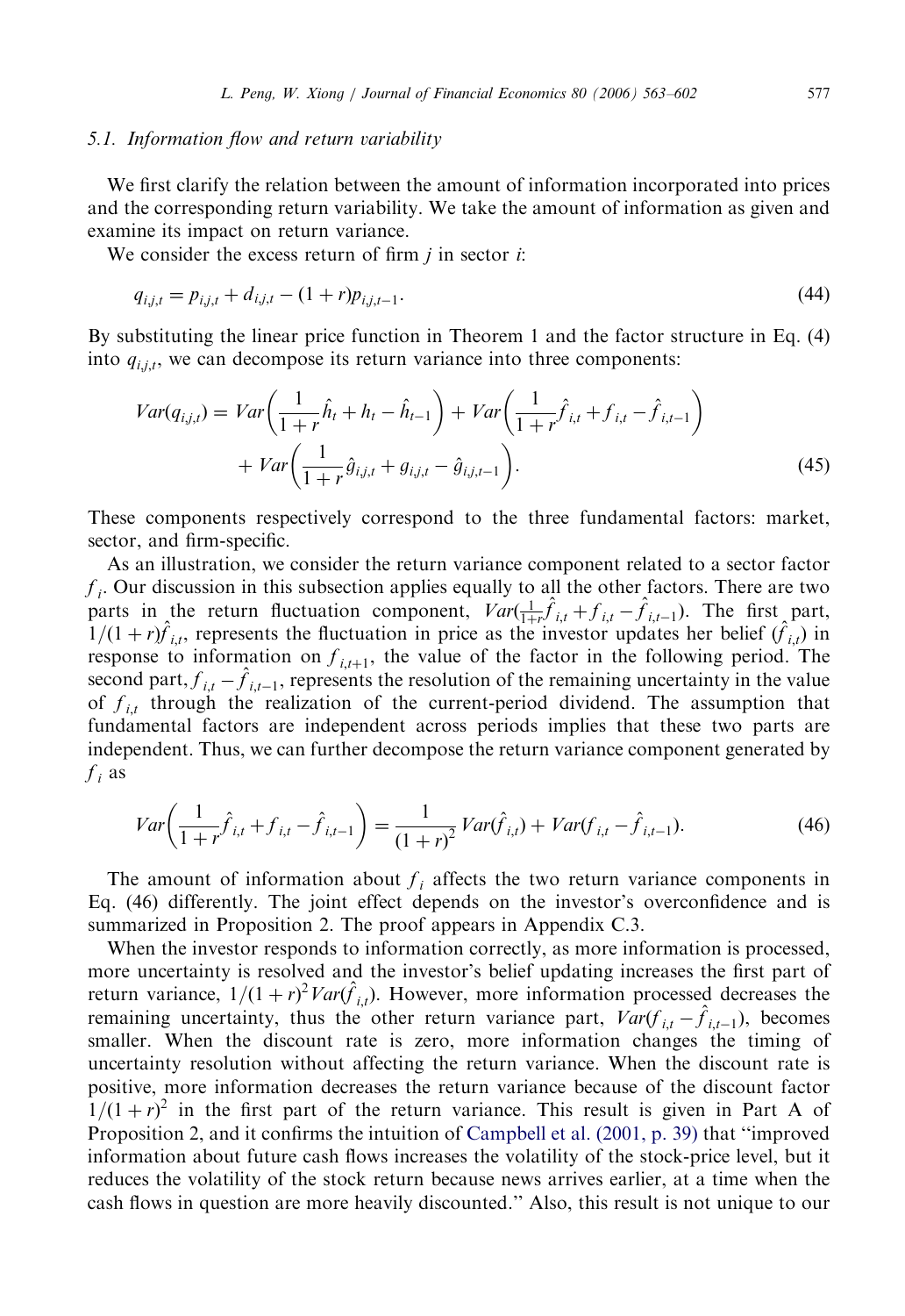### 5.1. Information flow and return variability

We first clarify the relation between the amount of information incorporated into prices and the corresponding return variability. We take the amount of information as given and examine its impact on return variance.

We consider the excess return of firm $j$ in sector $i$:

$$q_{i,j,t} = p_{i,j,t} + d_{i,j,t} - (1+r)p_{i,j,t-1}. \tag{44}$$

By substituting the linear price function in Theorem 1 and the factor structure in Eq. (4) into $q_{i,j,t}$, we can decompose its return variance into three components:

$$\begin{aligned} Var(q_{i,j,t}) = {} & Var\left(\frac{1}{1+r}\hat{h}_t + h_t - \hat{h}_{t-1}\right) + Var\left(\frac{1}{1+r}\hat{f}_{i,t} + f_{i,t} - \hat{f}_{i,t-1}\right) \\ & + Var\left(\frac{1}{1+r}\hat{g}_{i,j,t} + g_{i,j,t} - \hat{g}_{i,j,t-1}\right). \end{aligned} \tag{45}$$

These components respectively correspond to the three fundamental factors: market, sector, and firm-specific.

As an illustration, we consider the return variance component related to a sector factor $f_i$. Our discussion in this subsection applies equally to all the other factors. There are two parts in the return fluctuation component, $Var(\frac{1}{1+r}\hat{f}_{i,t} + f_{i,t} - \hat{f}_{i,t-1})$. The first part, $1/(1+r)\hat{f}_{i,t}$, represents the fluctuation in price as the investor updates her belief ($\hat{f}_{i,t}$) in response to information on $f_{i,t+1}$, the value of the factor in the following period. The second part, $f_{i,t} - \hat{f}_{i,t-1}$, represents the resolution of the remaining uncertainty in the value of $f_{i,t}$ through the realization of the current-period dividend. The assumption that fundamental factors are independent across periods implies that these two parts are independent. Thus, we can further decompose the return variance component generated by $f_i$ as

$$Var\left(\frac{1}{1+r}\hat{f}_{i,t} + f_{i,t} - \hat{f}_{i,t-1}\right) = \frac{1}{(1+r)^2} Var(\hat{f}_{i,t}) + Var(f_{i,t} - \hat{f}_{i,t-1}). \tag{46}$$

The amount of information about $f_i$ affects the two return variance components in Eq. (46) differently. The joint effect depends on the investor's overconfidence and is summarized in Proposition 2. The proof appears in Appendix C.3.

When the investor responds to information correctly, as more information is processed, more uncertainty is resolved and the investor's belief updating increases the first part of return variance, $1/(1+r)^2 Var(\hat{f}_{i,t})$. However, more information processed decreases the remaining uncertainty, thus the other return variance part, $Var(f_{i,t} - \hat{f}_{i,t-1})$, becomes smaller. When the discount rate is zero, more information changes the timing of uncertainty resolution without affecting the return variance. When the discount rate is positive, more information decreases the return variance because of the discount factor $1/(1+r)^2$ in the first part of the return variance. This result is given in Part A of Proposition 2, and it confirms the intuition of Campbell et al. (2001, p. 39) that "improved information about future cash flows increases the volatility of the stock-price level, but it reduces the volatility of the stock return because news arrives earlier, at a time when the cash flows in question are more heavily discounted." Also, this result is not unique to our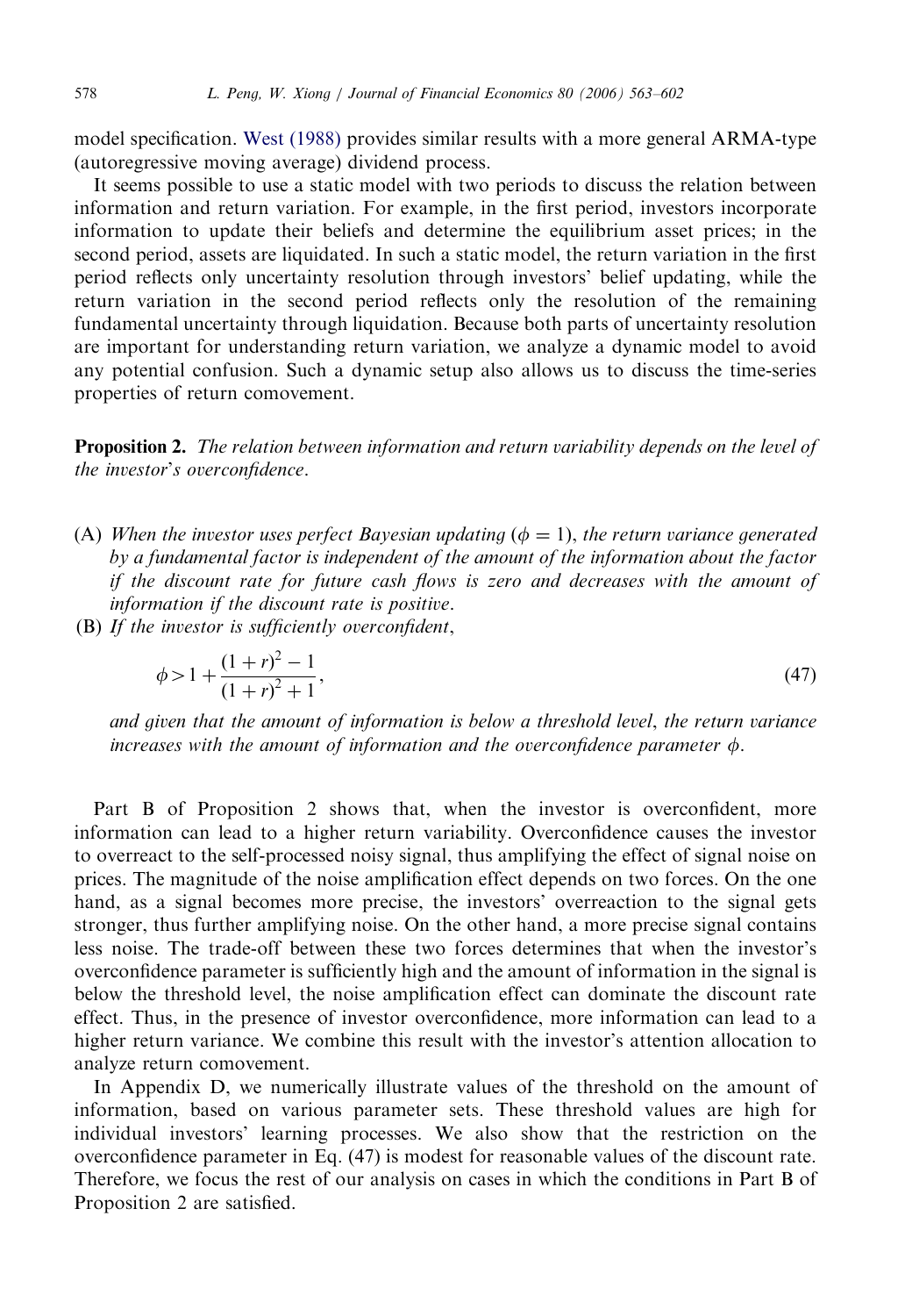model specification. West (1988) provides similar results with a more general ARMA-type (autoregressive moving average) dividend process.

It seems possible to use a static model with two periods to discuss the relation between information and return variation. For example, in the first period, investors incorporate information to update their beliefs and determine the equilibrium asset prices; in the second period, assets are liquidated. In such a static model, the return variation in the first period reflects only uncertainty resolution through investors' belief updating, while the return variation in the second period reflects only the resolution of the remaining fundamental uncertainty through liquidation. Because both parts of uncertainty resolution are important for understanding return variation, we analyze a dynamic model to avoid any potential confusion. Such a dynamic setup also allows us to discuss the time-series properties of return comovement.

**Proposition 2.** *The relation between information and return variability depends on the level of the investor's overconfidence.*

(A) *When the investor uses perfect Bayesian updating* ($\phi = 1$), *the return variance generated by a fundamental factor is independent of the amount of the information about the factor if the discount rate for future cash flows is zero and decreases with the amount of information if the discount rate is positive.*

(B) *If the investor is sufficiently overconfident,*

$$\phi > 1 + \frac{(1+r)^2 - 1}{(1+r)^2 + 1}, \tag{47}$$

*and given that the amount of information is below a threshold level, the return variance increases with the amount of information and the overconfidence parameter* $\phi$.

Part B of Proposition 2 shows that, when the investor is overconfident, more information can lead to a higher return variability. Overconfidence causes the investor to overreact to the self-processed noisy signal, thus amplifying the effect of signal noise on prices. The magnitude of the noise amplification effect depends on two forces. On the one hand, as a signal becomes more precise, the investors' overreaction to the signal gets stronger, thus further amplifying noise. On the other hand, a more precise signal contains less noise. The trade-off between these two forces determines that when the investor's overconfidence parameter is sufficiently high and the amount of information in the signal is below the threshold level, the noise amplification effect can dominate the discount rate effect. Thus, in the presence of investor overconfidence, more information can lead to a higher return variance. We combine this result with the investor's attention allocation to analyze return comovement.

In Appendix D, we numerically illustrate values of the threshold on the amount of information, based on various parameter sets. These threshold values are high for individual investors' learning processes. We also show that the restriction on the overconfidence parameter in Eq. (47) is modest for reasonable values of the discount rate. Therefore, we focus the rest of our analysis on cases in which the conditions in Part B of Proposition 2 are satisfied.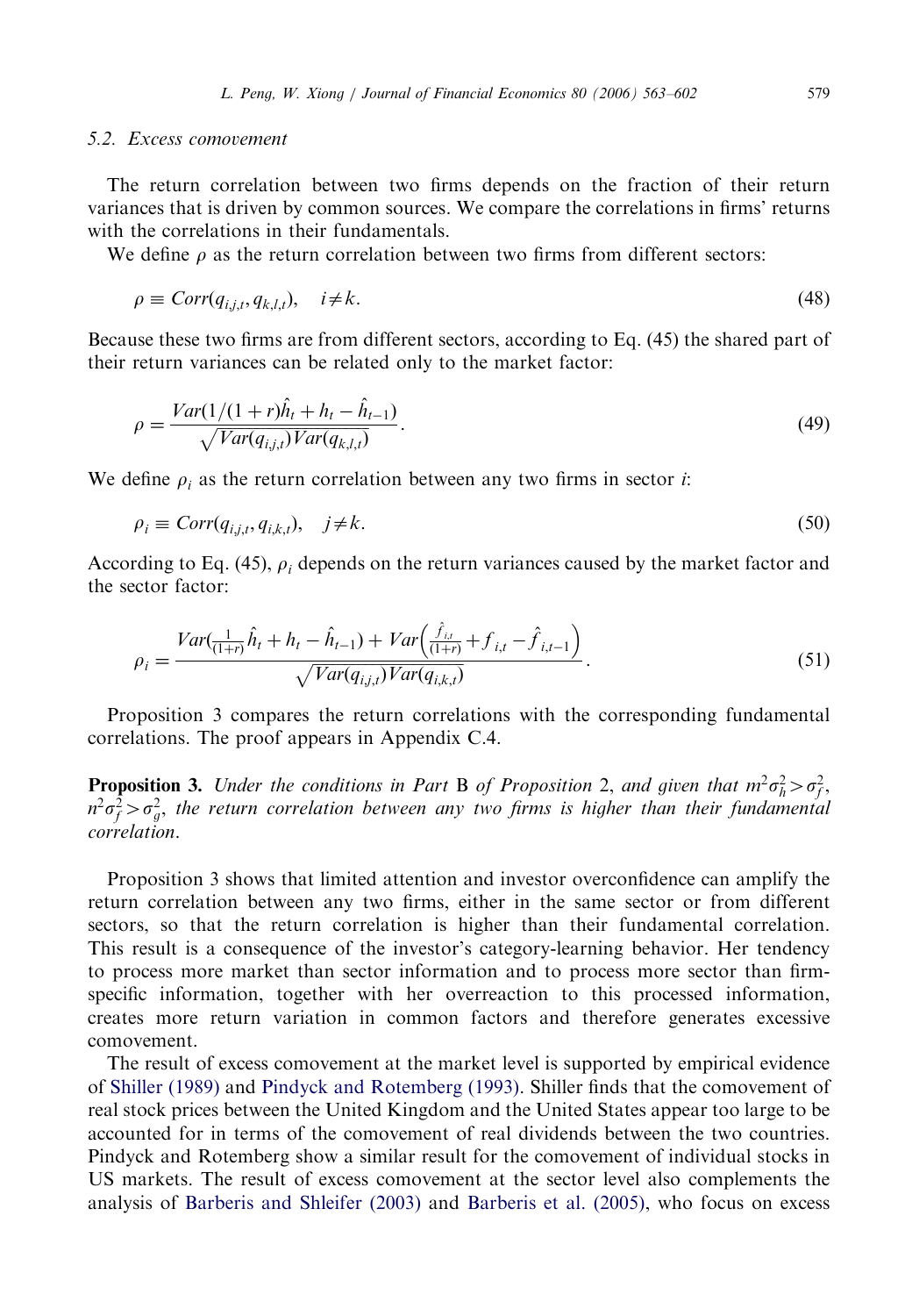### 5.2. Excess comovement

The return correlation between two firms depends on the fraction of their return variances that is driven by common sources. We compare the correlations in firms' returns with the correlations in their fundamentals.

We define $\rho$ as the return correlation between two firms from different sectors:

$$\rho \equiv Corr(q_{i,j,t}, q_{k,l,t}), \quad i \neq k. \tag{48}$$

Because these two firms are from different sectors, according to Eq. (45) the shared part of their return variances can be related only to the market factor:

$$\rho = \frac{Var(1/(1+r)\hat{h}_t + h_t - \hat{h}_{t-1})}{\sqrt{Var(q_{i,j,t})Var(q_{k,l,t})}}. \tag{49}$$

We define $\rho_i$ as the return correlation between any two firms in sector $i$:

$$\rho_i \equiv Corr(q_{i,j,t}, q_{i,k,t}), \quad j \neq k. \tag{50}$$

According to Eq. (45), $\rho_i$ depends on the return variances caused by the market factor and the sector factor:

$$\rho_i = \frac{Var(\frac{1}{(1+r)}\hat{h}_t + h_t - \hat{h}_{t-1}) + Var\left(\frac{\hat{f}_{i,t}}{(1+r)} + f_{i,t} - \hat{f}_{i,t-1}\right)}{\sqrt{Var(q_{i,j,t})Var(q_{i,k,t})}}. \tag{51}$$

Proposition 3 compares the return correlations with the corresponding fundamental correlations. The proof appears in Appendix C.4.

**Proposition 3.** *Under the conditions in Part* B *of Proposition* 2, *and given that* $m^2\sigma_h^2 > \sigma_f^2$, $n^2\sigma_f^2 > \sigma_g^2$, *the return correlation between any two firms is higher than their fundamental correlation.*

Proposition 3 shows that limited attention and investor overconfidence can amplify the return correlation between any two firms, either in the same sector or from different sectors, so that the return correlation is higher than their fundamental correlation. This result is a consequence of the investor's category-learning behavior. Her tendency to process more market than sector information and to process more sector than firm-specific information, together with her overreaction to this processed information, creates more return variation in common factors and therefore generates excessive comovement.

The result of excess comovement at the market level is supported by empirical evidence of Shiller (1989) and Pindyck and Rotemberg (1993). Shiller finds that the comovement of real stock prices between the United Kingdom and the United States appear too large to be accounted for in terms of the comovement of real dividends between the two countries. Pindyck and Rotemberg show a similar result for the comovement of individual stocks in US markets. The result of excess comovement at the sector level also complements the analysis of Barberis and Shleifer (2003) and Barberis et al. (2005), who focus on excess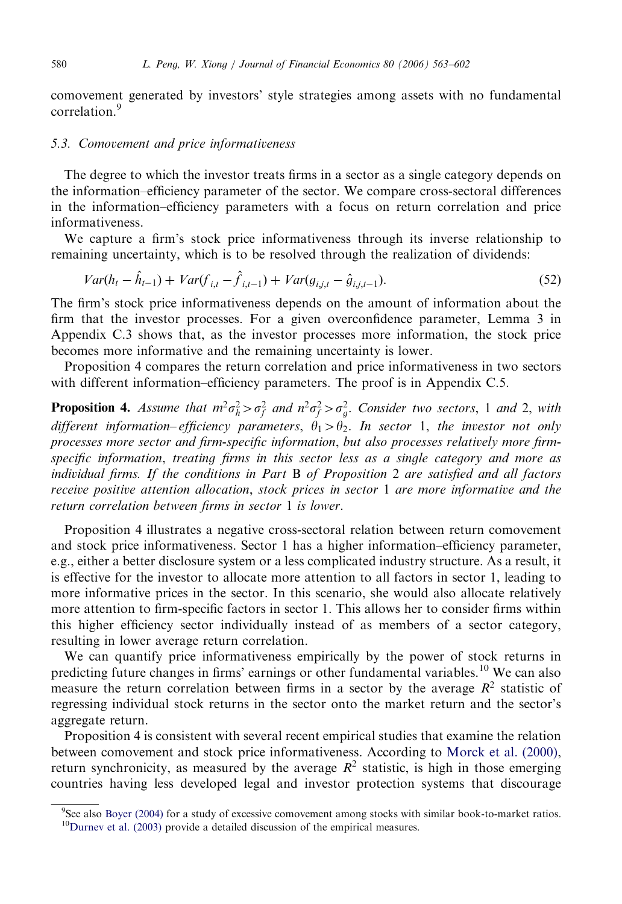comovement generated by investors' style strategies among assets with no fundamental correlation.[9]

### 5.3. Comovement and price informativeness

The degree to which the investor treats firms in a sector as a single category depends on the information–efficiency parameter of the sector. We compare cross-sectoral differences in the information–efficiency parameters with a focus on return correlation and price informativeness.

We capture a firm's stock price informativeness through its inverse relationship to remaining uncertainty, which is to be resolved through the realization of dividends:

$$Var(h_t - \hat{h}_{t-1}) + Var(f_{i,t} - \hat{f}_{i,t-1}) + Var(g_{i,j,t} - \hat{g}_{i,j,t-1}). \tag{52}$$

The firm's stock price informativeness depends on the amount of information about the firm that the investor processes. For a given overconfidence parameter, Lemma 3 in Appendix C.3 shows that, as the investor processes more information, the stock price becomes more informative and the remaining uncertainty is lower.

Proposition 4 compares the return correlation and price informativeness in two sectors with different information–efficiency parameters. The proof is in Appendix C.5.

**Proposition 4.** *Assume that $m^2\sigma_h^2 > \sigma_f^2$ and $n^2\sigma_f^2 > \sigma_g^2$. Consider two sectors, 1 and 2, with different information–efficiency parameters, $\theta_1 > \theta_2$. In sector 1, the investor not only processes more sector and firm-specific information, but also processes relatively more firm-specific information, treating firms in this sector less as a single category and more as individual firms. If the conditions in Part B of Proposition 2 are satisfied and all factors receive positive attention allocation, stock prices in sector 1 are more informative and the return correlation between firms in sector 1 is lower.*

Proposition 4 illustrates a negative cross-sectoral relation between return comovement and stock price informativeness. Sector 1 has a higher information–efficiency parameter, e.g., either a better disclosure system or a less complicated industry structure. As a result, it is effective for the investor to allocate more attention to all factors in sector 1, leading to more informative prices in the sector. In this scenario, she would also allocate relatively more attention to firm-specific factors in sector 1. This allows her to consider firms within this higher efficiency sector individually instead of as members of a sector category, resulting in lower average return correlation.

We can quantify price informativeness empirically by the power of stock returns in predicting future changes in firms' earnings or other fundamental variables.[10] We can also measure the return correlation between firms in a sector by the average $R^2$ statistic of regressing individual stock returns in the sector onto the market return and the sector's aggregate return.

Proposition 4 is consistent with several recent empirical studies that examine the relation between comovement and stock price informativeness. According to Morck et al. (2000), return synchronicity, as measured by the average $R^2$ statistic, is high in those emerging countries having less developed legal and investor protection systems that discourage

[9]See also Boyer (2004) for a study of excessive comovement among stocks with similar book-to-market ratios.

[10]Durnev et al. (2003) provide a detailed discussion of the empirical measures.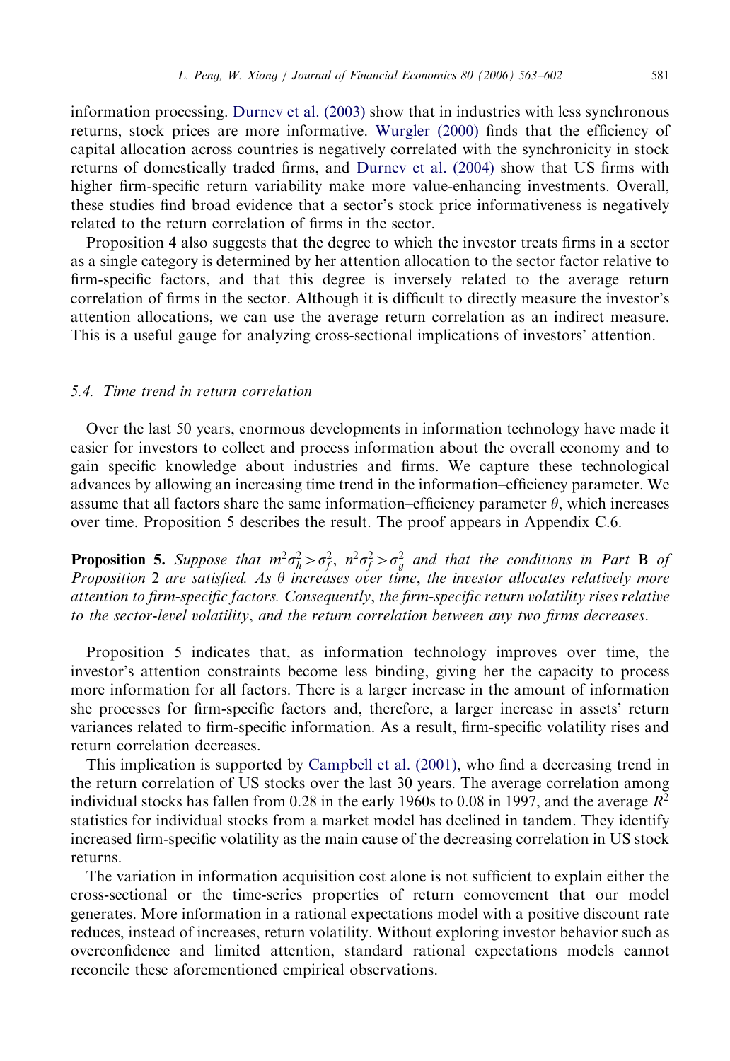information processing. Durnev et al. (2003) show that in industries with less synchronous returns, stock prices are more informative. Wurgler (2000) finds that the efficiency of capital allocation across countries is negatively correlated with the synchronicity in stock returns of domestically traded firms, and Durnev et al. (2004) show that US firms with higher firm-specific return variability make more value-enhancing investments. Overall, these studies find broad evidence that a sector's stock price informativeness is negatively related to the return correlation of firms in the sector.

Proposition 4 also suggests that the degree to which the investor treats firms in a sector as a single category is determined by her attention allocation to the sector factor relative to firm-specific factors, and that this degree is inversely related to the average return correlation of firms in the sector. Although it is difficult to directly measure the investor's attention allocations, we can use the average return correlation as an indirect measure. This is a useful gauge for analyzing cross-sectional implications of investors' attention.

### 5.4. Time trend in return correlation

Over the last 50 years, enormous developments in information technology have made it easier for investors to collect and process information about the overall economy and to gain specific knowledge about industries and firms. We capture these technological advances by allowing an increasing time trend in the information–efficiency parameter. We assume that all factors share the same information–efficiency parameter $\theta$, which increases over time. Proposition 5 describes the result. The proof appears in Appendix C.6.

**Proposition 5.** *Suppose that* $m^2\sigma_h^2 > \sigma_f^2$, $n^2\sigma_f^2 > \sigma_g^2$ *and that the conditions in Part* B *of Proposition* 2 *are satisfied. As* $\theta$ *increases over time, the investor allocates relatively more attention to firm-specific factors. Consequently, the firm-specific return volatility rises relative to the sector-level volatility, and the return correlation between any two firms decreases.*

Proposition 5 indicates that, as information technology improves over time, the investor's attention constraints become less binding, giving her the capacity to process more information for all factors. There is a larger increase in the amount of information she processes for firm-specific factors and, therefore, a larger increase in assets' return variances related to firm-specific information. As a result, firm-specific volatility rises and return correlation decreases.

This implication is supported by Campbell et al. (2001), who find a decreasing trend in the return correlation of US stocks over the last 30 years. The average correlation among individual stocks has fallen from 0.28 in the early 1960s to 0.08 in 1997, and the average $R^2$ statistics for individual stocks from a market model has declined in tandem. They identify increased firm-specific volatility as the main cause of the decreasing correlation in US stock returns.

The variation in information acquisition cost alone is not sufficient to explain either the cross-sectional or the time-series properties of return comovement that our model generates. More information in a rational expectations model with a positive discount rate reduces, instead of increases, return volatility. Without exploring investor behavior such as overconfidence and limited attention, standard rational expectations models cannot reconcile these aforementioned empirical observations.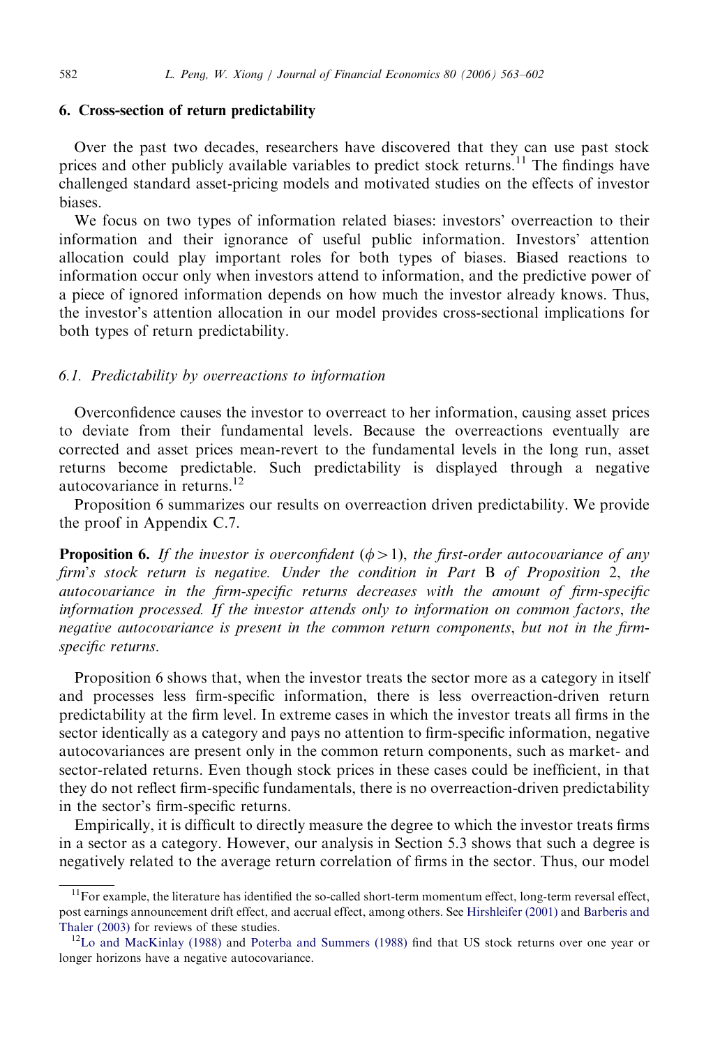## 6. Cross-section of return predictability

Over the past two decades, researchers have discovered that they can use past stock prices and other publicly available variables to predict stock returns.[11] The findings have challenged standard asset-pricing models and motivated studies on the effects of investor biases.

We focus on two types of information related biases: investors' overreaction to their information and their ignorance of useful public information. Investors' attention allocation could play important roles for both types of biases. Biased reactions to information occur only when investors attend to information, and the predictive power of a piece of ignored information depends on how much the investor already knows. Thus, the investor's attention allocation in our model provides cross-sectional implications for both types of return predictability.

### 6.1. Predictability by overreactions to information

Overconfidence causes the investor to overreact to her information, causing asset prices to deviate from their fundamental levels. Because the overreactions eventually are corrected and asset prices mean-revert to the fundamental levels in the long run, asset returns become predictable. Such predictability is displayed through a negative autocovariance in returns.[12]

Proposition 6 summarizes our results on overreaction driven predictability. We provide the proof in Appendix C.7.

**Proposition 6.** *If the investor is overconfident* ($\phi > 1$)*, the first-order autocovariance of any firm's stock return is negative. Under the condition in Part* B *of Proposition* 2*, the autocovariance in the firm-specific returns decreases with the amount of firm-specific information processed. If the investor attends only to information on common factors, the negative autocovariance is present in the common return components, but not in the firm-specific returns.*

Proposition 6 shows that, when the investor treats the sector more as a category in itself and processes less firm-specific information, there is less overreaction-driven return predictability at the firm level. In extreme cases in which the investor treats all firms in the sector identically as a category and pays no attention to firm-specific information, negative autocovariances are present only in the common return components, such as market- and sector-related returns. Even though stock prices in these cases could be inefficient, in that they do not reflect firm-specific fundamentals, there is no overreaction-driven predictability in the sector's firm-specific returns.

Empirically, it is difficult to directly measure the degree to which the investor treats firms in a sector as a category. However, our analysis in Section 5.3 shows that such a degree is negatively related to the average return correlation of firms in the sector. Thus, our model

[11] For example, the literature has identified the so-called short-term momentum effect, long-term reversal effect, post earnings announcement drift effect, and accrual effect, among others. See Hirshleifer (2001) and Barberis and Thaler (2003) for reviews of these studies.

[12] Lo and MacKinlay (1988) and Poterba and Summers (1988) find that US stock returns over one year or longer horizons have a negative autocovariance.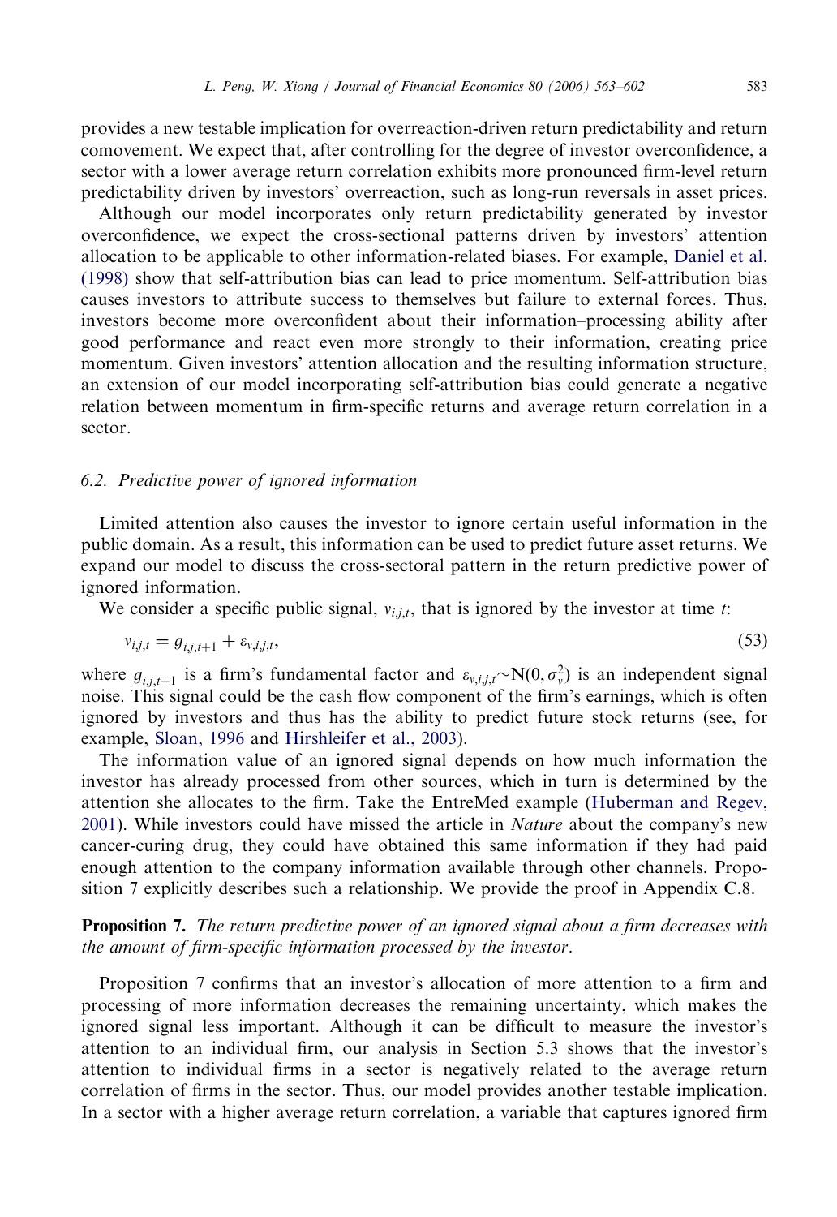provides a new testable implication for overreaction-driven return predictability and return comovement. We expect that, after controlling for the degree of investor overconfidence, a sector with a lower average return correlation exhibits more pronounced firm-level return predictability driven by investors' overreaction, such as long-run reversals in asset prices.

Although our model incorporates only return predictability generated by investor overconfidence, we expect the cross-sectional patterns driven by investors' attention allocation to be applicable to other information-related biases. For example, Daniel et al. (1998) show that self-attribution bias can lead to price momentum. Self-attribution bias causes investors to attribute success to themselves but failure to external forces. Thus, investors become more overconfident about their information–processing ability after good performance and react even more strongly to their information, creating price momentum. Given investors' attention allocation and the resulting information structure, an extension of our model incorporating self-attribution bias could generate a negative relation between momentum in firm-specific returns and average return correlation in a sector.

### 6.2. Predictive power of ignored information

Limited attention also causes the investor to ignore certain useful information in the public domain. As a result, this information can be used to predict future asset returns. We expand our model to discuss the cross-sectoral pattern in the return predictive power of ignored information.

We consider a specific public signal, $v_{i,j,t}$, that is ignored by the investor at time $t$:

$$v_{i,j,t} = g_{i,j,t+1} + \varepsilon_{v,i,j,t}, \tag{53}$$

where $g_{i,j,t+1}$ is a firm's fundamental factor and $\varepsilon_{v,i,j,t} \sim \mathrm{N}(0, \sigma_v^2)$ is an independent signal noise. This signal could be the cash flow component of the firm's earnings, which is often ignored by investors and thus has the ability to predict future stock returns (see, for example, Sloan, 1996 and Hirshleifer et al., 2003).

The information value of an ignored signal depends on how much information the investor has already processed from other sources, which in turn is determined by the attention she allocates to the firm. Take the EntreMed example (Huberman and Regev, 2001). While investors could have missed the article in *Nature* about the company's new cancer-curing drug, they could have obtained this same information if they had paid enough attention to the company information available through other channels. Proposition 7 explicitly describes such a relationship. We provide the proof in Appendix C.8.

**Proposition 7.** *The return predictive power of an ignored signal about a firm decreases with the amount of firm-specific information processed by the investor.*

Proposition 7 confirms that an investor's allocation of more attention to a firm and processing of more information decreases the remaining uncertainty, which makes the ignored signal less important. Although it can be difficult to measure the investor's attention to an individual firm, our analysis in Section 5.3 shows that the investor's attention to individual firms in a sector is negatively related to the average return correlation of firms in the sector. Thus, our model provides another testable implication. In a sector with a higher average return correlation, a variable that captures ignored firm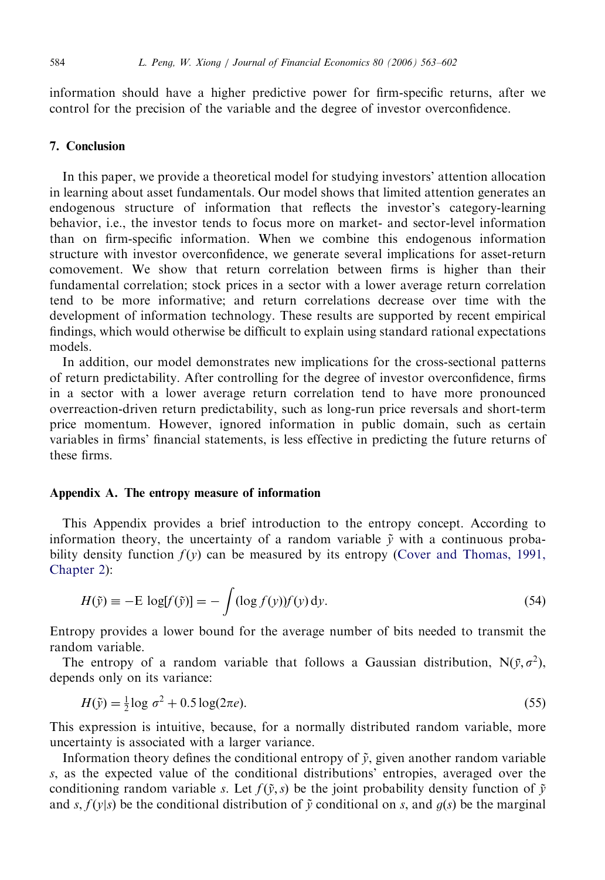information should have a higher predictive power for firm-specific returns, after we control for the precision of the variable and the degree of investor overconfidence.

## 7. Conclusion

In this paper, we provide a theoretical model for studying investors' attention allocation in learning about asset fundamentals. Our model shows that limited attention generates an endogenous structure of information that reflects the investor's category-learning behavior, i.e., the investor tends to focus more on market- and sector-level information than on firm-specific information. When we combine this endogenous information structure with investor overconfidence, we generate several implications for asset-return comovement. We show that return correlation between firms is higher than their fundamental correlation; stock prices in a sector with a lower average return correlation tend to be more informative; and return correlations decrease over time with the development of information technology. These results are supported by recent empirical findings, which would otherwise be difficult to explain using standard rational expectations models.

In addition, our model demonstrates new implications for the cross-sectional patterns of return predictability. After controlling for the degree of investor overconfidence, firms in a sector with a lower average return correlation tend to have more pronounced overreaction-driven return predictability, such as long-run price reversals and short-term price momentum. However, ignored information in public domain, such as certain variables in firms' financial statements, is less effective in predicting the future returns of these firms.

## Appendix A. The entropy measure of information

This Appendix provides a brief introduction to the entropy concept. According to information theory, the uncertainty of a random variable $\tilde{y}$ with a continuous probability density function $f(y)$ can be measured by its entropy (Cover and Thomas, 1991, Chapter 2):

$$H(\tilde{y}) \equiv -\mathrm{E}\log[f(\tilde{y})] = -\int (\log f(y)) f(y)\,\mathrm{d}y. \tag{54}$$

Entropy provides a lower bound for the average number of bits needed to transmit the random variable.

The entropy of a random variable that follows a Gaussian distribution, $\mathrm{N}(\bar{y}, \sigma^2)$, depends only on its variance:

$$H(\tilde{y}) = \tfrac{1}{2}\log \sigma^2 + 0.5\log(2\pi e). \tag{55}$$

This expression is intuitive, because, for a normally distributed random variable, more uncertainty is associated with a larger variance.

Information theory defines the conditional entropy of $\tilde{y}$, given another random variable $s$, as the expected value of the conditional distributions' entropies, averaged over the conditioning random variable $s$. Let $f(\tilde{y}, s)$ be the joint probability density function of $\tilde{y}$ and $s$, $f(y|s)$ be the conditional distribution of $\tilde{y}$ conditional on $s$, and $g(s)$ be the marginal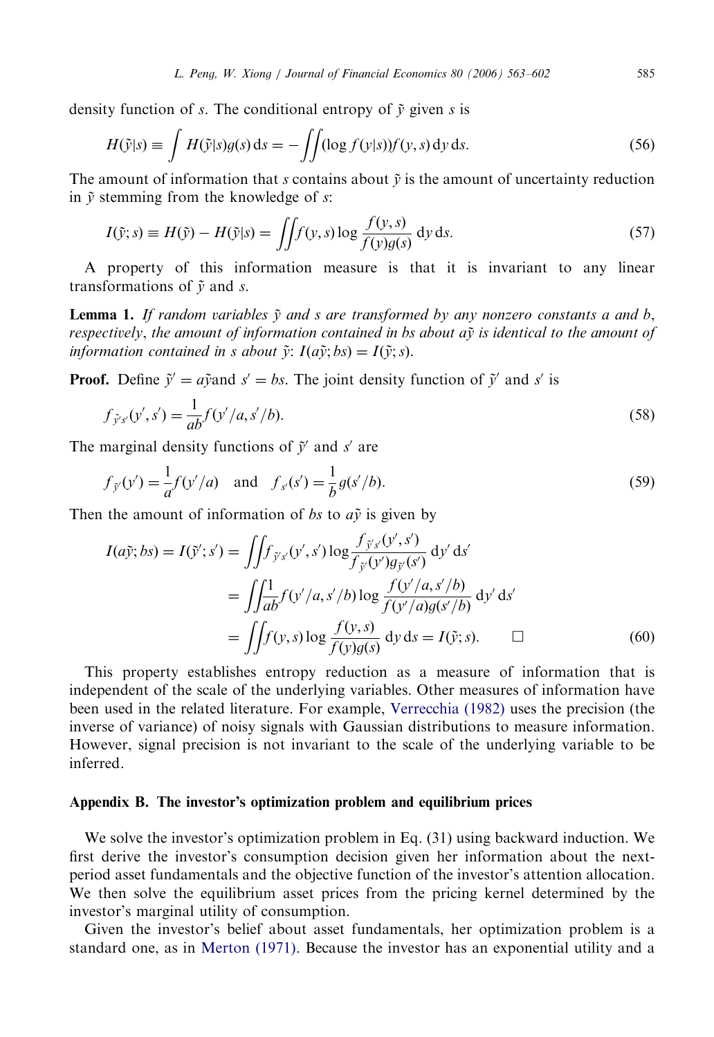density function of $s$. The conditional entropy of $\tilde{y}$ given $s$ is

$$H(\tilde{y}|s) \equiv \int H(\tilde{y}|s)g(s)\,\mathrm{d}s = -\iint (\log f(y|s))f(y,s)\,\mathrm{d}y\,\mathrm{d}s. \tag{56}$$

The amount of information that $s$ contains about $\tilde{y}$ is the amount of uncertainty reduction in $\tilde{y}$ stemming from the knowledge of $s$:

$$I(\tilde{y};s) \equiv H(\tilde{y}) - H(\tilde{y}|s) = \iint f(y,s)\log\frac{f(y,s)}{f(y)g(s)}\,\mathrm{d}y\,\mathrm{d}s. \tag{57}$$

A property of this information measure is that it is invariant to any linear transformations of $\tilde{y}$ and $s$.

**Lemma 1.** *If random variables $\tilde{y}$ and $s$ are transformed by any nonzero constants $a$ and $b$, respectively, the amount of information contained in $bs$ about $a\tilde{y}$ is identical to the amount of information contained in $s$ about $\tilde{y}$: $I(a\tilde{y};bs) = I(\tilde{y};s)$.*

**Proof.** Define $\tilde{y}' = a\tilde{y}$and $s' = bs$. The joint density function of $\tilde{y}'$ and $s'$ is

$$f_{\tilde{y}'s'}(y',s') = \frac{1}{ab}f(y'/a, s'/b). \tag{58}$$

The marginal density functions of $\tilde{y}'$ and $s'$ are

$$f_{\tilde{y}'}(y') = \frac{1}{a}f(y'/a) \quad \text{and} \quad f_{s'}(s') = \frac{1}{b}g(s'/b). \tag{59}$$

Then the amount of information of $bs$ to $a\tilde{y}$ is given by

$$\begin{aligned} I(a\tilde{y};bs) = I(\tilde{y}';s') &= \iint f_{\tilde{y}'s'}(y',s')\log\frac{f_{\tilde{y}'s'}(y',s')}{f_{\tilde{y}'}(y')g_{\tilde{y}'}(s')}\,\mathrm{d}y'\,\mathrm{d}s' \\ &= \iint \frac{1}{ab}f(y'/a,s'/b)\log\frac{f(y'/a,s'/b)}{f(y'/a)g(s'/b)}\,\mathrm{d}y'\,\mathrm{d}s' \\ &= \iint f(y,s)\log\frac{f(y,s)}{f(y)g(s)}\,\mathrm{d}y\,\mathrm{d}s = I(\tilde{y};s). \qquad \square \end{aligned} \tag{60}$$

This property establishes entropy reduction as a measure of information that is independent of the scale of the underlying variables. Other measures of information have been used in the related literature. For example, Verrecchia (1982) uses the precision (the inverse of variance) of noisy signals with Gaussian distributions to measure information. However, signal precision is not invariant to the scale of the underlying variable to be inferred.

## Appendix B. The investor's optimization problem and equilibrium prices

We solve the investor's optimization problem in Eq. (31) using backward induction. We first derive the investor's consumption decision given her information about the next-period asset fundamentals and the objective function of the investor's attention allocation. We then solve the equilibrium asset prices from the pricing kernel determined by the investor's marginal utility of consumption.

Given the investor's belief about asset fundamentals, her optimization problem is a standard one, as in Merton (1971). Because the investor has an exponential utility and a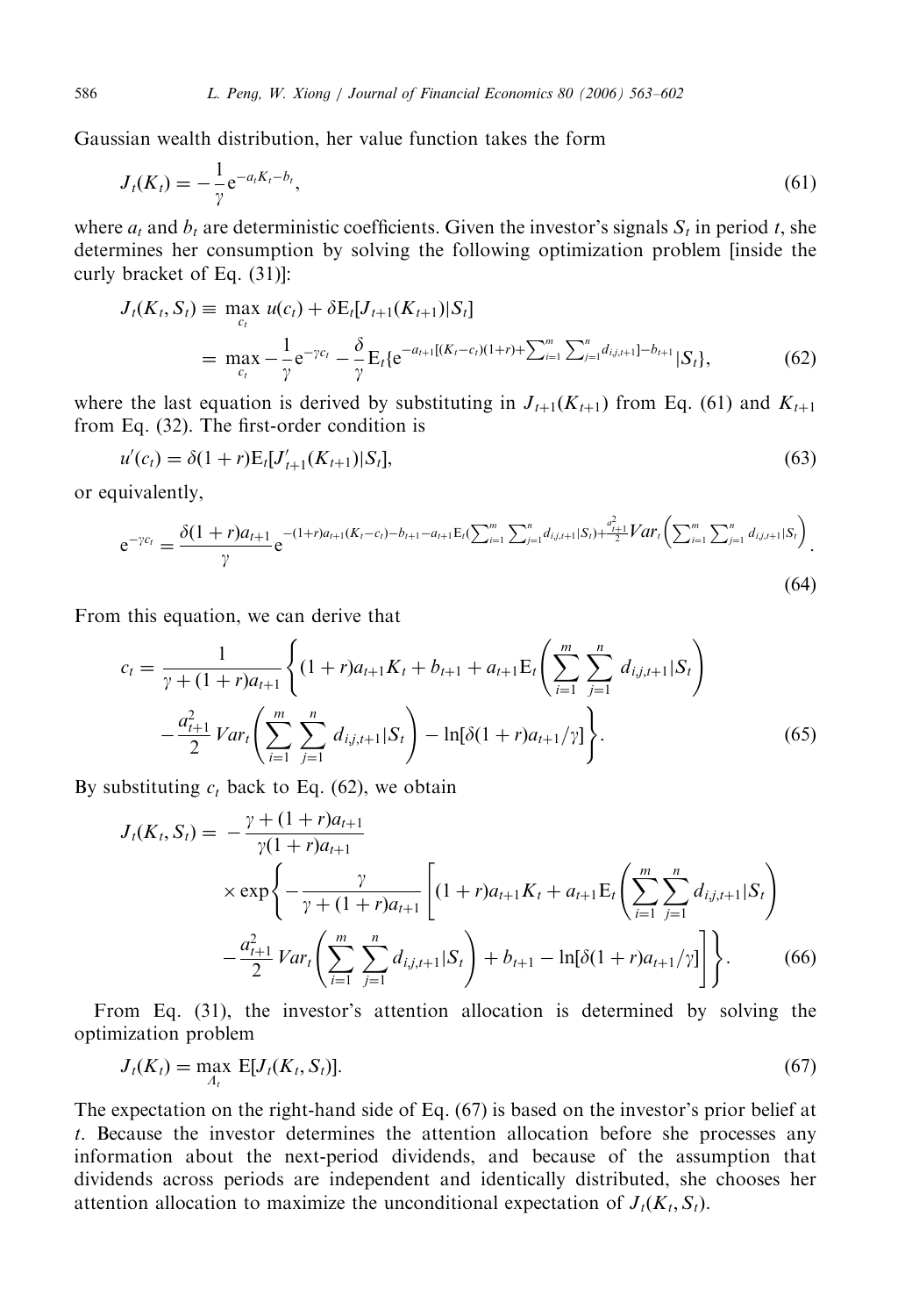Gaussian wealth distribution, her value function takes the form

$$J_t(K_t) = -\frac{1}{\gamma} e^{-a_t K_t - b_t}, \tag{61}$$

where $a_t$ and $b_t$ are deterministic coefficients. Given the investor's signals $S_t$ in period $t$, she determines her consumption by solving the following optimization problem [inside the curly bracket of Eq. (31)]:

$$\begin{aligned} J_t(K_t, S_t) &\equiv \max_{c_t} u(c_t) + \delta \mathrm{E}_t[J_{t+1}(K_{t+1})|S_t] \\ &= \max_{c_t} -\frac{1}{\gamma} e^{-\gamma c_t} - \frac{\delta}{\gamma} \mathrm{E}_t\{e^{-a_{t+1}[(K_t - c_t)(1+r) + \sum_{i=1}^m \sum_{j=1}^n d_{i,j,t+1}] - b_{t+1}} | S_t\}, \end{aligned} \tag{62}$$

where the last equation is derived by substituting in $J_{t+1}(K_{t+1})$ from Eq. (61) and $K_{t+1}$ from Eq. (32). The first-order condition is

$$u'(c_t) = \delta(1+r)\mathrm{E}_t[J'_{t+1}(K_{t+1})|S_t], \tag{63}$$

or equivalently,

$$e^{-\gamma c_t} = \frac{\delta(1+r)a_{t+1}}{\gamma} e^{-(1+r)a_{t+1}(K_t - c_t) - b_{t+1} - a_{t+1}\mathrm{E}_t(\sum_{i=1}^m \sum_{j=1}^n d_{i,j,t+1}|S_t) + \frac{a_{t+1}^2}{2} Var_t\left(\sum_{i=1}^m \sum_{j=1}^n d_{i,j,t+1}|S_t\right)}. \tag{64}$$

From this equation, we can derive that

$$\begin{aligned} c_t = \frac{1}{\gamma + (1+r)a_{t+1}} \Bigg\{ &(1+r)a_{t+1}K_t + b_{t+1} + a_{t+1}\mathrm{E}_t\left(\sum_{i=1}^m \sum_{j=1}^n d_{i,j,t+1}|S_t\right) \\ &- \frac{a_{t+1}^2}{2} Var_t\left(\sum_{i=1}^m \sum_{j=1}^n d_{i,j,t+1}|S_t\right) - \ln[\delta(1+r)a_{t+1}/\gamma] \Bigg\}. \end{aligned} \tag{65}$$

By substituting $c_t$ back to Eq. (62), we obtain

$$\begin{aligned} J_t(K_t, S_t) = &-\frac{\gamma + (1+r)a_{t+1}}{\gamma(1+r)a_{t+1}} \\ &\times \exp\Bigg\{ -\frac{\gamma}{\gamma + (1+r)a_{t+1}} \Bigg[ (1+r)a_{t+1}K_t + a_{t+1}\mathrm{E}_t\left(\sum_{i=1}^m \sum_{j=1}^n d_{i,j,t+1}|S_t\right) \\ &- \frac{a_{t+1}^2}{2} Var_t\left(\sum_{i=1}^m \sum_{j=1}^n d_{i,j,t+1}|S_t\right) + b_{t+1} - \ln[\delta(1+r)a_{t+1}/\gamma] \Bigg] \Bigg\}. \end{aligned} \tag{66}$$

From Eq. (31), the investor's attention allocation is determined by solving the optimization problem

$$J_t(K_t) = \max_{\Lambda_t} \mathrm{E}[J_t(K_t, S_t)]. \tag{67}$$

The expectation on the right-hand side of Eq. (67) is based on the investor's prior belief at $t$. Because the investor determines the attention allocation before she processes any information about the next-period dividends, and because of the assumption that dividends across periods are independent and identically distributed, she chooses her attention allocation to maximize the unconditional expectation of $J_t(K_t, S_t)$.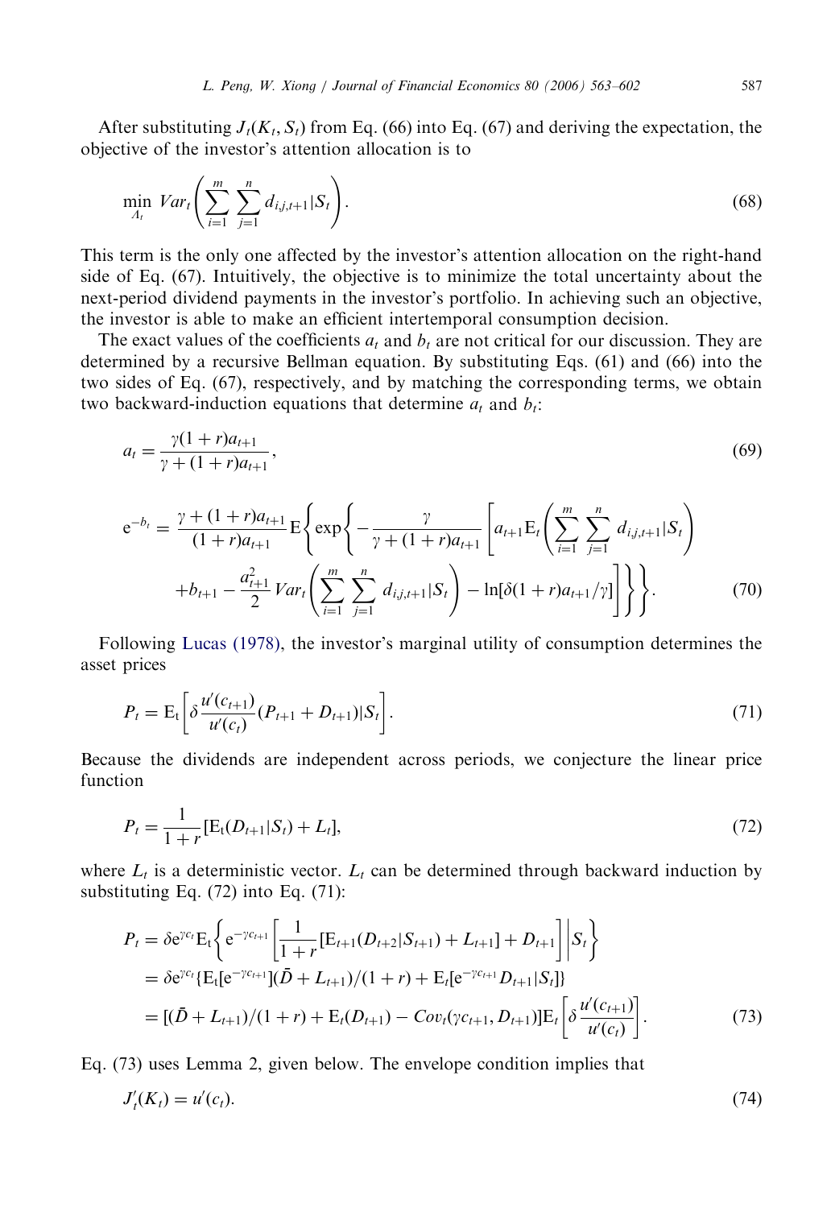After substituting $J_t(K_t, S_t)$ from Eq. (66) into Eq. (67) and deriving the expectation, the objective of the investor's attention allocation is to

$$\min_{\Lambda_t} Var_t\left(\sum_{i=1}^{m}\sum_{j=1}^{n} d_{i,j,t+1}|S_t\right). \tag{68}$$

This term is the only one affected by the investor's attention allocation on the right-hand side of Eq. (67). Intuitively, the objective is to minimize the total uncertainty about the next-period dividend payments in the investor's portfolio. In achieving such an objective, the investor is able to make an efficient intertemporal consumption decision.

The exact values of the coefficients $a_t$ and $b_t$ are not critical for our discussion. They are determined by a recursive Bellman equation. By substituting Eqs. (61) and (66) into the two sides of Eq. (67), respectively, and by matching the corresponding terms, we obtain two backward-induction equations that determine $a_t$ and $b_t$:

$$a_t = \frac{\gamma(1+r)a_{t+1}}{\gamma + (1+r)a_{t+1}}, \tag{69}$$

$$\begin{aligned} e^{-b_t} = \frac{\gamma + (1+r)a_{t+1}}{(1+r)a_{t+1}} E\Bigg\{\exp\Bigg\{-\frac{\gamma}{\gamma+(1+r)a_{t+1}}\Bigg[a_{t+1}E_t\left(\sum_{i=1}^{m}\sum_{j=1}^{n} d_{i,j,t+1}|S_t\right) \\ + b_{t+1} - \frac{a_{t+1}^2}{2} Var_t\left(\sum_{i=1}^{m}\sum_{j=1}^{n} d_{i,j,t+1}|S_t\right) - \ln[\delta(1+r)a_{t+1}/\gamma]\Bigg]\Bigg\}\Bigg\}. \end{aligned} \tag{70}$$

Following Lucas (1978), the investor's marginal utility of consumption determines the asset prices

$$P_t = E_t\left[\delta \frac{u'(c_{t+1})}{u'(c_t)}(P_{t+1} + D_{t+1})|S_t\right]. \tag{71}$$

Because the dividends are independent across periods, we conjecture the linear price function

$$P_t = \frac{1}{1+r}[E_t(D_{t+1}|S_t) + L_t], \tag{72}$$

where $L_t$ is a deterministic vector. $L_t$ can be determined through backward induction by substituting Eq. (72) into Eq. (71):

$$\begin{aligned} P_t &= \delta e^{\gamma c_t} E_t\left\{ e^{-\gamma c_{t+1}}\left[\frac{1}{1+r}[E_{t+1}(D_{t+2}|S_{t+1}) + L_{t+1}] + D_{t+1}\right]\Bigg| S_t\right\} \\ &= \delta e^{\gamma c_t}\{E_t[e^{-\gamma c_{t+1}}](\bar{D} + L_{t+1})/(1+r) + E_t[e^{-\gamma c_{t+1}} D_{t+1}|S_t]\} \\ &= [(\bar{D} + L_{t+1})/(1+r) + E_t(D_{t+1}) - Cov_t(\gamma c_{t+1}, D_{t+1})] E_t\left[\delta \frac{u'(c_{t+1})}{u'(c_t)}\right]. \end{aligned} \tag{73}$$

Eq. (73) uses Lemma 2, given below. The envelope condition implies that

$$J'_t(K_t) = u'(c_t). \tag{74}$$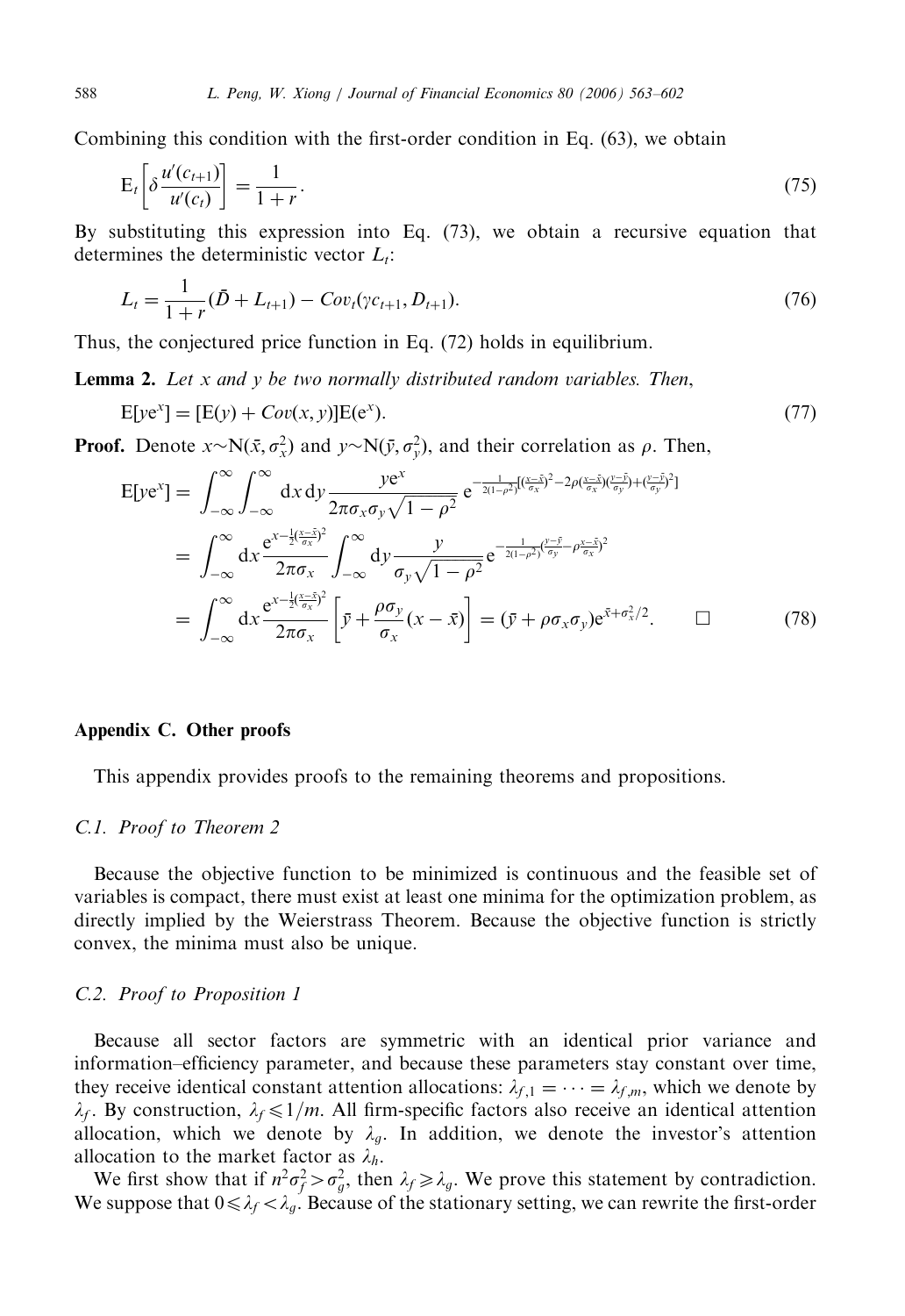Combining this condition with the first-order condition in Eq. (63), we obtain

$$\mathrm{E}_t\left[\delta \frac{u'(c_{t+1})}{u'(c_t)}\right] = \frac{1}{1+r}. \tag{75}$$

By substituting this expression into Eq. (73), we obtain a recursive equation that determines the deterministic vector $L_t$:

$$L_t = \frac{1}{1+r}(\bar{D} + L_{t+1}) - Cov_t(\gamma c_{t+1}, D_{t+1}). \tag{76}$$

Thus, the conjectured price function in Eq. (72) holds in equilibrium.

**Lemma 2.** *Let x and y be two normally distributed random variables. Then,*

$$\mathrm{E}[y\mathrm{e}^x] = [\mathrm{E}(y) + Cov(x, y)]\mathrm{E}(\mathrm{e}^x). \tag{77}$$

**Proof.** Denote $x \sim \mathrm{N}(\bar{x}, \sigma_x^2)$ and $y \sim \mathrm{N}(\bar{y}, \sigma_y^2)$, and their correlation as $\rho$. Then,

$$\begin{aligned}
\mathrm{E}[y\mathrm{e}^x] &= \int_{-\infty}^{\infty}\int_{-\infty}^{\infty} \mathrm{d}x\,\mathrm{d}y \frac{y\mathrm{e}^x}{2\pi\sigma_x\sigma_y\sqrt{1-\rho^2}}\, \mathrm{e}^{-\frac{1}{2(1-\rho^2)}\left[\left(\frac{x-\bar{x}}{\sigma_x}\right)^2 - 2\rho\left(\frac{x-\bar{x}}{\sigma_x}\right)\left(\frac{y-\bar{y}}{\sigma_y}\right) + \left(\frac{y-\bar{y}}{\sigma_y}\right)^2\right]} \\
&= \int_{-\infty}^{\infty} \mathrm{d}x \frac{\mathrm{e}^{x-\frac{1}{2}\left(\frac{x-\bar{x}}{\sigma_x}\right)^2}}{2\pi\sigma_x} \int_{-\infty}^{\infty} \mathrm{d}y \frac{y}{\sigma_y\sqrt{1-\rho^2}} \mathrm{e}^{-\frac{1}{2(1-\rho^2)}\left(\frac{y-\bar{y}}{\sigma_y} - \rho\frac{x-\bar{x}}{\sigma_x}\right)^2} \\
&= \int_{-\infty}^{\infty} \mathrm{d}x \frac{\mathrm{e}^{x-\frac{1}{2}\left(\frac{x-\bar{x}}{\sigma_x}\right)^2}}{2\pi\sigma_x}\left[\bar{y} + \frac{\rho\sigma_y}{\sigma_x}(x - \bar{x})\right] = (\bar{y} + \rho\sigma_x\sigma_y)\mathrm{e}^{\bar{x}+\sigma_x^2/2}. \qquad \square
\end{aligned} \tag{78}$$

## Appendix C. Other proofs

This appendix provides proofs to the remaining theorems and propositions.

### C.1. Proof to Theorem 2

Because the objective function to be minimized is continuous and the feasible set of variables is compact, there must exist at least one minima for the optimization problem, as directly implied by the Weierstrass Theorem. Because the objective function is strictly convex, the minima must also be unique.

### C.2. Proof to Proposition 1

Because all sector factors are symmetric with an identical prior variance and information–efficiency parameter, and because these parameters stay constant over time, they receive identical constant attention allocations: $\lambda_{f,1} = \cdots = \lambda_{f,m}$, which we denote by $\lambda_f$. By construction, $\lambda_f \leqslant 1/m$. All firm-specific factors also receive an identical attention allocation, which we denote by $\lambda_g$. In addition, we denote the investor's attention allocation to the market factor as $\lambda_h$.

We first show that if $n^2\sigma_f^2 > \sigma_g^2$, then $\lambda_f \geqslant \lambda_g$. We prove this statement by contradiction. We suppose that $0 \leqslant \lambda_f < \lambda_g$. Because of the stationary setting, we can rewrite the first-order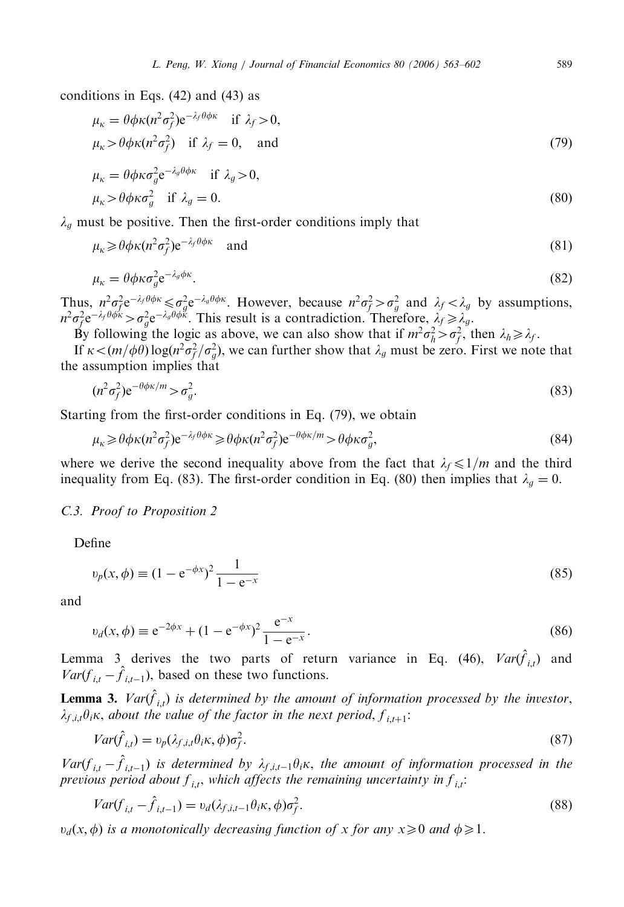conditions in Eqs. (42) and (43) as

$$\mu_\kappa = \theta\phi\kappa(n^2\sigma_f^2)e^{-\lambda_f\theta\phi\kappa} \quad \text{if } \lambda_f > 0,$$
$$\mu_\kappa > \theta\phi\kappa(n^2\sigma_f^2) \quad \text{if } \lambda_f = 0, \quad \text{and} \tag{79}$$

$$\mu_\kappa = \theta\phi\kappa\sigma_g^2 e^{-\lambda_g\theta\phi\kappa} \quad \text{if } \lambda_g > 0,$$
$$\mu_\kappa > \theta\phi\kappa\sigma_g^2 \quad \text{if } \lambda_g = 0. \tag{80}$$

$\lambda_g$ must be positive. Then the first-order conditions imply that

$$\mu_\kappa \geqslant \theta\phi\kappa(n^2\sigma_f^2)e^{-\lambda_f\theta\phi\kappa} \quad \text{and} \tag{81}$$

$$\mu_\kappa = \theta\phi\kappa\sigma_g^2 e^{-\lambda_g\phi\kappa}. \tag{82}$$

Thus, $n^2\sigma_f^2 e^{-\lambda_f\theta\phi\kappa} \leqslant \sigma_g^2 e^{-\lambda_g\theta\phi\kappa}$. However, because $n^2\sigma_f^2 > \sigma_g^2$ and $\lambda_f < \lambda_g$ by assumptions, $n^2\sigma_f^2 e^{-\lambda_f\theta\phi\kappa} > \sigma_g^2 e^{-\lambda_g\theta\phi\kappa}$. This result is a contradiction. Therefore, $\lambda_f \geqslant \lambda_g$.

By following the logic as above, we can also show that if $m^2\sigma_h^2 > \sigma_f^2$, then $\lambda_h \geqslant \lambda_f$.

If $\kappa < (m/\phi\theta)\log(n^2\sigma_f^2/\sigma_g^2)$, we can further show that $\lambda_g$ must be zero. First we note that the assumption implies that

$$(n^2\sigma_f^2)e^{-\theta\phi\kappa/m} > \sigma_g^2. \tag{83}$$

Starting from the first-order conditions in Eq. (79), we obtain

$$\mu_\kappa \geqslant \theta\phi\kappa(n^2\sigma_f^2)e^{-\lambda_f\theta\phi\kappa} \geqslant \theta\phi\kappa(n^2\sigma_f^2)e^{-\theta\phi\kappa/m} > \theta\phi\kappa\sigma_g^2, \tag{84}$$

where we derive the second inequality above from the fact that $\lambda_f \leqslant 1/m$ and the third inequality from Eq. (83). The first-order condition in Eq. (80) then implies that $\lambda_g = 0$.

### C.3. Proof to Proposition 2

Define

$$\upsilon_p(x, \phi) \equiv (1 - e^{-\phi x})^2 \frac{1}{1 - e^{-x}} \tag{85}$$

and

$$\upsilon_d(x, \phi) \equiv e^{-2\phi x} + (1 - e^{-\phi x})^2 \frac{e^{-x}}{1 - e^{-x}}. \tag{86}$$

Lemma 3 derives the two parts of return variance in Eq. (46), $Var(\hat{f}_{i,t})$ and $Var(f_{i,t} - \hat{f}_{i,t-1})$, based on these two functions.

**Lemma 3.** *$Var(\hat{f}_{i,t})$ is determined by the amount of information processed by the investor, $\lambda_{f,i,t}\theta_i\kappa$, about the value of the factor in the next period, $f_{i,t+1}$:*

$$Var(\hat{f}_{i,t}) = \upsilon_p(\lambda_{f,i,t}\theta_i\kappa, \phi)\sigma_f^2. \tag{87}$$

*$Var(f_{i,t} - \hat{f}_{i,t-1})$ is determined by $\lambda_{f,i,t-1}\theta_i\kappa$, the amount of information processed in the previous period about $f_{i,t}$, which affects the remaining uncertainty in $f_{i,t}$:*

$$Var(f_{i,t} - \hat{f}_{i,t-1}) = \upsilon_d(\lambda_{f,i,t-1}\theta_i\kappa, \phi)\sigma_f^2. \tag{88}$$

*$\upsilon_d(x, \phi)$ is a monotonically decreasing function of $x$ for any $x \geqslant 0$ and $\phi \geqslant 1$.*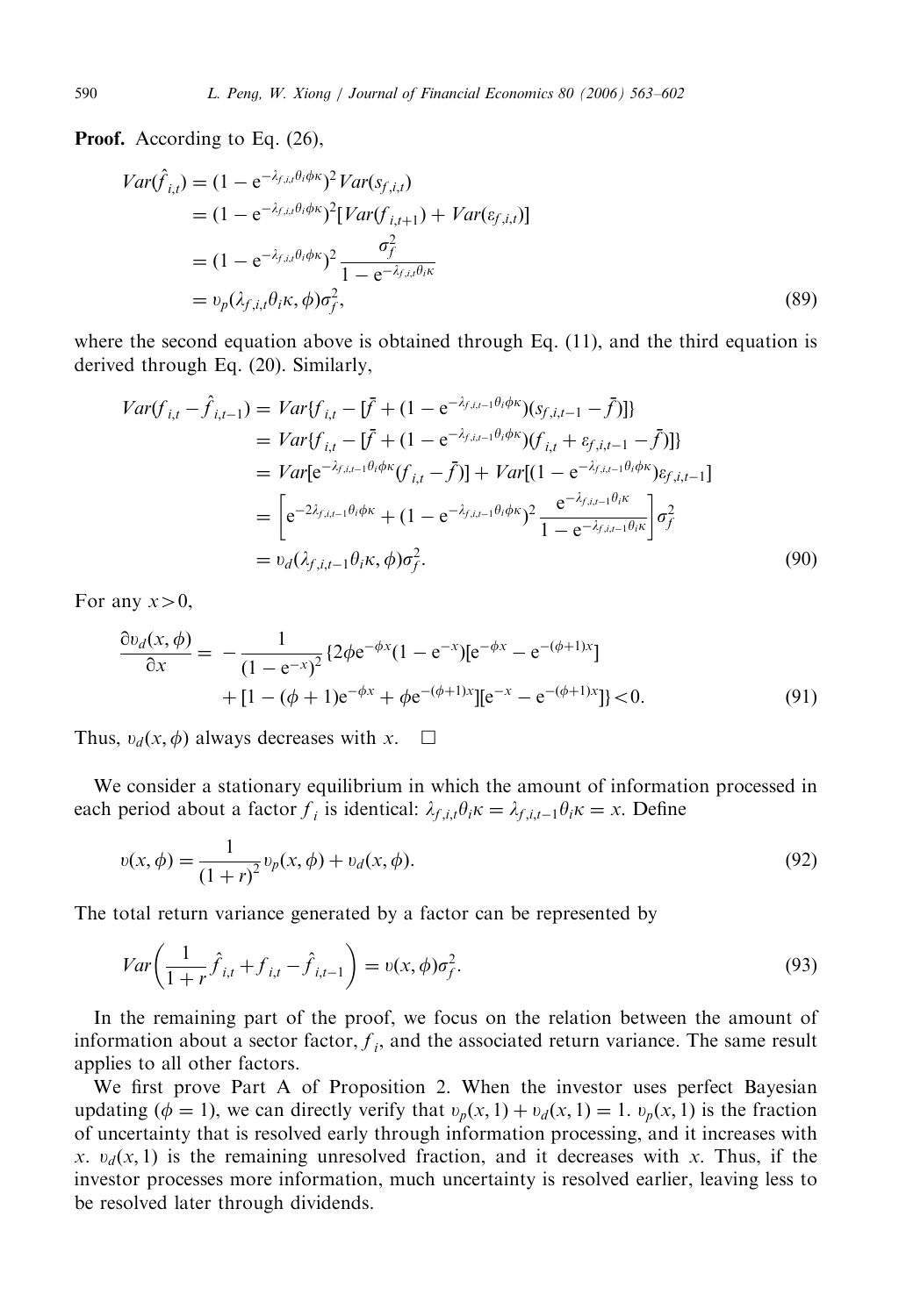**Proof.** According to Eq. (26),

$$
\begin{aligned}
Var(\hat{f}_{i,t}) &= (1 - e^{-\lambda_{f,i,t}\theta_i\phi\kappa})^2 Var(s_{f,i,t}) \\
&= (1 - e^{-\lambda_{f,i,t}\theta_i\phi\kappa})^2 [Var(f_{i,t+1}) + Var(\varepsilon_{f,i,t})] \\
&= (1 - e^{-\lambda_{f,i,t}\theta_i\phi\kappa})^2 \frac{\sigma_f^2}{1 - e^{-\lambda_{f,i,t}\theta_i\kappa}} \\
&= \upsilon_p(\lambda_{f,i,t}\theta_i\kappa, \phi)\sigma_f^2,
\end{aligned} \tag{89}
$$

where the second equation above is obtained through Eq. (11), and the third equation is derived through Eq. (20). Similarly,

$$
\begin{aligned}
Var(f_{i,t} - \hat{f}_{i,t-1}) &= Var\{f_{i,t} - [\bar{f} + (1 - e^{-\lambda_{f,i,t-1}\theta_i\phi\kappa})(s_{f,i,t-1} - \bar{f})]\} \\
&= Var\{f_{i,t} - [\bar{f} + (1 - e^{-\lambda_{f,i,t-1}\theta_i\phi\kappa})(f_{i,t} + \varepsilon_{f,i,t-1} - \bar{f})]\} \\
&= Var[e^{-\lambda_{f,i,t-1}\theta_i\phi\kappa}(f_{i,t} - \bar{f})] + Var[(1 - e^{-\lambda_{f,i,t-1}\theta_i\phi\kappa})\varepsilon_{f,i,t-1}] \\
&= \left[e^{-2\lambda_{f,i,t-1}\theta_i\phi\kappa} + (1 - e^{-\lambda_{f,i,t-1}\theta_i\phi\kappa})^2 \frac{e^{-\lambda_{f,i,t-1}\theta_i\kappa}}{1 - e^{-\lambda_{f,i,t-1}\theta_i\kappa}}\right]\sigma_f^2 \\
&= \upsilon_d(\lambda_{f,i,t-1}\theta_i\kappa, \phi)\sigma_f^2.
\end{aligned} \tag{90}
$$

For any $x > 0$,

$$
\begin{aligned}
\frac{\partial \upsilon_d(x, \phi)}{\partial x} = & -\frac{1}{(1 - e^{-x})^2}\{2\phi e^{-\phi x}(1 - e^{-x})[e^{-\phi x} - e^{-(\phi+1)x}] \\
& + [1 - (\phi + 1)e^{-\phi x} + \phi e^{-(\phi+1)x}][e^{-x} - e^{-(\phi+1)x}]\} < 0.
\end{aligned} \tag{91}
$$

Thus, $\upsilon_d(x, \phi)$ always decreases with $x$. $\square$

We consider a stationary equilibrium in which the amount of information processed in each period about a factor $f_i$ is identical: $\lambda_{f,i,t}\theta_i\kappa = \lambda_{f,i,t-1}\theta_i\kappa = x$. Define

$$
\upsilon(x, \phi) = \frac{1}{(1 + r)^2}\upsilon_p(x, \phi) + \upsilon_d(x, \phi). \tag{92}
$$

The total return variance generated by a factor can be represented by

$$
Var\left(\frac{1}{1 + r}\hat{f}_{i,t} + f_{i,t} - \hat{f}_{i,t-1}\right) = \upsilon(x, \phi)\sigma_f^2. \tag{93}
$$

In the remaining part of the proof, we focus on the relation between the amount of information about a sector factor, $f_i$, and the associated return variance. The same result applies to all other factors.

We first prove Part A of Proposition 2. When the investor uses perfect Bayesian updating ($\phi = 1$), we can directly verify that $\upsilon_p(x, 1) + \upsilon_d(x, 1) = 1$. $\upsilon_p(x, 1)$ is the fraction of uncertainty that is resolved early through information processing, and it increases with $x$. $\upsilon_d(x, 1)$ is the remaining unresolved fraction, and it decreases with $x$. Thus, if the investor processes more information, much uncertainty is resolved earlier, leaving less to be resolved later through dividends.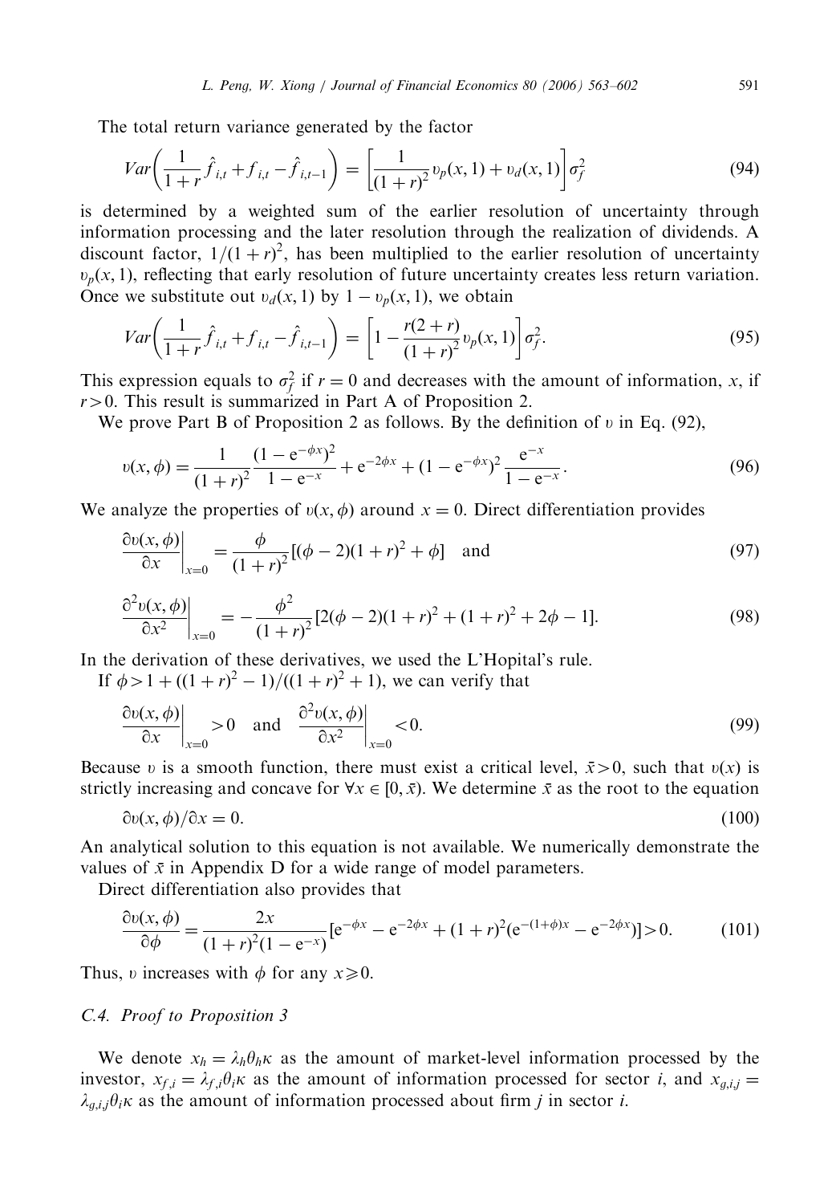The total return variance generated by the factor

$$Var\left(\frac{1}{1+r}\hat{f}_{i,t}+f_{i,t}-\hat{f}_{i,t-1}\right)=\left[\frac{1}{(1+r)^2}\upsilon_p(x,1)+\upsilon_d(x,1)\right]\sigma_f^2 \tag{94}$$

is determined by a weighted sum of the earlier resolution of uncertainty through information processing and the later resolution through the realization of dividends. A discount factor, $1/(1+r)^2$, has been multiplied to the earlier resolution of uncertainty $\upsilon_p(x,1)$, reflecting that early resolution of future uncertainty creates less return variation. Once we substitute out $\upsilon_d(x,1)$ by $1-\upsilon_p(x,1)$, we obtain

$$Var\left(\frac{1}{1+r}\hat{f}_{i,t}+f_{i,t}-\hat{f}_{i,t-1}\right)=\left[1-\frac{r(2+r)}{(1+r)^2}\upsilon_p(x,1)\right]\sigma_f^2. \tag{95}$$

This expression equals to $\sigma_f^2$ if $r=0$ and decreases with the amount of information, $x$, if $r>0$. This result is summarized in Part A of Proposition 2.

We prove Part B of Proposition 2 as follows. By the definition of $\upsilon$ in Eq. (92),

$$\upsilon(x,\phi)=\frac{1}{(1+r)^2}\frac{(1-e^{-\phi x})^2}{1-e^{-x}}+e^{-2\phi x}+(1-e^{-\phi x})^2\frac{e^{-x}}{1-e^{-x}}. \tag{96}$$

We analyze the properties of $\upsilon(x,\phi)$ around $x=0$. Direct differentiation provides

$$\left.\frac{\partial\upsilon(x,\phi)}{\partial x}\right|_{x=0}=\frac{\phi}{(1+r)^2}[(\phi-2)(1+r)^2+\phi] \quad \text{and} \tag{97}$$

$$\left.\frac{\partial^2\upsilon(x,\phi)}{\partial x^2}\right|_{x=0}=-\frac{\phi^2}{(1+r)^2}[2(\phi-2)(1+r)^2+(1+r)^2+2\phi-1]. \tag{98}$$

In the derivation of these derivatives, we used the L'Hopital's rule.

If $\phi>1+((1+r)^2-1)/((1+r)^2+1)$, we can verify that

$$\left.\frac{\partial\upsilon(x,\phi)}{\partial x}\right|_{x=0}>0 \quad \text{and} \quad \left.\frac{\partial^2\upsilon(x,\phi)}{\partial x^2}\right|_{x=0}<0. \tag{99}$$

Because $\upsilon$ is a smooth function, there must exist a critical level, $\bar{x}>0$, such that $\upsilon(x)$ is strictly increasing and concave for $\forall x\in[0,\bar{x})$. We determine $\bar{x}$ as the root to the equation

$$\partial\upsilon(x,\phi)/\partial x=0. \tag{100}$$

An analytical solution to this equation is not available. We numerically demonstrate the values of $\bar{x}$ in Appendix D for a wide range of model parameters.

Direct differentiation also provides that

$$\frac{\partial\upsilon(x,\phi)}{\partial\phi}=\frac{2x}{(1+r)^2(1-e^{-x})}[e^{-\phi x}-e^{-2\phi x}+(1+r)^2(e^{-(1+\phi)x}-e^{-2\phi x})]>0. \tag{101}$$

Thus, $\upsilon$ increases with $\phi$ for any $x\geqslant 0$.

### C.4. Proof to Proposition 3

We denote $x_h=\lambda_h\theta_h\kappa$ as the amount of market-level information processed by the investor, $x_{f,i}=\lambda_{f,i}\theta_i\kappa$ as the amount of information processed for sector $i$, and $x_{g,i,j}=\lambda_{g,i,j}\theta_i\kappa$ as the amount of information processed about firm $j$ in sector $i$.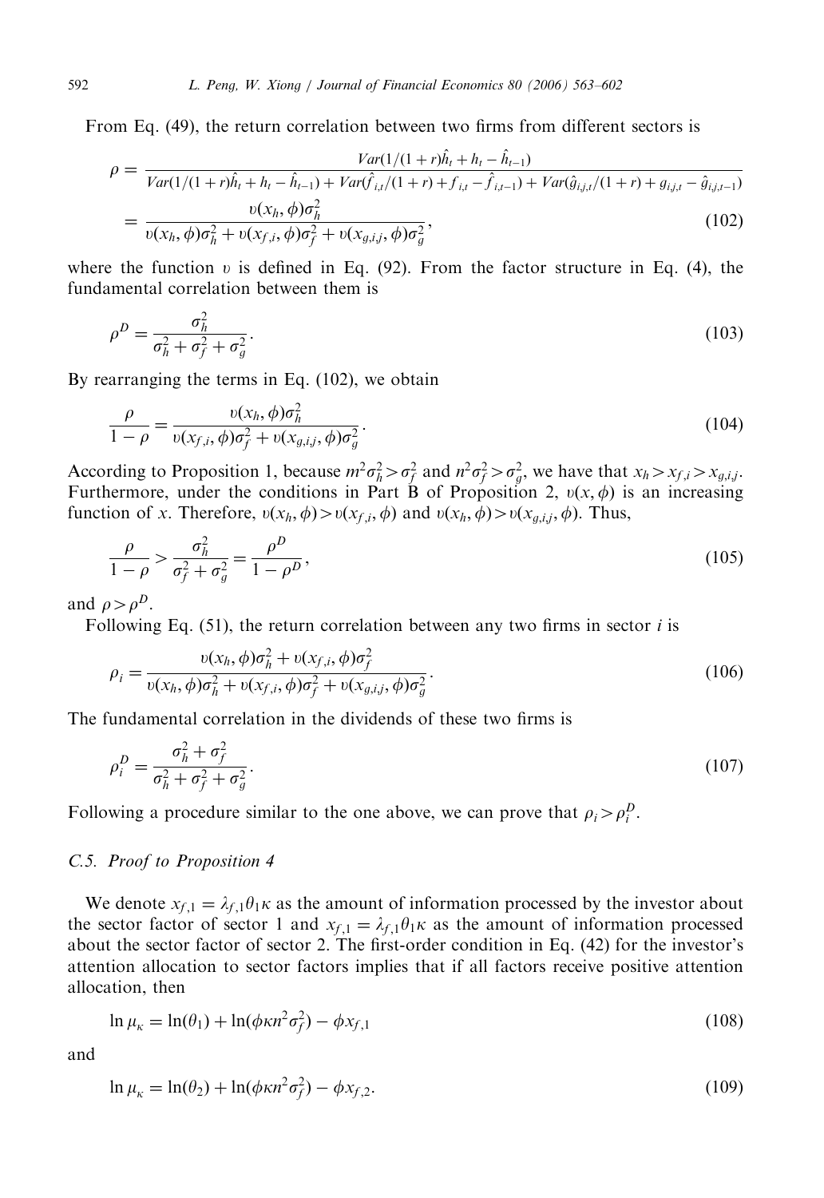From Eq. (49), the return correlation between two firms from different sectors is

$$\rho = \frac{Var(1/(1+r)\hat{h}_t + h_t - \hat{h}_{t-1})}{Var(1/(1+r)\hat{h}_t + h_t - \hat{h}_{t-1}) + Var(\hat{f}_{i,t}/(1+r) + f_{i,t} - \hat{f}_{i,t-1}) + Var(\hat{g}_{i,j,t}/(1+r) + g_{i,j,t} - \hat{g}_{i,j,t-1})}$$

$$= \frac{\upsilon(x_h, \phi)\sigma_h^2}{\upsilon(x_h, \phi)\sigma_h^2 + \upsilon(x_{f,i}, \phi)\sigma_f^2 + \upsilon(x_{g,i,j}, \phi)\sigma_g^2}, \tag{102}$$

where the function $\upsilon$ is defined in Eq. (92). From the factor structure in Eq. (4), the fundamental correlation between them is

$$\rho^D = \frac{\sigma_h^2}{\sigma_h^2 + \sigma_f^2 + \sigma_g^2}. \tag{103}$$

By rearranging the terms in Eq. (102), we obtain

$$\frac{\rho}{1-\rho} = \frac{\upsilon(x_h, \phi)\sigma_h^2}{\upsilon(x_{f,i}, \phi)\sigma_f^2 + \upsilon(x_{g,i,j}, \phi)\sigma_g^2}. \tag{104}$$

According to Proposition 1, because $m^2\sigma_h^2 > \sigma_f^2$ and $n^2\sigma_f^2 > \sigma_g^2$, we have that $x_h > x_{f,i} > x_{g,i,j}$. Furthermore, under the conditions in Part B of Proposition 2, $\upsilon(x, \phi)$ is an increasing function of $x$. Therefore, $\upsilon(x_h, \phi) > \upsilon(x_{f,i}, \phi)$ and $\upsilon(x_h, \phi) > \upsilon(x_{g,i,j}, \phi)$. Thus,

$$\frac{\rho}{1-\rho} > \frac{\sigma_h^2}{\sigma_f^2 + \sigma_g^2} = \frac{\rho^D}{1-\rho^D}, \tag{105}$$

and $\rho > \rho^D$.

Following Eq. (51), the return correlation between any two firms in sector $i$ is

$$\rho_i = \frac{\upsilon(x_h, \phi)\sigma_h^2 + \upsilon(x_{f,i}, \phi)\sigma_f^2}{\upsilon(x_h, \phi)\sigma_h^2 + \upsilon(x_{f,i}, \phi)\sigma_f^2 + \upsilon(x_{g,i,j}, \phi)\sigma_g^2}. \tag{106}$$

The fundamental correlation in the dividends of these two firms is

$$\rho_i^D = \frac{\sigma_h^2 + \sigma_f^2}{\sigma_h^2 + \sigma_f^2 + \sigma_g^2}. \tag{107}$$

Following a procedure similar to the one above, we can prove that $\rho_i > \rho_i^D$.

### C.5. Proof to Proposition 4

We denote $x_{f,1} = \lambda_{f,1}\theta_1\kappa$ as the amount of information processed by the investor about the sector factor of sector 1 and $x_{f,1} = \lambda_{f,1}\theta_1\kappa$ as the amount of information processed about the sector factor of sector 2. The first-order condition in Eq. (42) for the investor's attention allocation to sector factors implies that if all factors receive positive attention allocation, then

$$\ln \mu_\kappa = \ln(\theta_1) + \ln(\phi\kappa n^2\sigma_f^2) - \phi x_{f,1} \tag{108}$$

and

$$\ln \mu_\kappa = \ln(\theta_2) + \ln(\phi\kappa n^2\sigma_f^2) - \phi x_{f,2}. \tag{109}$$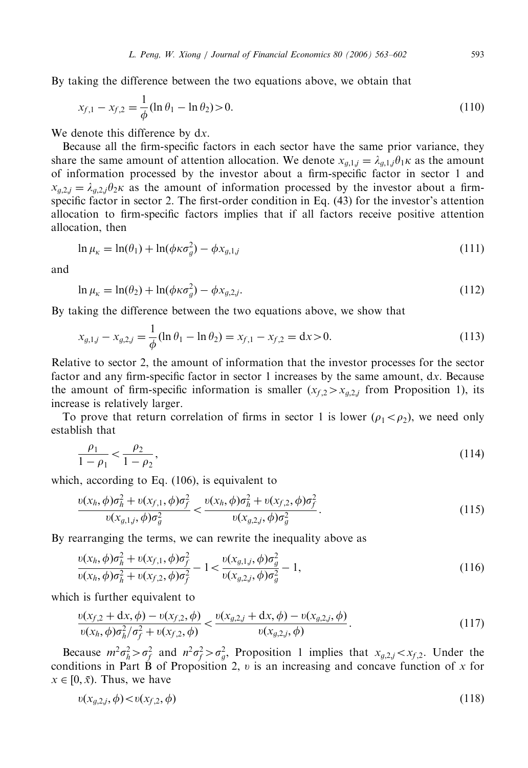By taking the difference between the two equations above, we obtain that

$$x_{f,1} - x_{f,2} = \frac{1}{\phi}(\ln \theta_1 - \ln \theta_2) > 0. \tag{110}$$

We denote this difference by $\mathrm{d}x$.

Because all the firm-specific factors in each sector have the same prior variance, they share the same amount of attention allocation. We denote $x_{g,1,j} = \lambda_{g,1,j}\theta_1\kappa$ as the amount of information processed by the investor about a firm-specific factor in sector 1 and $x_{g,2,j} = \lambda_{g,2,j}\theta_2\kappa$ as the amount of information processed by the investor about a firm-specific factor in sector 2. The first-order condition in Eq. (43) for the investor's attention allocation to firm-specific factors implies that if all factors receive positive attention allocation, then

$$\ln \mu_\kappa = \ln(\theta_1) + \ln(\phi\kappa\sigma_g^2) - \phi x_{g,1,j} \tag{111}$$

and

$$\ln \mu_\kappa = \ln(\theta_2) + \ln(\phi\kappa\sigma_g^2) - \phi x_{g,2,j}. \tag{112}$$

By taking the difference between the two equations above, we show that

$$x_{g,1,j} - x_{g,2,j} = \frac{1}{\phi}(\ln \theta_1 - \ln \theta_2) = x_{f,1} - x_{f,2} = \mathrm{d}x > 0. \tag{113}$$

Relative to sector 2, the amount of information that the investor processes for the sector factor and any firm-specific factor in sector 1 increases by the same amount, $\mathrm{d}x$. Because the amount of firm-specific information is smaller ($x_{f,2} > x_{g,2,j}$ from Proposition 1), its increase is relatively larger.

To prove that return correlation of firms in sector 1 is lower ($\rho_1 < \rho_2$), we need only establish that

$$\frac{\rho_1}{1-\rho_1} < \frac{\rho_2}{1-\rho_2}, \tag{114}$$

which, according to Eq. (106), is equivalent to

$$\frac{\upsilon(x_h,\phi)\sigma_h^2 + \upsilon(x_{f,1},\phi)\sigma_f^2}{\upsilon(x_{g,1,j},\phi)\sigma_g^2} < \frac{\upsilon(x_h,\phi)\sigma_h^2 + \upsilon(x_{f,2},\phi)\sigma_f^2}{\upsilon(x_{g,2,j},\phi)\sigma_g^2}. \tag{115}$$

By rearranging the terms, we can rewrite the inequality above as

$$\frac{\upsilon(x_h,\phi)\sigma_h^2 + \upsilon(x_{f,1},\phi)\sigma_f^2}{\upsilon(x_h,\phi)\sigma_h^2 + \upsilon(x_{f,2},\phi)\sigma_f^2} - 1 < \frac{\upsilon(x_{g,1,j},\phi)\sigma_g^2}{\upsilon(x_{g,2,j},\phi)\sigma_g^2} - 1, \tag{116}$$

which is further equivalent to

$$\frac{\upsilon(x_{f,2}+\mathrm{d}x,\phi) - \upsilon(x_{f,2},\phi)}{\upsilon(x_h,\phi)\sigma_h^2/\sigma_f^2 + \upsilon(x_{f,2},\phi)} < \frac{\upsilon(x_{g,2,j}+\mathrm{d}x,\phi) - \upsilon(x_{g,2,j},\phi)}{\upsilon(x_{g,2,j},\phi)}. \tag{117}$$

Because $m^2\sigma_h^2 > \sigma_f^2$ and $n^2\sigma_f^2 > \sigma_g^2$, Proposition 1 implies that $x_{g,2,j} < x_{f,2}$. Under the conditions in Part B of Proposition 2, $\upsilon$ is an increasing and concave function of $x$ for $x \in [0, \bar{x})$. Thus, we have

$$\upsilon(x_{g,2,j},\phi) < \upsilon(x_{f,2},\phi) \tag{118}$$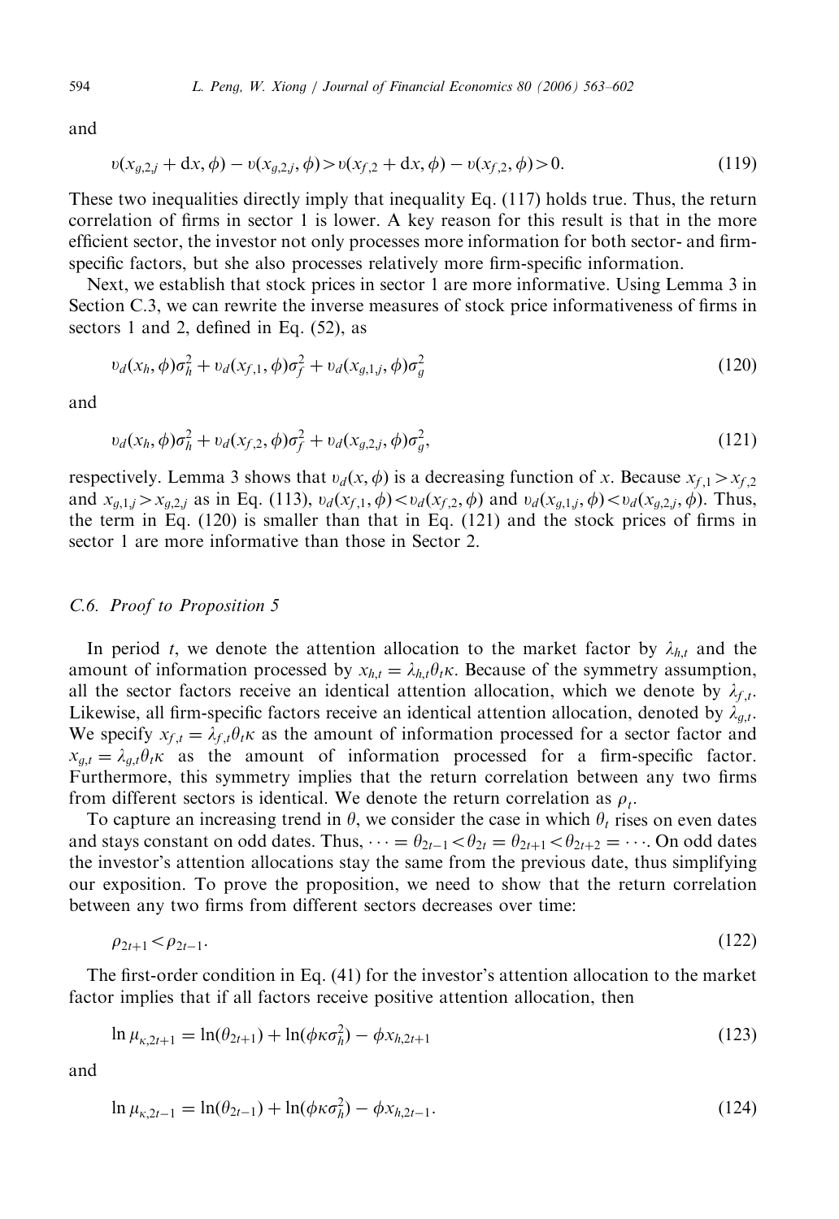and

$$\upsilon(x_{g,2,j} + \mathrm{d}x, \phi) - \upsilon(x_{g,2,j}, \phi) > \upsilon(x_{f,2} + \mathrm{d}x, \phi) - \upsilon(x_{f,2}, \phi) > 0. \tag{119}$$

These two inequalities directly imply that inequality Eq. (117) holds true. Thus, the return correlation of firms in sector 1 is lower. A key reason for this result is that in the more efficient sector, the investor not only processes more information for both sector- and firm-specific factors, but she also processes relatively more firm-specific information.

Next, we establish that stock prices in sector 1 are more informative. Using Lemma 3 in Section C.3, we can rewrite the inverse measures of stock price informativeness of firms in sectors 1 and 2, defined in Eq. (52), as

$$\upsilon_d(x_h, \phi)\sigma_h^2 + \upsilon_d(x_{f,1}, \phi)\sigma_f^2 + \upsilon_d(x_{g,1,j}, \phi)\sigma_g^2 \tag{120}$$

and

$$\upsilon_d(x_h, \phi)\sigma_h^2 + \upsilon_d(x_{f,2}, \phi)\sigma_f^2 + \upsilon_d(x_{g,2,j}, \phi)\sigma_g^2, \tag{121}$$

respectively. Lemma 3 shows that $\upsilon_d(x, \phi)$ is a decreasing function of $x$. Because $x_{f,1} > x_{f,2}$ and $x_{g,1,j} > x_{g,2,j}$ as in Eq. (113), $\upsilon_d(x_{f,1}, \phi) < \upsilon_d(x_{f,2}, \phi)$ and $\upsilon_d(x_{g,1,j}, \phi) < \upsilon_d(x_{g,2,j}, \phi)$. Thus, the term in Eq. (120) is smaller than that in Eq. (121) and the stock prices of firms in sector 1 are more informative than those in Sector 2.

### C.6. Proof to Proposition 5

In period $t$, we denote the attention allocation to the market factor by $\lambda_{h,t}$ and the amount of information processed by $x_{h,t} = \lambda_{h,t}\theta_t\kappa$. Because of the symmetry assumption, all the sector factors receive an identical attention allocation, which we denote by $\lambda_{f,t}$. Likewise, all firm-specific factors receive an identical attention allocation, denoted by $\lambda_{g,t}$. We specify $x_{f,t} = \lambda_{f,t}\theta_t\kappa$ as the amount of information processed for a sector factor and $x_{g,t} = \lambda_{g,t}\theta_t\kappa$ as the amount of information processed for a firm-specific factor. Furthermore, this symmetry implies that the return correlation between any two firms from different sectors is identical. We denote the return correlation as $\rho_t$.

To capture an increasing trend in $\theta$, we consider the case in which $\theta_t$ rises on even dates and stays constant on odd dates. Thus, $\cdots = \theta_{2t-1} < \theta_{2t} = \theta_{2t+1} < \theta_{2t+2} = \cdots$. On odd dates the investor's attention allocations stay the same from the previous date, thus simplifying our exposition. To prove the proposition, we need to show that the return correlation between any two firms from different sectors decreases over time:

$$\rho_{2t+1} < \rho_{2t-1}. \tag{122}$$

The first-order condition in Eq. (41) for the investor's attention allocation to the market factor implies that if all factors receive positive attention allocation, then

$$\ln \mu_{\kappa,2t+1} = \ln(\theta_{2t+1}) + \ln(\phi\kappa\sigma_h^2) - \phi x_{h,2t+1} \tag{123}$$

and

$$\ln \mu_{\kappa,2t-1} = \ln(\theta_{2t-1}) + \ln(\phi\kappa\sigma_h^2) - \phi x_{h,2t-1}. \tag{124}$$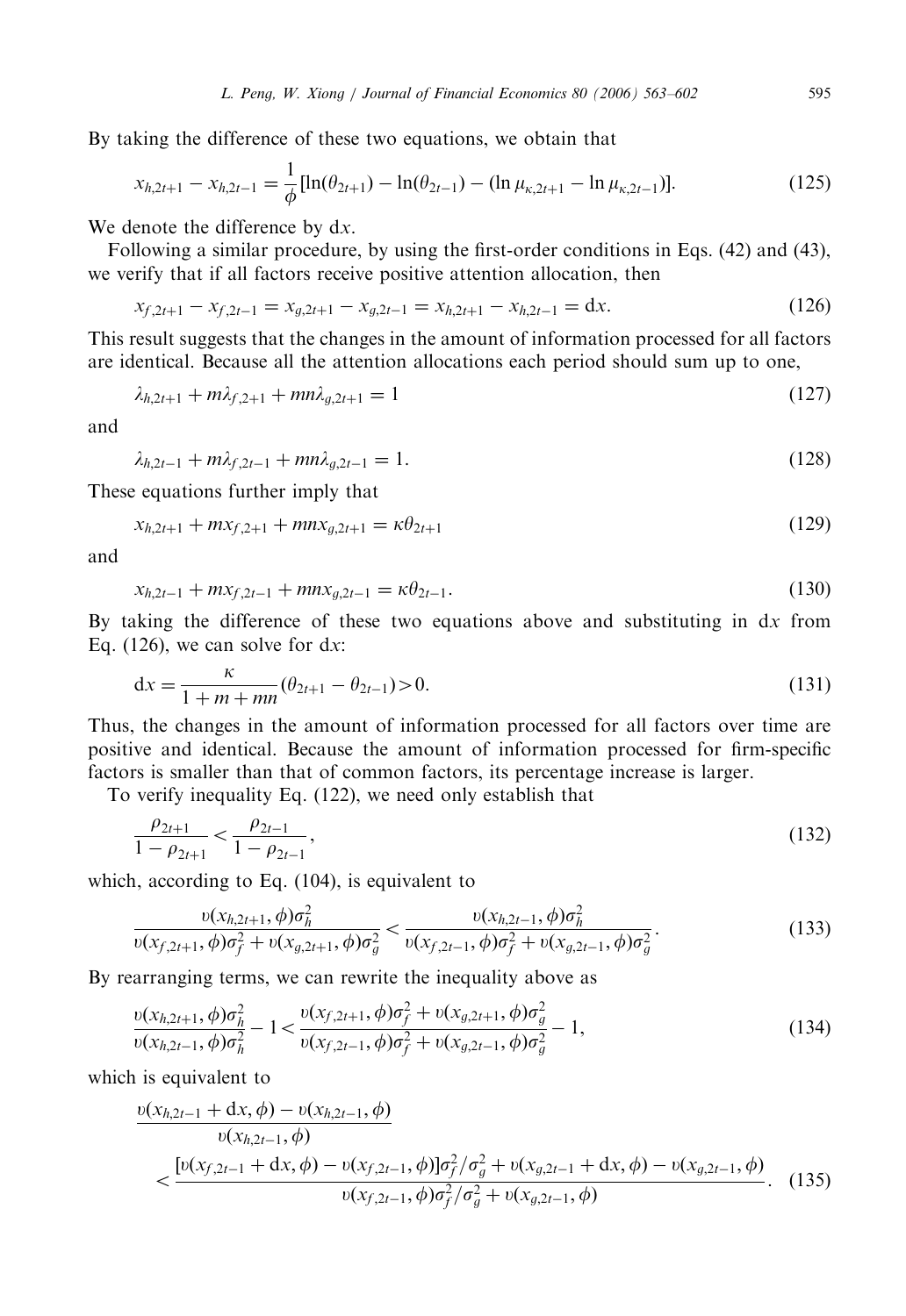By taking the difference of these two equations, we obtain that

$$x_{h,2t+1} - x_{h,2t-1} = \frac{1}{\phi}[\ln(\theta_{2t+1}) - \ln(\theta_{2t-1}) - (\ln \mu_{\kappa,2t+1} - \ln \mu_{\kappa,2t-1})]. \tag{125}$$

We denote the difference by $\mathrm{d}x$.

Following a similar procedure, by using the first-order conditions in Eqs. (42) and (43), we verify that if all factors receive positive attention allocation, then

$$x_{f,2t+1} - x_{f,2t-1} = x_{g,2t+1} - x_{g,2t-1} = x_{h,2t+1} - x_{h,2t-1} = \mathrm{d}x. \tag{126}$$

This result suggests that the changes in the amount of information processed for all factors are identical. Because all the attention allocations each period should sum up to one,

$$\lambda_{h,2t+1} + m\lambda_{f,2+1} + mn\lambda_{g,2t+1} = 1 \tag{127}$$

and

$$\lambda_{h,2t-1} + m\lambda_{f,2t-1} + mn\lambda_{g,2t-1} = 1. \tag{128}$$

These equations further imply that

$$x_{h,2t+1} + mx_{f,2+1} + mnx_{g,2t+1} = \kappa\theta_{2t+1} \tag{129}$$

and

$$x_{h,2t-1} + mx_{f,2t-1} + mnx_{g,2t-1} = \kappa\theta_{2t-1}. \tag{130}$$

By taking the difference of these two equations above and substituting in $\mathrm{d}x$ from Eq. (126), we can solve for $\mathrm{d}x$:

$$\mathrm{d}x = \frac{\kappa}{1+m+mn}(\theta_{2t+1} - \theta_{2t-1}) > 0. \tag{131}$$

Thus, the changes in the amount of information processed for all factors over time are positive and identical. Because the amount of information processed for firm-specific factors is smaller than that of common factors, its percentage increase is larger.

To verify inequality Eq. (122), we need only establish that

$$\frac{\rho_{2t+1}}{1-\rho_{2t+1}} < \frac{\rho_{2t-1}}{1-\rho_{2t-1}}, \tag{132}$$

which, according to Eq. (104), is equivalent to

$$\frac{\upsilon(x_{h,2t+1},\phi)\sigma_h^2}{\upsilon(x_{f,2t+1},\phi)\sigma_f^2 + \upsilon(x_{g,2t+1},\phi)\sigma_g^2} < \frac{\upsilon(x_{h,2t-1},\phi)\sigma_h^2}{\upsilon(x_{f,2t-1},\phi)\sigma_f^2 + \upsilon(x_{g,2t-1},\phi)\sigma_g^2}. \tag{133}$$

By rearranging terms, we can rewrite the inequality above as

$$\frac{\upsilon(x_{h,2t+1},\phi)\sigma_h^2}{\upsilon(x_{h,2t-1},\phi)\sigma_h^2} - 1 < \frac{\upsilon(x_{f,2t+1},\phi)\sigma_f^2 + \upsilon(x_{g,2t+1},\phi)\sigma_g^2}{\upsilon(x_{f,2t-1},\phi)\sigma_f^2 + \upsilon(x_{g,2t-1},\phi)\sigma_g^2} - 1, \tag{134}$$

which is equivalent to

$$\frac{\upsilon(x_{h,2t-1}+\mathrm{d}x,\phi) - \upsilon(x_{h,2t-1},\phi)}{\upsilon(x_{h,2t-1},\phi)} < \frac{[\upsilon(x_{f,2t-1}+\mathrm{d}x,\phi) - \upsilon(x_{f,2t-1},\phi)]\sigma_f^2/\sigma_g^2 + \upsilon(x_{g,2t-1}+\mathrm{d}x,\phi) - \upsilon(x_{g,2t-1},\phi)}{\upsilon(x_{f,2t-1},\phi)\sigma_f^2/\sigma_g^2 + \upsilon(x_{g,2t-1},\phi)}. \tag{135}$$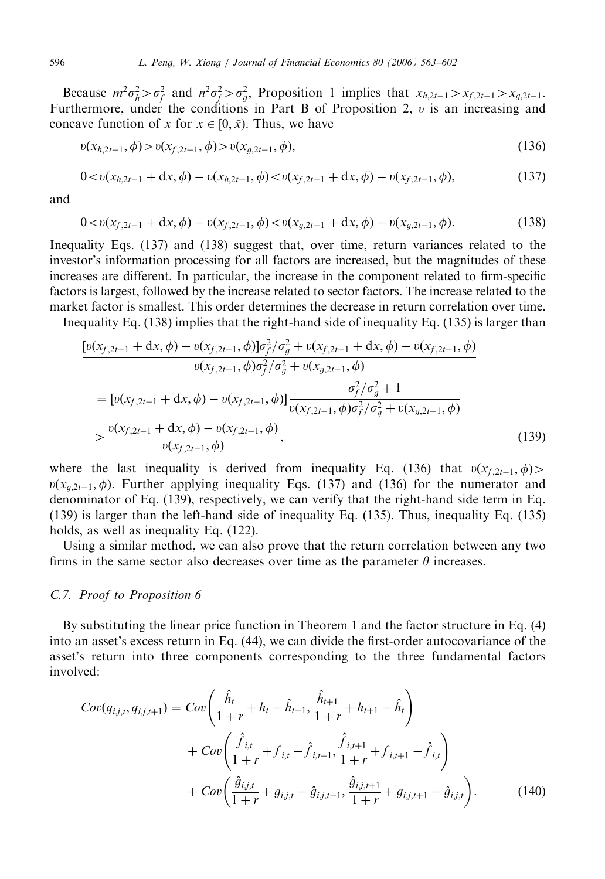Because $m^2\sigma_h^2 > \sigma_f^2$ and $n^2\sigma_f^2 > \sigma_g^2$, Proposition 1 implies that $x_{h,2t-1} > x_{f,2t-1} > x_{g,2t-1}$. Furthermore, under the conditions in Part B of Proposition 2, $\upsilon$ is an increasing and concave function of $x$ for $x \in [0, \bar{x})$. Thus, we have

$$\upsilon(x_{h,2t-1}, \phi) > \upsilon(x_{f,2t-1}, \phi) > \upsilon(x_{g,2t-1}, \phi), \tag{136}$$

$$0 < \upsilon(x_{h,2t-1} + \mathrm{d}x, \phi) - \upsilon(x_{h,2t-1}, \phi) < \upsilon(x_{f,2t-1} + \mathrm{d}x, \phi) - \upsilon(x_{f,2t-1}, \phi), \tag{137}$$

and

$$0 < \upsilon(x_{f,2t-1} + \mathrm{d}x, \phi) - \upsilon(x_{f,2t-1}, \phi) < \upsilon(x_{g,2t-1} + \mathrm{d}x, \phi) - \upsilon(x_{g,2t-1}, \phi). \tag{138}$$

Inequality Eqs. (137) and (138) suggest that, over time, return variances related to the investor's information processing for all factors are increased, but the magnitudes of these increases are different. In particular, the increase in the component related to firm-specific factors is largest, followed by the increase related to sector factors. The increase related to the market factor is smallest. This order determines the decrease in return correlation over time.

Inequality Eq. (138) implies that the right-hand side of inequality Eq. (135) is larger than

$$\begin{aligned}
&\frac{[\upsilon(x_{f,2t-1} + \mathrm{d}x, \phi) - \upsilon(x_{f,2t-1}, \phi)]\sigma_f^2/\sigma_g^2 + \upsilon(x_{f,2t-1} + \mathrm{d}x, \phi) - \upsilon(x_{f,2t-1}, \phi)}{\upsilon(x_{f,2t-1}, \phi)\sigma_f^2/\sigma_g^2 + \upsilon(x_{g,2t-1}, \phi)} \\
&= [\upsilon(x_{f,2t-1} + \mathrm{d}x, \phi) - \upsilon(x_{f,2t-1}, \phi)]\frac{\sigma_f^2/\sigma_g^2 + 1}{\upsilon(x_{f,2t-1}, \phi)\sigma_f^2/\sigma_g^2 + \upsilon(x_{g,2t-1}, \phi)} \\
&> \frac{\upsilon(x_{f,2t-1} + \mathrm{d}x, \phi) - \upsilon(x_{f,2t-1}, \phi)}{\upsilon(x_{f,2t-1}, \phi)},
\end{aligned} \tag{139}$$

where the last inequality is derived from inequality Eq. (136) that $\upsilon(x_{f,2t-1}, \phi) > \upsilon(x_{g,2t-1}, \phi)$. Further applying inequality Eqs. (137) and (136) for the numerator and denominator of Eq. (139), respectively, we can verify that the right-hand side term in Eq. (139) is larger than the left-hand side of inequality Eq. (135). Thus, inequality Eq. (135) holds, as well as inequality Eq. (122).

Using a similar method, we can also prove that the return correlation between any two firms in the same sector also decreases over time as the parameter $\theta$ increases.

### C.7. Proof to Proposition 6

By substituting the linear price function in Theorem 1 and the factor structure in Eq. (4) into an asset's excess return in Eq. (44), we can divide the first-order autocovariance of the asset's return into three components corresponding to the three fundamental factors involved:

$$\begin{aligned}
Cov(q_{i,j,t}, q_{i,j,t+1}) = {} & Cov\left(\frac{\hat{h}_t}{1+r} + h_t - \hat{h}_{t-1}, \frac{\hat{h}_{t+1}}{1+r} + h_{t+1} - \hat{h}_t\right) \\
& + Cov\left(\frac{\hat{f}_{i,t}}{1+r} + f_{i,t} - \hat{f}_{i,t-1}, \frac{\hat{f}_{i,t+1}}{1+r} + f_{i,t+1} - \hat{f}_{i,t}\right) \\
& + Cov\left(\frac{\hat{g}_{i,j,t}}{1+r} + g_{i,j,t} - \hat{g}_{i,j,t-1}, \frac{\hat{g}_{i,j,t+1}}{1+r} + g_{i,j,t+1} - \hat{g}_{i,j,t}\right).
\end{aligned} \tag{140}$$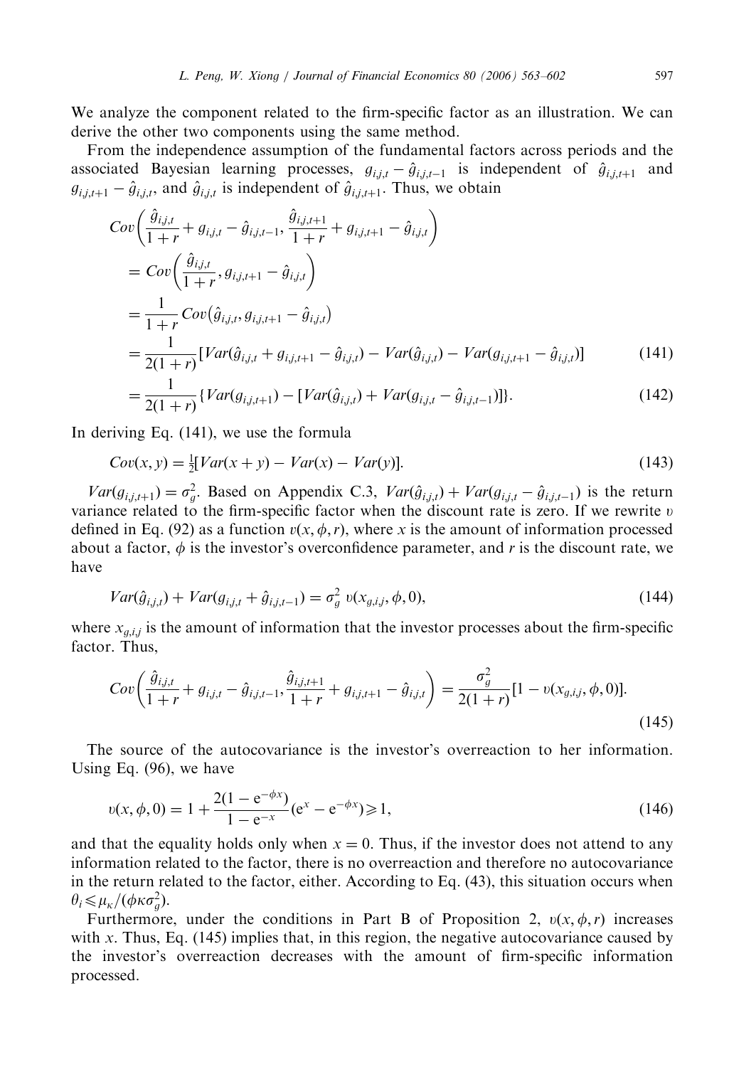We analyze the component related to the firm-specific factor as an illustration. We can derive the other two components using the same method.

From the independence assumption of the fundamental factors across periods and the associated Bayesian learning processes, $g_{i,j,t} - \hat{g}_{i,j,t-1}$ is independent of $\hat{g}_{i,j,t+1}$ and $g_{i,j,t+1} - \hat{g}_{i,j,t}$, and $\hat{g}_{i,j,t}$ is independent of $\hat{g}_{i,j,t+1}$. Thus, we obtain

$$
\begin{aligned}
& Cov\left(\frac{\hat{g}_{i,j,t}}{1+r} + g_{i,j,t} - \hat{g}_{i,j,t-1}, \frac{\hat{g}_{i,j,t+1}}{1+r} + g_{i,j,t+1} - \hat{g}_{i,j,t}\right) \\
&= Cov\left(\frac{\hat{g}_{i,j,t}}{1+r}, g_{i,j,t+1} - \hat{g}_{i,j,t}\right) \\
&= \frac{1}{1+r} Cov\left(\hat{g}_{i,j,t}, g_{i,j,t+1} - \hat{g}_{i,j,t}\right) \\
&= \frac{1}{2(1+r)}[Var(\hat{g}_{i,j,t} + g_{i,j,t+1} - \hat{g}_{i,j,t}) - Var(\hat{g}_{i,j,t}) - Var(g_{i,j,t+1} - \hat{g}_{i,j,t})] \qquad (141) \\
&= \frac{1}{2(1+r)}\{Var(g_{i,j,t+1}) - [Var(\hat{g}_{i,j,t}) + Var(g_{i,j,t} - \hat{g}_{i,j,t-1})]\}. \qquad (142)
\end{aligned}
$$

In deriving Eq. (141), we use the formula

$$
Cov(x, y) = \tfrac{1}{2}[Var(x+y) - Var(x) - Var(y)]. \qquad (143)
$$

$Var(g_{i,j,t+1}) = \sigma_g^2$. Based on Appendix C.3, $Var(\hat{g}_{i,j,t}) + Var(g_{i,j,t} - \hat{g}_{i,j,t-1})$ is the return variance related to the firm-specific factor when the discount rate is zero. If we rewrite $\upsilon$ defined in Eq. (92) as a function $\upsilon(x, \phi, r)$, where $x$ is the amount of information processed about a factor, $\phi$ is the investor's overconfidence parameter, and $r$ is the discount rate, we have

$$
Var(\hat{g}_{i,j,t}) + Var(g_{i,j,t} + \hat{g}_{i,j,t-1}) = \sigma_g^2 \; \upsilon(x_{g,i,j}, \phi, 0), \qquad (144)
$$

where $x_{g,i,j}$ is the amount of information that the investor processes about the firm-specific factor. Thus,

$$
Cov\left(\frac{\hat{g}_{i,j,t}}{1+r} + g_{i,j,t} - \hat{g}_{i,j,t-1}, \frac{\hat{g}_{i,j,t+1}}{1+r} + g_{i,j,t+1} - \hat{g}_{i,j,t}\right) = \frac{\sigma_g^2}{2(1+r)}[1 - \upsilon(x_{g,i,j}, \phi, 0)]. \qquad (145)
$$

The source of the autocovariance is the investor's overreaction to her information. Using Eq. (96), we have

$$
\upsilon(x, \phi, 0) = 1 + \frac{2(1 - e^{-\phi x})}{1 - e^{-x}}(e^{x} - e^{-\phi x}) \geqslant 1, \qquad (146)
$$

and that the equality holds only when $x = 0$. Thus, if the investor does not attend to any information related to the factor, there is no overreaction and therefore no autocovariance in the return related to the factor, either. According to Eq. (43), this situation occurs when $\theta_i \leqslant \mu_\kappa/(\phi\kappa\sigma_g^2)$.

Furthermore, under the conditions in Part B of Proposition 2, $\upsilon(x, \phi, r)$ increases with $x$. Thus, Eq. (145) implies that, in this region, the negative autocovariance caused by the investor's overreaction decreases with the amount of firm-specific information processed.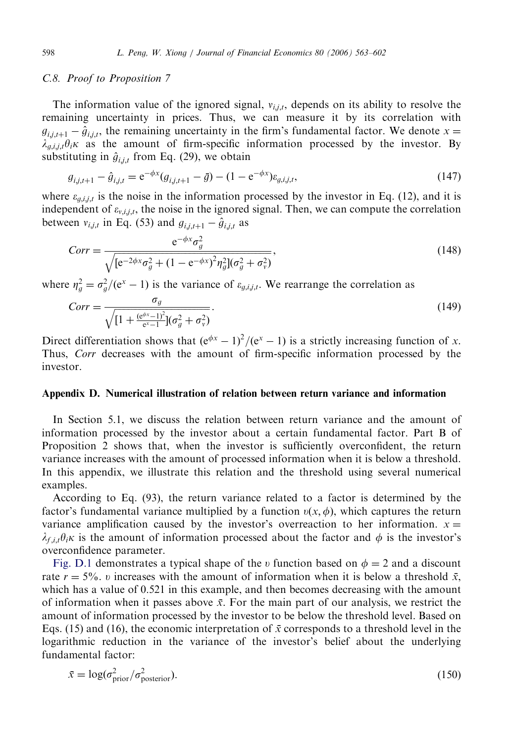### C.8. Proof to Proposition 7

The information value of the ignored signal, $v_{i,j,t}$, depends on its ability to resolve the remaining uncertainty in prices. Thus, we can measure it by its correlation with $g_{i,j,t+1} - \hat{g}_{i,j,t}$, the remaining uncertainty in the firm's fundamental factor. We denote $x = \lambda_{g,i,j,t}\theta_i\kappa$ as the amount of firm-specific information processed by the investor. By substituting in $\hat{g}_{i,j,t}$ from Eq. (29), we obtain

$$g_{i,j,t+1} - \hat{g}_{i,j,t} = \mathrm{e}^{-\phi x}(g_{i,j,t+1} - \bar{g}) - (1 - \mathrm{e}^{-\phi x})\varepsilon_{g,i,j,t}, \tag{147}$$

where $\varepsilon_{g,i,j,t}$ is the noise in the information processed by the investor in Eq. (12), and it is independent of $\varepsilon_{v,i,j,t}$, the noise in the ignored signal. Then, we can compute the correlation between $v_{i,j,t}$ in Eq. (53) and $g_{i,j,t+1} - \hat{g}_{i,j,t}$ as

$$Corr = \frac{\mathrm{e}^{-\phi x}\sigma_g^2}{\sqrt{[\mathrm{e}^{-2\phi x}\sigma_g^2 + (1 - \mathrm{e}^{-\phi x})^2\eta_g^2](\sigma_g^2 + \sigma_v^2)}}, \tag{148}$$

where $\eta_g^2 = \sigma_g^2/(\mathrm{e}^x - 1)$ is the variance of $\varepsilon_{g,i,j,t}$. We rearrange the correlation as

$$Corr = \frac{\sigma_g}{\sqrt{[1 + \frac{(\mathrm{e}^{\phi x}-1)^2}{\mathrm{e}^x - 1}](\sigma_g^2 + \sigma_v^2)}}. \tag{149}$$

Direct differentiation shows that $(\mathrm{e}^{\phi x} - 1)^2/(\mathrm{e}^x - 1)$ is a strictly increasing function of $x$. Thus, *Corr* decreases with the amount of firm-specific information processed by the investor.

## Appendix D. Numerical illustration of relation between return variance and information

In Section 5.1, we discuss the relation between return variance and the amount of information processed by the investor about a certain fundamental factor. Part B of Proposition 2 shows that, when the investor is sufficiently overconfident, the return variance increases with the amount of processed information when it is below a threshold. In this appendix, we illustrate this relation and the threshold using several numerical examples.

According to Eq. (93), the return variance related to a factor is determined by the factor's fundamental variance multiplied by a function $\upsilon(x, \phi)$, which captures the return variance amplification caused by the investor's overreaction to her information. $x = \lambda_{f,i,t}\theta_i\kappa$ is the amount of information processed about the factor and $\phi$ is the investor's overconfidence parameter.

Fig. D.1 demonstrates a typical shape of the $\upsilon$ function based on $\phi = 2$ and a discount rate $r = 5\%$. $\upsilon$ increases with the amount of information when it is below a threshold $\bar{x}$, which has a value of 0.521 in this example, and then becomes decreasing with the amount of information when it passes above $\bar{x}$. For the main part of our analysis, we restrict the amount of information processed by the investor to be below the threshold level. Based on Eqs. (15) and (16), the economic interpretation of $\bar{x}$ corresponds to a threshold level in the logarithmic reduction in the variance of the investor's belief about the underlying fundamental factor:

$$\bar{x} = \log(\sigma_{\text{prior}}^2/\sigma_{\text{posterior}}^2). \tag{150}$$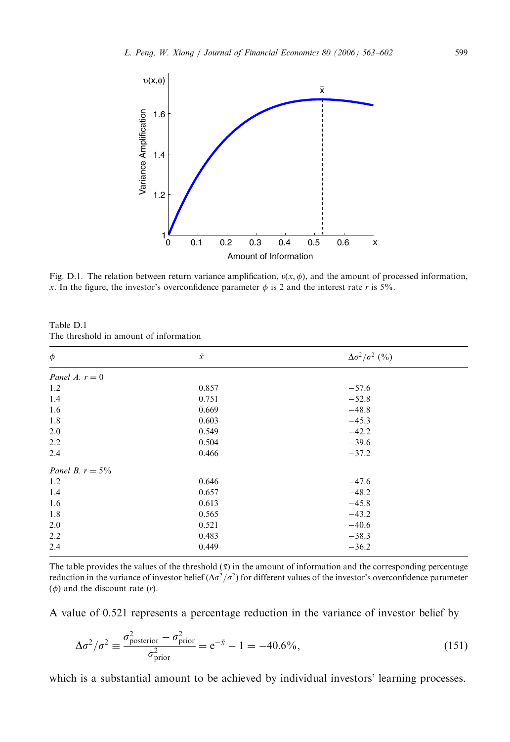Fig. D.1. The relation between return variance amplification, $\upsilon(x,\phi)$, and the amount of processed information, $x$. In the figure, the investor's overconfidence parameter $\phi$ is 2 and the interest rate $r$ is 5%.

Table D.1
The threshold in amount of information

| $\phi$ | $\bar{x}$ | $\Delta\sigma^2/\sigma^2$ (%) |
|---|---|---|
| *Panel A.* $r = 0$ | | |
| 1.2 | 0.857 | −57.6 |
| 1.4 | 0.751 | −52.8 |
| 1.6 | 0.669 | −48.8 |
| 1.8 | 0.603 | −45.3 |
| 2.0 | 0.549 | −42.2 |
| 2.2 | 0.504 | −39.6 |
| 2.4 | 0.466 | −37.2 |
| *Panel B.* $r = 5\%$ | | |
| 1.2 | 0.646 | −47.6 |
| 1.4 | 0.657 | −48.2 |
| 1.6 | 0.613 | −45.8 |
| 1.8 | 0.565 | −43.2 |
| 2.0 | 0.521 | −40.6 |
| 2.2 | 0.483 | −38.3 |
| 2.4 | 0.449 | −36.2 |

The table provides the values of the threshold ($\bar{x}$) in the amount of information and the corresponding percentage reduction in the variance of investor belief ($\Delta\sigma^2/\sigma^2$) for different values of the investor's overconfidence parameter ($\phi$) and the discount rate ($r$).

A value of 0.521 represents a percentage reduction in the variance of investor belief by

$$\Delta\sigma^2/\sigma^2 \equiv \frac{\sigma^2_{\text{posterior}} - \sigma^2_{\text{prior}}}{\sigma^2_{\text{prior}}} = e^{-\bar{x}} - 1 = -40.6\%, \tag{151}$$

which is a substantial amount to be achieved by individual investors' learning processes.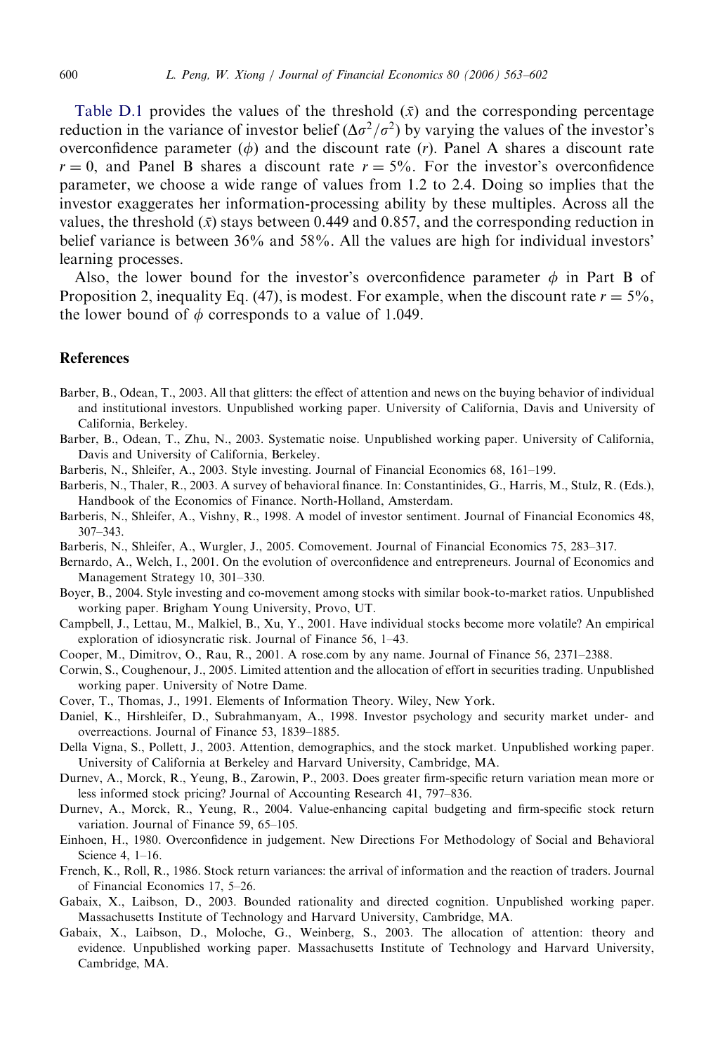Table D.1 provides the values of the threshold ($\bar{x}$) and the corresponding percentage reduction in the variance of investor belief ($\Delta\sigma^2/\sigma^2$) by varying the values of the investor's overconfidence parameter ($\phi$) and the discount rate ($r$). Panel A shares a discount rate $r = 0$, and Panel B shares a discount rate $r = 5\%$. For the investor's overconfidence parameter, we choose a wide range of values from 1.2 to 2.4. Doing so implies that the investor exaggerates her information-processing ability by these multiples. Across all the values, the threshold ($\bar{x}$) stays between 0.449 and 0.857, and the corresponding reduction in belief variance is between 36% and 58%. All the values are high for individual investors' learning processes.

Also, the lower bound for the investor's overconfidence parameter $\phi$ in Part B of Proposition 2, inequality Eq. (47), is modest. For example, when the discount rate $r = 5\%$, the lower bound of $\phi$ corresponds to a value of 1.049.

## References

Barber, B., Odean, T., 2003. All that glitters: the effect of attention and news on the buying behavior of individual and institutional investors. Unpublished working paper. University of California, Davis and University of California, Berkeley.

Barber, B., Odean, T., Zhu, N., 2003. Systematic noise. Unpublished working paper. University of California, Davis and University of California, Berkeley.

Barberis, N., Shleifer, A., 2003. Style investing. Journal of Financial Economics 68, 161–199.

Barberis, N., Thaler, R., 2003. A survey of behavioral finance. In: Constantinides, G., Harris, M., Stulz, R. (Eds.), Handbook of the Economics of Finance. North-Holland, Amsterdam.

Barberis, N., Shleifer, A., Vishny, R., 1998. A model of investor sentiment. Journal of Financial Economics 48, 307–343.

Barberis, N., Shleifer, A., Wurgler, J., 2005. Comovement. Journal of Financial Economics 75, 283–317.

Bernardo, A., Welch, I., 2001. On the evolution of overconfidence and entrepreneurs. Journal of Economics and Management Strategy 10, 301–330.

Boyer, B., 2004. Style investing and co-movement among stocks with similar book-to-market ratios. Unpublished working paper. Brigham Young University, Provo, UT.

Campbell, J., Lettau, M., Malkiel, B., Xu, Y., 2001. Have individual stocks become more volatile? An empirical exploration of idiosyncratic risk. Journal of Finance 56, 1–43.

Cooper, M., Dimitrov, O., Rau, R., 2001. A rose.com by any name. Journal of Finance 56, 2371–2388.

Corwin, S., Coughenour, J., 2005. Limited attention and the allocation of effort in securities trading. Unpublished working paper. University of Notre Dame.

Cover, T., Thomas, J., 1991. Elements of Information Theory. Wiley, New York.

Daniel, K., Hirshleifer, D., Subrahmanyam, A., 1998. Investor psychology and security market under- and overreactions. Journal of Finance 53, 1839–1885.

Della Vigna, S., Pollett, J., 2003. Attention, demographics, and the stock market. Unpublished working paper. University of California at Berkeley and Harvard University, Cambridge, MA.

Durnev, A., Morck, R., Yeung, B., Zarowin, P., 2003. Does greater firm-specific return variation mean more or less informed stock pricing? Journal of Accounting Research 41, 797–836.

Durnev, A., Morck, R., Yeung, R., 2004. Value-enhancing capital budgeting and firm-specific stock return variation. Journal of Finance 59, 65–105.

Einhoen, H., 1980. Overconfidence in judgement. New Directions For Methodology of Social and Behavioral Science 4, 1–16.

French, K., Roll, R., 1986. Stock return variances: the arrival of information and the reaction of traders. Journal of Financial Economics 17, 5–26.

Gabaix, X., Laibson, D., 2003. Bounded rationality and directed cognition. Unpublished working paper. Massachusetts Institute of Technology and Harvard University, Cambridge, MA.

Gabaix, X., Laibson, D., Moloche, G., Weinberg, S., 2003. The allocation of attention: theory and evidence. Unpublished working paper. Massachusetts Institute of Technology and Harvard University, Cambridge, MA.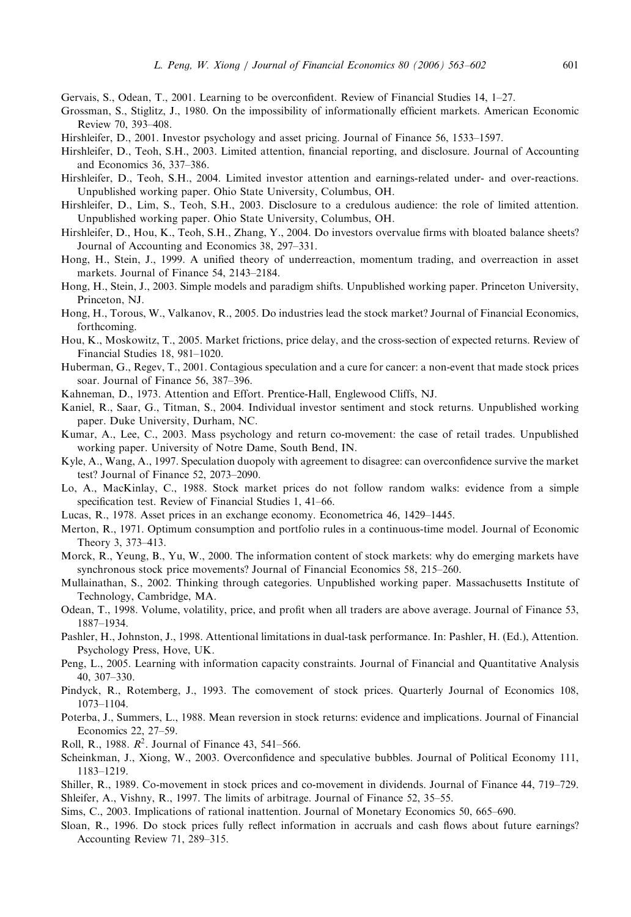Gervais, S., Odean, T., 2001. Learning to be overconfident. Review of Financial Studies 14, 1–27.

Grossman, S., Stiglitz, J., 1980. On the impossibility of informationally efficient markets. American Economic Review 70, 393–408.

Hirshleifer, D., 2001. Investor psychology and asset pricing. Journal of Finance 56, 1533–1597.

Hirshleifer, D., Teoh, S.H., 2003. Limited attention, financial reporting, and disclosure. Journal of Accounting and Economics 36, 337–386.

Hirshleifer, D., Teoh, S.H., 2004. Limited investor attention and earnings-related under- and over-reactions. Unpublished working paper. Ohio State University, Columbus, OH.

Hirshleifer, D., Lim, S., Teoh, S.H., 2003. Disclosure to a credulous audience: the role of limited attention. Unpublished working paper. Ohio State University, Columbus, OH.

Hirshleifer, D., Hou, K., Teoh, S.H., Zhang, Y., 2004. Do investors overvalue firms with bloated balance sheets? Journal of Accounting and Economics 38, 297–331.

Hong, H., Stein, J., 1999. A unified theory of underreaction, momentum trading, and overreaction in asset markets. Journal of Finance 54, 2143–2184.

Hong, H., Stein, J., 2003. Simple models and paradigm shifts. Unpublished working paper. Princeton University, Princeton, NJ.

Hong, H., Torous, W., Valkanov, R., 2005. Do industries lead the stock market? Journal of Financial Economics, forthcoming.

Hou, K., Moskowitz, T., 2005. Market frictions, price delay, and the cross-section of expected returns. Review of Financial Studies 18, 981–1020.

Huberman, G., Regev, T., 2001. Contagious speculation and a cure for cancer: a non-event that made stock prices soar. Journal of Finance 56, 387–396.

Kahneman, D., 1973. Attention and Effort. Prentice-Hall, Englewood Cliffs, NJ.

Kaniel, R., Saar, G., Titman, S., 2004. Individual investor sentiment and stock returns. Unpublished working paper. Duke University, Durham, NC.

Kumar, A., Lee, C., 2003. Mass psychology and return co-movement: the case of retail trades. Unpublished working paper. University of Notre Dame, South Bend, IN.

Kyle, A., Wang, A., 1997. Speculation duopoly with agreement to disagree: can overconfidence survive the market test? Journal of Finance 52, 2073–2090.

Lo, A., MacKinlay, C., 1988. Stock market prices do not follow random walks: evidence from a simple specification test. Review of Financial Studies 1, 41–66.

Lucas, R., 1978. Asset prices in an exchange economy. Econometrica 46, 1429–1445.

Merton, R., 1971. Optimum consumption and portfolio rules in a continuous-time model. Journal of Economic Theory 3, 373–413.

Morck, R., Yeung, B., Yu, W., 2000. The information content of stock markets: why do emerging markets have synchronous stock price movements? Journal of Financial Economics 58, 215–260.

Mullainathan, S., 2002. Thinking through categories. Unpublished working paper. Massachusetts Institute of Technology, Cambridge, MA.

Odean, T., 1998. Volume, volatility, price, and profit when all traders are above average. Journal of Finance 53, 1887–1934.

Pashler, H., Johnston, J., 1998. Attentional limitations in dual-task performance. In: Pashler, H. (Ed.), Attention. Psychology Press, Hove, UK.

Peng, L., 2005. Learning with information capacity constraints. Journal of Financial and Quantitative Analysis 40, 307–330.

Pindyck, R., Rotemberg, J., 1993. The comovement of stock prices. Quarterly Journal of Economics 108, 1073–1104.

Poterba, J., Summers, L., 1988. Mean reversion in stock returns: evidence and implications. Journal of Financial Economics 22, 27–59.

Roll, R., 1988. $R^2$. Journal of Finance 43, 541–566.

Scheinkman, J., Xiong, W., 2003. Overconfidence and speculative bubbles. Journal of Political Economy 111, 1183–1219.

Shiller, R., 1989. Co-movement in stock prices and co-movement in dividends. Journal of Finance 44, 719–729.

Shleifer, A., Vishny, R., 1997. The limits of arbitrage. Journal of Finance 52, 35–55.

Sims, C., 2003. Implications of rational inattention. Journal of Monetary Economics 50, 665–690.

Sloan, R., 1996. Do stock prices fully reflect information in accruals and cash flows about future earnings? Accounting Review 71, 289–315.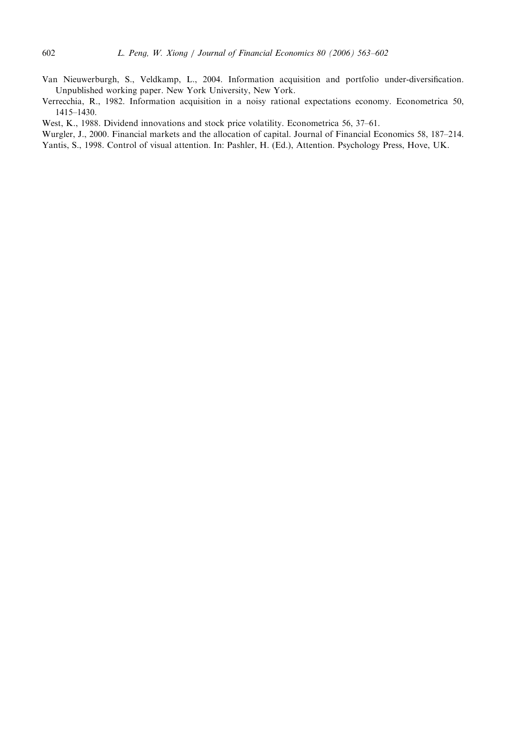Van Nieuwerburgh, S., Veldkamp, L., 2004. Information acquisition and portfolio under-diversification. Unpublished working paper. New York University, New York.

Verrecchia, R., 1982. Information acquisition in a noisy rational expectations economy. Econometrica 50, 1415–1430.

West, K., 1988. Dividend innovations and stock price volatility. Econometrica 56, 37–61.

Wurgler, J., 2000. Financial markets and the allocation of capital. Journal of Financial Economics 58, 187–214.

Yantis, S., 1998. Control of visual attention. In: Pashler, H. (Ed.), Attention. Psychology Press, Hove, UK.